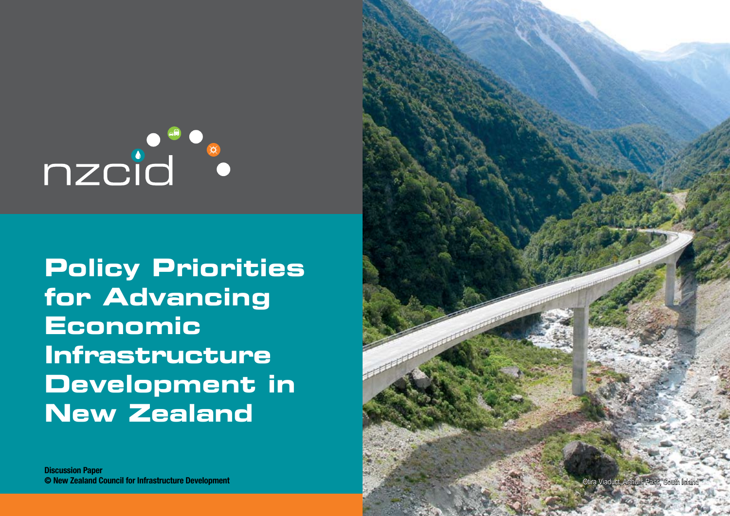nzcid

# Policy Priorities for Advancing Economic Infrastructure Development in New Zealand

**Discussion Paper**
**© New Zealand Council for Infrastructure Development**

Otira Viaduct, Arthurs Pass, South Island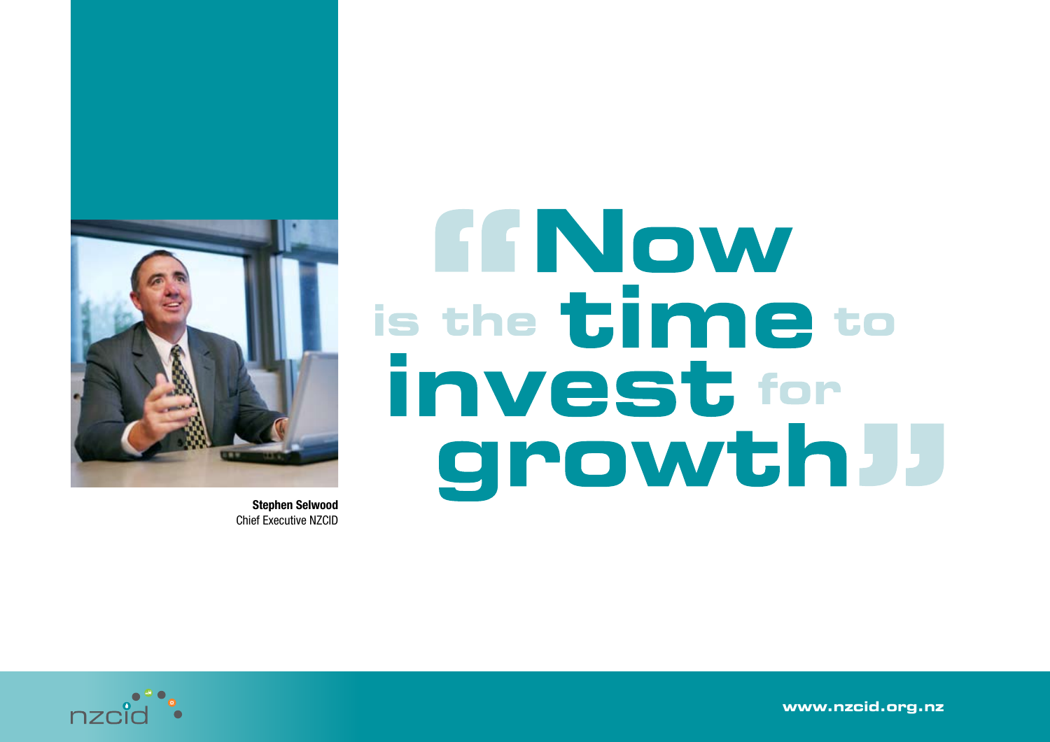# "Now is the time to invest for growth"

**Stephen Selwood**
Chief Executive NZCID

nzcid

www.nzcid.org.nz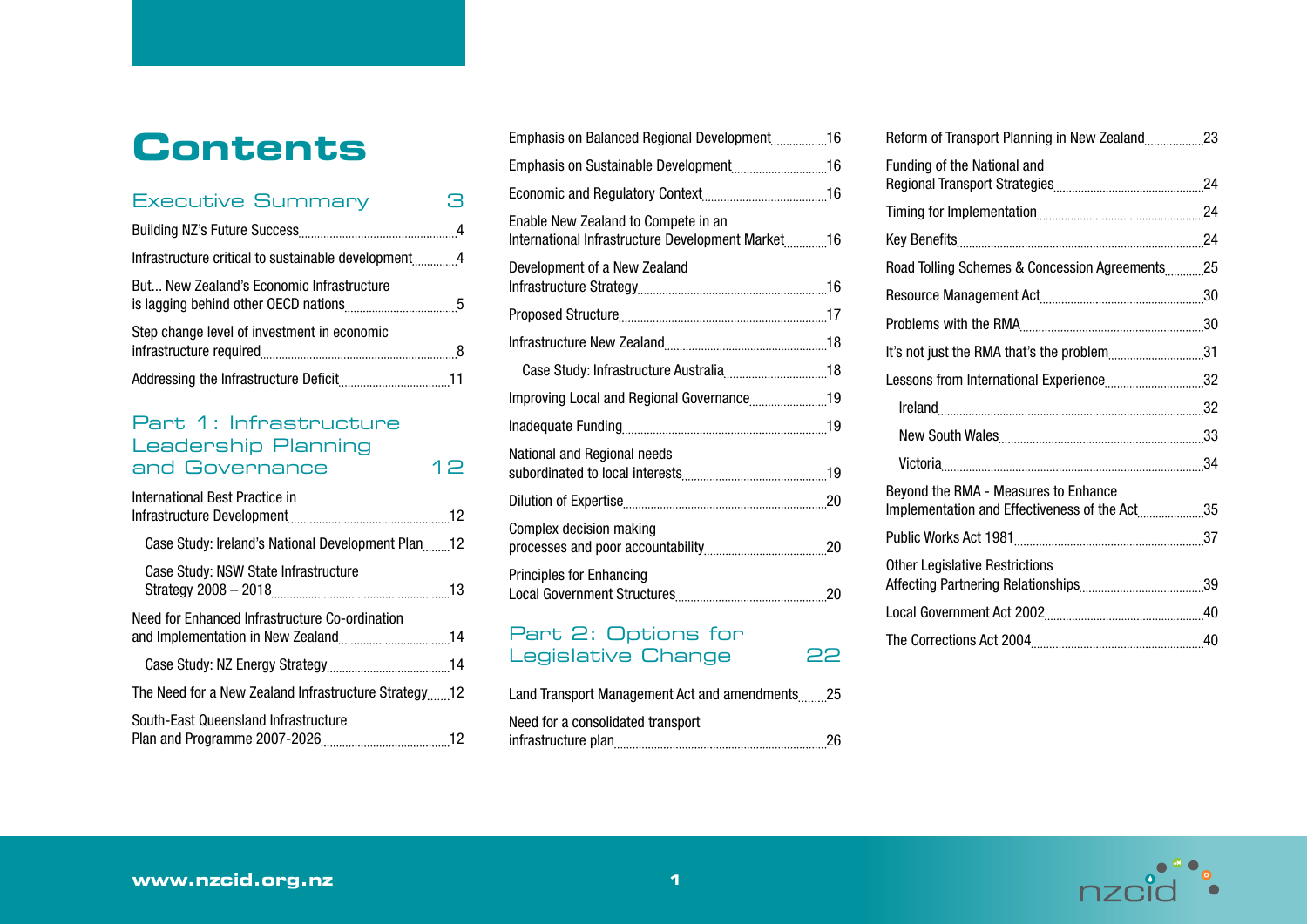# Contents

## Executive Summary 3

Building NZ's Future Success 4

Infrastructure critical to sustainable development 4

But... New Zealand's Economic Infrastructure is lagging behind other OECD nations 5

Step change level of investment in economic infrastructure required 8

Addressing the Infrastructure Deficit 11

## Part 1: Infrastructure Leadership Planning and Governance 12

International Best Practice in Infrastructure Development 12

- Case Study: Ireland's National Development Plan 12
- Case Study: NSW State Infrastructure Strategy 2008 – 2018 13

Need for Enhanced Infrastructure Co-ordination and Implementation in New Zealand 14

- Case Study: NZ Energy Strategy 14

The Need for a New Zealand Infrastructure Strategy 12

South-East Queensland Infrastructure Plan and Programme 2007-2026 12

Emphasis on Balanced Regional Development 16

Emphasis on Sustainable Development 16

Economic and Regulatory Context 16

Enable New Zealand to Compete in an International Infrastructure Development Market 16

Development of a New Zealand Infrastructure Strategy 16

Proposed Structure 17

Infrastructure New Zealand 18

- Case Study: Infrastructure Australia 18

Improving Local and Regional Governance 19

Inadequate Funding 19

National and Regional needs subordinated to local interests 19

Dilution of Expertise 20

Complex decision making processes and poor accountability 20

Principles for Enhancing Local Government Structures 20

## Part 2: Options for Legislative Change 22

Land Transport Management Act and amendments 25

Need for a consolidated transport infrastructure plan 26

Reform of Transport Planning in New Zealand 23

Funding of the National and Regional Transport Strategies 24

Timing for Implementation 24

Key Benefits 24

Road Tolling Schemes & Concession Agreements 25

Resource Management Act 30

Problems with the RMA 30

It's not just the RMA that's the problem 31

Lessons from International Experience 32

- Ireland 32
- New South Wales 33
- Victoria 34

Beyond the RMA - Measures to Enhance Implementation and Effectiveness of the Act 35

Public Works Act 1981 37

Other Legislative Restrictions Affecting Partnering Relationships 39

Local Government Act 2002 40

The Corrections Act 2004 40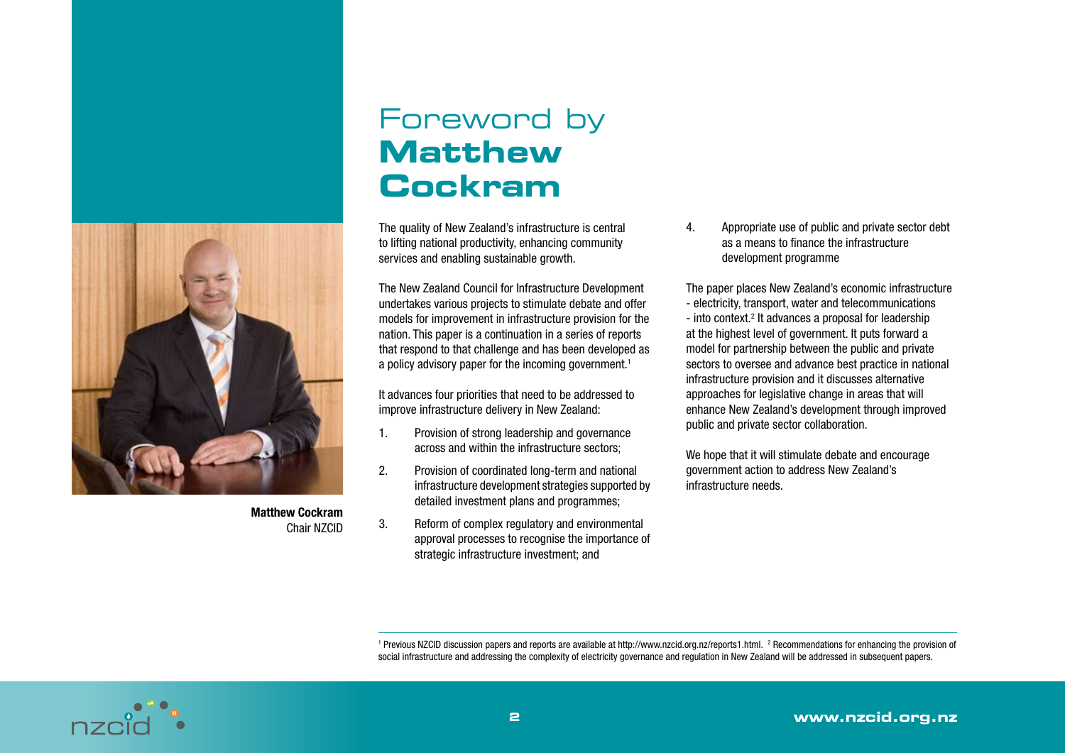# Foreword by Matthew Cockram

**Matthew Cockram**
Chair NZCID

The quality of New Zealand's infrastructure is central to lifting national productivity, enhancing community services and enabling sustainable growth.

The New Zealand Council for Infrastructure Development undertakes various projects to stimulate debate and offer models for improvement in infrastructure provision for the nation. This paper is a continuation in a series of reports that respond to that challenge and has been developed as a policy advisory paper for the incoming government.[1]

It advances four priorities that need to be addressed to improve infrastructure delivery in New Zealand:

1. Provision of strong leadership and governance across and within the infrastructure sectors;
2. Provision of coordinated long-term and national infrastructure development strategies supported by detailed investment plans and programmes;
3. Reform of complex regulatory and environmental approval processes to recognise the importance of strategic infrastructure investment; and
4. Appropriate use of public and private sector debt as a means to finance the infrastructure development programme

The paper places New Zealand's economic infrastructure - electricity, transport, water and telecommunications - into context.[2] It advances a proposal for leadership at the highest level of government. It puts forward a model for partnership between the public and private sectors to oversee and advance best practice in national infrastructure provision and it discusses alternative approaches for legislative change in areas that will enhance New Zealand's development through improved public and private sector collaboration.

We hope that it will stimulate debate and encourage government action to address New Zealand's infrastructure needs.

---

[1] Previous NZCID discussion papers and reports are available at http://www.nzcid.org.nz/reports1.html. [2] Recommendations for enhancing the provision of social infrastructure and addressing the complexity of electricity governance and regulation in New Zealand will be addressed in subsequent papers.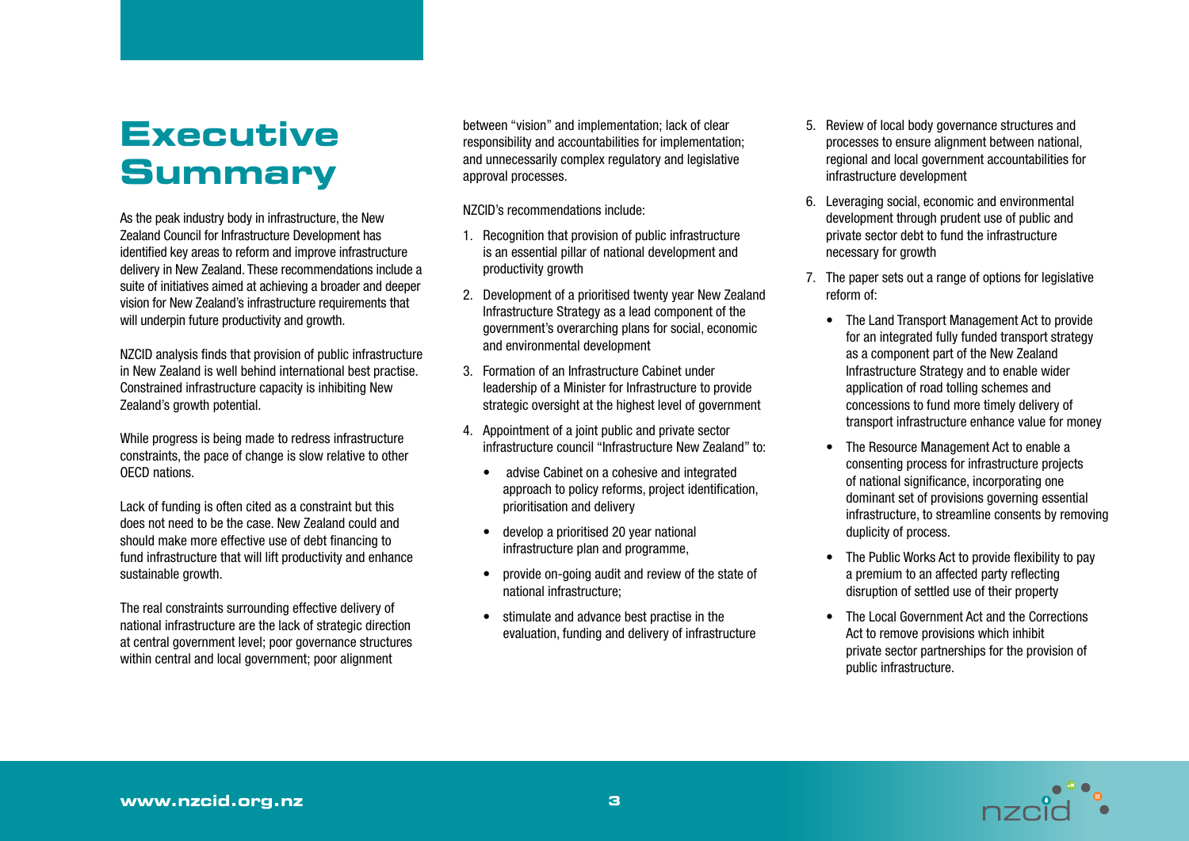# Executive Summary

As the peak industry body in infrastructure, the New Zealand Council for Infrastructure Development has identified key areas to reform and improve infrastructure delivery in New Zealand. These recommendations include a suite of initiatives aimed at achieving a broader and deeper vision for New Zealand's infrastructure requirements that will underpin future productivity and growth.

NZCID analysis finds that provision of public infrastructure in New Zealand is well behind international best practise. Constrained infrastructure capacity is inhibiting New Zealand's growth potential.

While progress is being made to redress infrastructure constraints, the pace of change is slow relative to other OECD nations.

Lack of funding is often cited as a constraint but this does not need to be the case. New Zealand could and should make more effective use of debt financing to fund infrastructure that will lift productivity and enhance sustainable growth.

The real constraints surrounding effective delivery of national infrastructure are the lack of strategic direction at central government level; poor governance structures within central and local government; poor alignment between "vision" and implementation; lack of clear responsibility and accountabilities for implementation; and unnecessarily complex regulatory and legislative approval processes.

NZCID's recommendations include:

1. Recognition that provision of public infrastructure is an essential pillar of national development and productivity growth
2. Development of a prioritised twenty year New Zealand Infrastructure Strategy as a lead component of the government's overarching plans for social, economic and environmental development
3. Formation of an Infrastructure Cabinet under leadership of a Minister for Infrastructure to provide strategic oversight at the highest level of government
4. Appointment of a joint public and private sector infrastructure council "Infrastructure New Zealand" to:
   - advise Cabinet on a cohesive and integrated approach to policy reforms, project identification, prioritisation and delivery
   - develop a prioritised 20 year national infrastructure plan and programme,
   - provide on-going audit and review of the state of national infrastructure;
   - stimulate and advance best practise in the evaluation, funding and delivery of infrastructure
5. Review of local body governance structures and processes to ensure alignment between national, regional and local government accountabilities for infrastructure development
6. Leveraging social, economic and environmental development through prudent use of public and private sector debt to fund the infrastructure necessary for growth
7. The paper sets out a range of options for legislative reform of:
   - The Land Transport Management Act to provide for an integrated fully funded transport strategy as a component part of the New Zealand Infrastructure Strategy and to enable wider application of road tolling schemes and concessions to fund more timely delivery of transport infrastructure enhance value for money
   - The Resource Management Act to enable a consenting process for infrastructure projects of national significance, incorporating one dominant set of provisions governing essential infrastructure, to streamline consents by removing duplicity of process.
   - The Public Works Act to provide flexibility to pay a premium to an affected party reflecting disruption of settled use of their property
   - The Local Government Act and the Corrections Act to remove provisions which inhibit private sector partnerships for the provision of public infrastructure.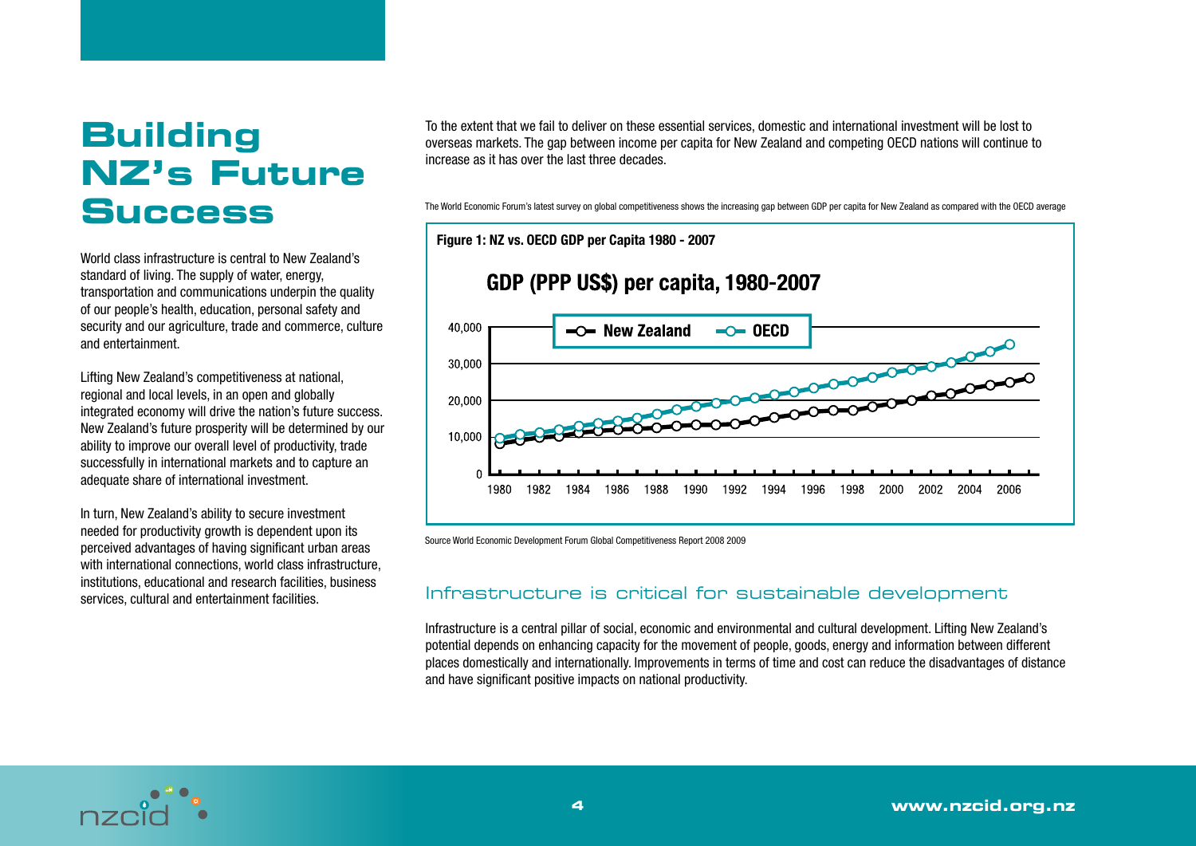# Building NZ's Future Success

World class infrastructure is central to New Zealand's standard of living. The supply of water, energy, transportation and communications underpin the quality of our people's health, education, personal safety and security and our agriculture, trade and commerce, culture and entertainment.

Lifting New Zealand's competitiveness at national, regional and local levels, in an open and globally integrated economy will drive the nation's future success. New Zealand's future prosperity will be determined by our ability to improve our overall level of productivity, trade successfully in international markets and to capture an adequate share of international investment.

In turn, New Zealand's ability to secure investment needed for productivity growth is dependent upon its perceived advantages of having significant urban areas with international connections, world class infrastructure, institutions, educational and research facilities, business services, cultural and entertainment facilities.

To the extent that we fail to deliver on these essential services, domestic and international investment will be lost to overseas markets. The gap between income per capita for New Zealand and competing OECD nations will continue to increase as it has over the last three decades.

The World Economic Forum's latest survey on global competitiveness shows the increasing gap between GDP per capita for New Zealand as compared with the OECD average

**Figure 1: NZ vs. OECD GDP per Capita 1980 - 2007**

Source World Economic Development Forum Global Competitiveness Report 2008 2009

## Infrastructure is critical for sustainable development

Infrastructure is a central pillar of social, economic and environmental and cultural development. Lifting New Zealand's potential depends on enhancing capacity for the movement of people, goods, energy and information between different places domestically and internationally. Improvements in terms of time and cost can reduce the disadvantages of distance and have significant positive impacts on national productivity.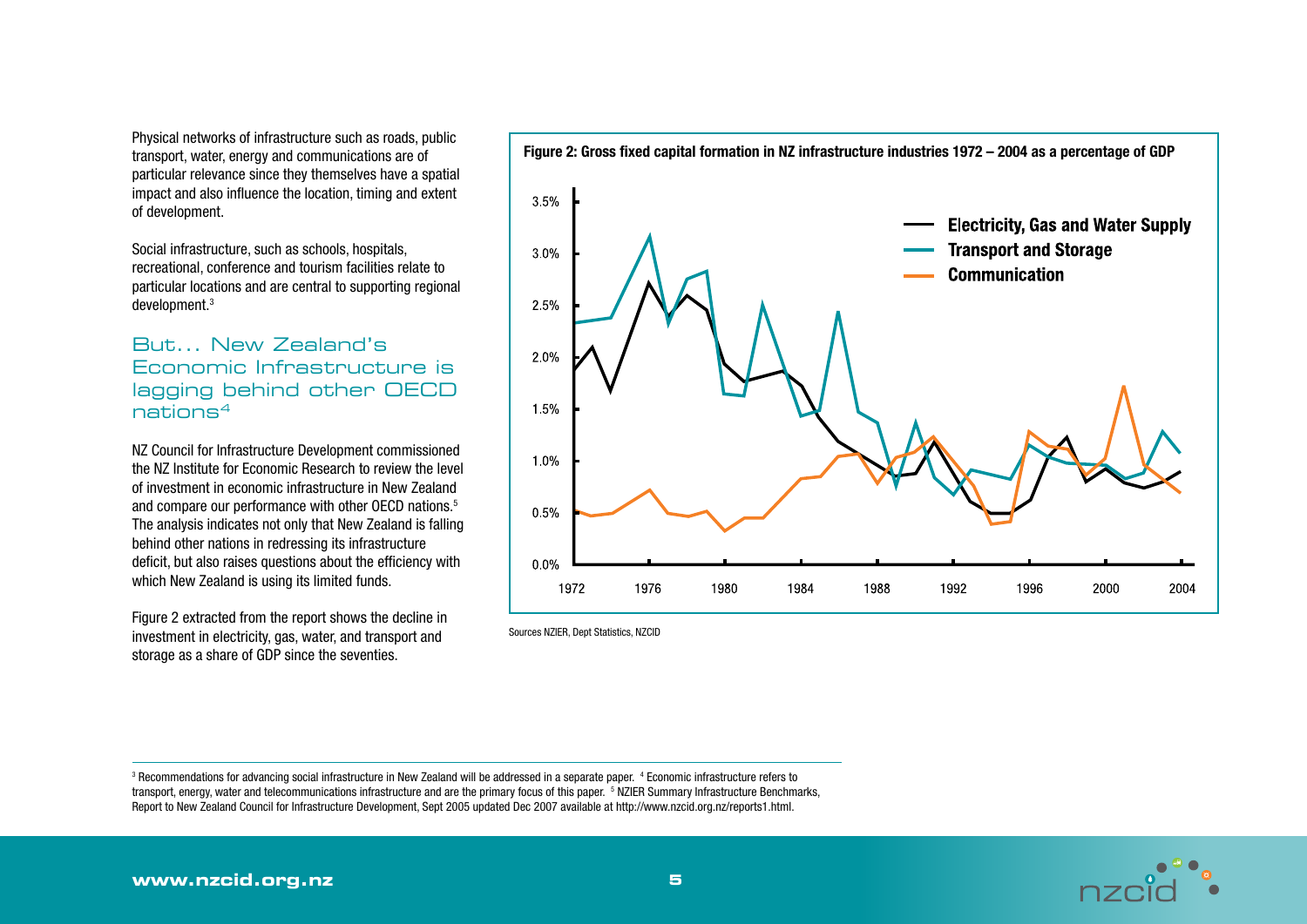Physical networks of infrastructure such as roads, public transport, water, energy and communications are of particular relevance since they themselves have a spatial impact and also influence the location, timing and extent of development.

Social infrastructure, such as schools, hospitals, recreational, conference and tourism facilities relate to particular locations and are central to supporting regional development.[3]

## But... New Zealand's Economic Infrastructure is lagging behind other OECD nations[4]

NZ Council for Infrastructure Development commissioned the NZ Institute for Economic Research to review the level of investment in economic infrastructure in New Zealand and compare our performance with other OECD nations.[5] The analysis indicates not only that New Zealand is falling behind other nations in redressing its infrastructure deficit, but also raises questions about the efficiency with which New Zealand is using its limited funds.

Figure 2 extracted from the report shows the decline in investment in electricity, gas, water, and transport and storage as a share of GDP since the seventies.

**Figure 2: Gross fixed capital formation in NZ infrastructure industries 1972 – 2004 as a percentage of GDP**

Sources NZIER, Dept Statistics, NZCID

---

[3] Recommendations for advancing social infrastructure in New Zealand will be addressed in a separate paper. [4] Economic infrastructure refers to transport, energy, water and telecommunications infrastructure and are the primary focus of this paper. [5] NZIER Summary Infrastructure Benchmarks, Report to New Zealand Council for Infrastructure Development, Sept 2005 updated Dec 2007 available at http://www.nzcid.org.nz/reports1.html.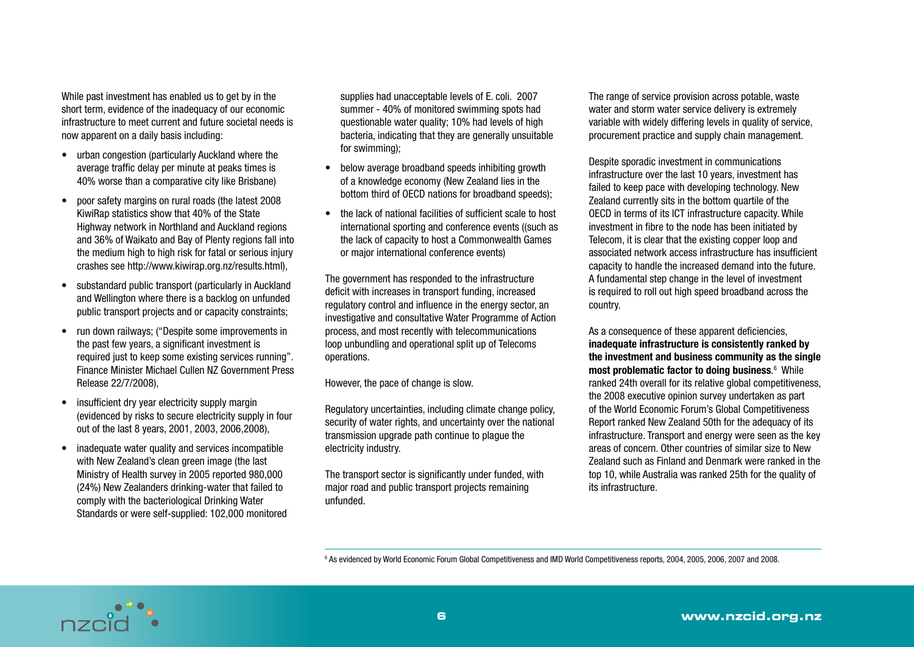While past investment has enabled us to get by in the short term, evidence of the inadequacy of our economic infrastructure to meet current and future societal needs is now apparent on a daily basis including:

- urban congestion (particularly Auckland where the average traffic delay per minute at peaks times is 40% worse than a comparative city like Brisbane)
- poor safety margins on rural roads (the latest 2008 KiwiRap statistics show that 40% of the State Highway network in Northland and Auckland regions and 36% of Waikato and Bay of Plenty regions fall into the medium high to high risk for fatal or serious injury crashes see http://www.kiwirap.org.nz/results.html),
- substandard public transport (particularly in Auckland and Wellington where there is a backlog on unfunded public transport projects and or capacity constraints;
- run down railways; ("Despite some improvements in the past few years, a significant investment is required just to keep some existing services running". Finance Minister Michael Cullen NZ Government Press Release 22/7/2008),
- insufficient dry year electricity supply margin (evidenced by risks to secure electricity supply in four out of the last 8 years, 2001, 2003, 2006,2008),
- inadequate water quality and services incompatible with New Zealand's clean green image (the last Ministry of Health survey in 2005 reported 980,000 (24%) New Zealanders drinking-water that failed to comply with the bacteriological Drinking Water Standards or were self-supplied: 102,000 monitored supplies had unacceptable levels of E. coli. 2007 summer - 40% of monitored swimming spots had questionable water quality; 10% had levels of high bacteria, indicating that they are generally unsuitable for swimming);
- below average broadband speeds inhibiting growth of a knowledge economy (New Zealand lies in the bottom third of OECD nations for broadband speeds);
- the lack of national facilities of sufficient scale to host international sporting and conference events ((such as the lack of capacity to host a Commonwealth Games or major international conference events)

The government has responded to the infrastructure deficit with increases in transport funding, increased regulatory control and influence in the energy sector, an investigative and consultative Water Programme of Action process, and most recently with telecommunications loop unbundling and operational split up of Telecoms operations.

However, the pace of change is slow.

Regulatory uncertainties, including climate change policy, security of water rights, and uncertainty over the national transmission upgrade path continue to plague the electricity industry.

The transport sector is significantly under funded, with major road and public transport projects remaining unfunded.

The range of service provision across potable, waste water and storm water service delivery is extremely variable with widely differing levels in quality of service, procurement practice and supply chain management.

Despite sporadic investment in communications infrastructure over the last 10 years, investment has failed to keep pace with developing technology. New Zealand currently sits in the bottom quartile of the OECD in terms of its ICT infrastructure capacity. While investment in fibre to the node has been initiated by Telecom, it is clear that the existing copper loop and associated network access infrastructure has insufficient capacity to handle the increased demand into the future. A fundamental step change in the level of investment is required to roll out high speed broadband across the country.

As a consequence of these apparent deficiencies, **inadequate infrastructure is consistently ranked by the investment and business community as the single most problematic factor to doing business**.[6] While ranked 24th overall for its relative global competitiveness, the 2008 executive opinion survey undertaken as part of the World Economic Forum's Global Competitiveness Report ranked New Zealand 50th for the adequacy of its infrastructure. Transport and energy were seen as the key areas of concern. Other countries of similar size to New Zealand such as Finland and Denmark were ranked in the top 10, while Australia was ranked 25th for the quality of its infrastructure.

---

[6] As evidenced by World Economic Forum Global Competitiveness and IMD World Competitiveness reports, 2004, 2005, 2006, 2007 and 2008.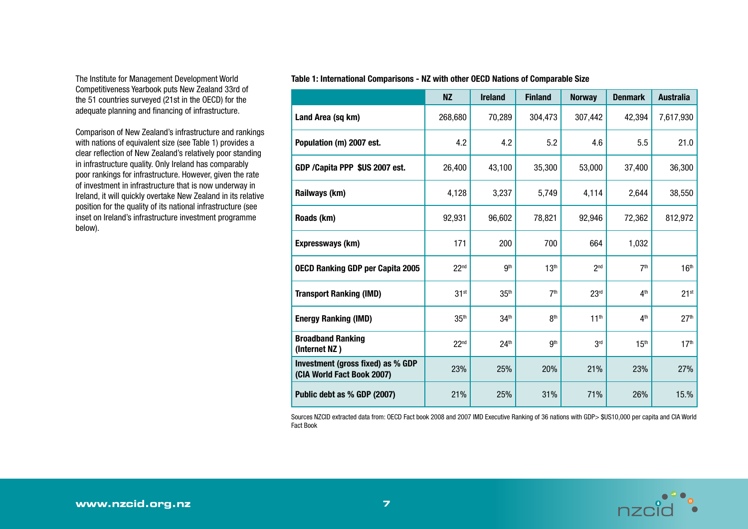The Institute for Management Development World Competitiveness Yearbook puts New Zealand 33rd of the 51 countries surveyed (21st in the OECD) for the adequate planning and financing of infrastructure.

Comparison of New Zealand's infrastructure and rankings with nations of equivalent size (see Table 1) provides a clear reflection of New Zealand's relatively poor standing in infrastructure quality. Only Ireland has comparably poor rankings for infrastructure. However, given the rate of investment in infrastructure that is now underway in Ireland, it will quickly overtake New Zealand in its relative position for the quality of its national infrastructure (see inset on Ireland's infrastructure investment programme below).

**Table 1: International Comparisons - NZ with other OECD Nations of Comparable Size**

| | NZ | Ireland | Finland | Norway | Denmark | Australia |
|---|---|---|---|---|---|---|
| **Land Area (sq km)** | 268,680 | 70,289 | 304,473 | 307,442 | 42,394 | 7,617,930 |
| **Population (m) 2007 est.** | 4.2 | 4.2 | 5.2 | 4.6 | 5.5 | 21.0 |
| **GDP /Capita PPP $US 2007 est.** | 26,400 | 43,100 | 35,300 | 53,000 | 37,400 | 36,300 |
| **Railways (km)** | 4,128 | 3,237 | 5,749 | 4,114 | 2,644 | 38,550 |
| **Roads (km)** | 92,931 | 96,602 | 78,821 | 92,946 | 72,362 | 812,972 |
| **Expressways (km)** | 171 | 200 | 700 | 664 | 1,032 | |
| **OECD Ranking GDP per Capita 2005** | 22nd | 9th | 13th | 2nd | 7th | 16th |
| **Transport Ranking (IMD)** | 31st | 35th | 7th | 23rd | 4th | 21st |
| **Energy Ranking (IMD)** | 35th | 34th | 8th | 11th | 4th | 27th |
| **Broadband Ranking (Internet NZ )** | 22nd | 24th | 9th | 3rd | 15th | 17th |
| **Investment (gross fixed) as % GDP (CIA World Fact Book 2007)** | 23% | 25% | 20% | 21% | 23% | 27% |
| **Public debt as % GDP (2007)** | 21% | 25% | 31% | 71% | 26% | 15.% |

Sources NZCID extracted data from: OECD Fact book 2008 and 2007 IMD Executive Ranking of 36 nations with GDP> $US10,000 per capita and CIA World Fact Book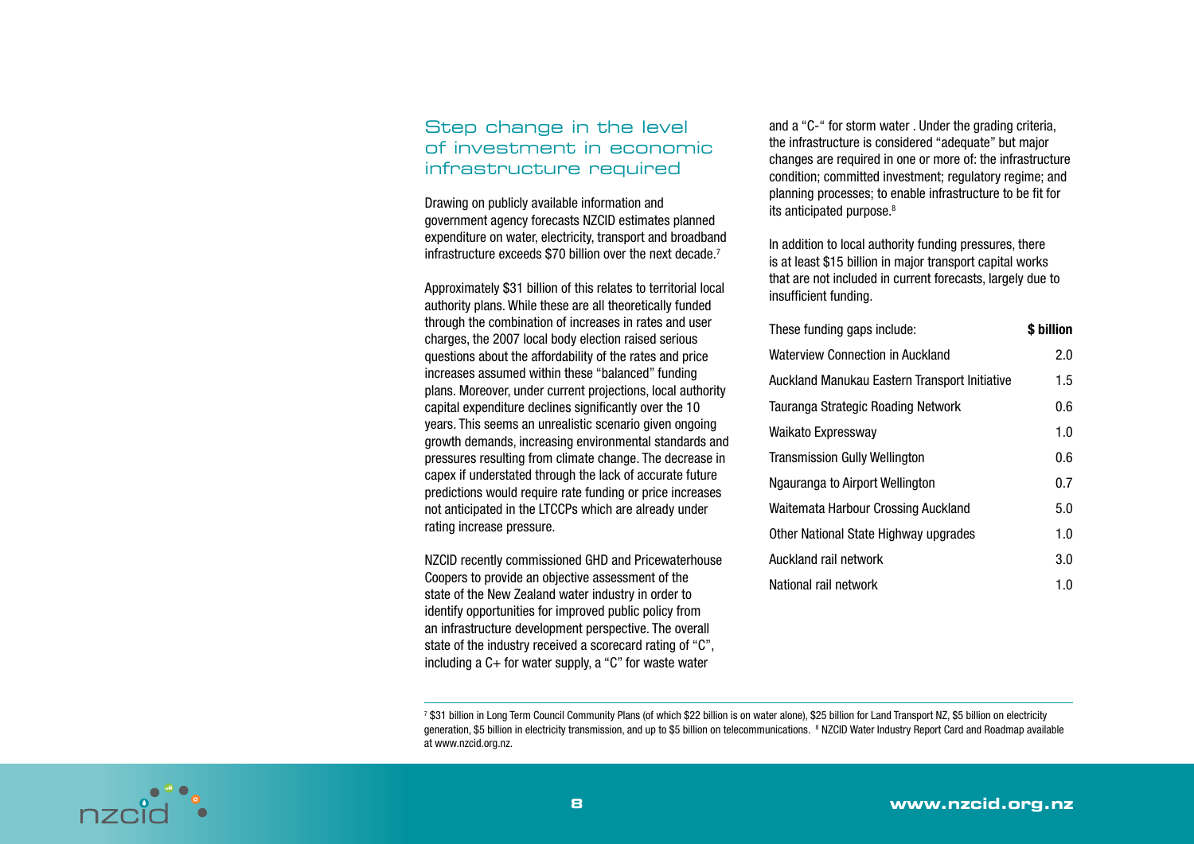## Step change in the level of investment in economic infrastructure required

Drawing on publicly available information and government agency forecasts NZCID estimates planned expenditure on water, electricity, transport and broadband infrastructure exceeds $70 billion over the next decade.[7]

Approximately $31 billion of this relates to territorial local authority plans. While these are all theoretically funded through the combination of increases in rates and user charges, the 2007 local body election raised serious questions about the affordability of the rates and price increases assumed within these "balanced" funding plans. Moreover, under current projections, local authority capital expenditure declines significantly over the 10 years. This seems an unrealistic scenario given ongoing growth demands, increasing environmental standards and pressures resulting from climate change. The decrease in capex if understated through the lack of accurate future predictions would require rate funding or price increases not anticipated in the LTCCPs which are already under rating increase pressure.

NZCID recently commissioned GHD and Pricewaterhouse Coopers to provide an objective assessment of the state of the New Zealand water industry in order to identify opportunities for improved public policy from an infrastructure development perspective. The overall state of the industry received a scorecard rating of "C", including a C+ for water supply, a "C" for waste water and a "C-" for storm water . Under the grading criteria, the infrastructure is considered "adequate" but major changes are required in one or more of: the infrastructure condition; committed investment; regulatory regime; and planning processes; to enable infrastructure to be fit for its anticipated purpose.[8]

In addition to local authority funding pressures, there is at least $15 billion in major transport capital works that are not included in current forecasts, largely due to insufficient funding.

| These funding gaps include: | **$ billion** |
|---|---|
| Waterview Connection in Auckland | 2.0 |
| Auckland Manukau Eastern Transport Initiative | 1.5 |
| Tauranga Strategic Roading Network | 0.6 |
| Waikato Expressway | 1.0 |
| Transmission Gully Wellington | 0.6 |
| Ngauranga to Airport Wellington | 0.7 |
| Waitemata Harbour Crossing Auckland | 5.0 |
| Other National State Highway upgrades | 1.0 |
| Auckland rail network | 3.0 |
| National rail network | 1.0 |

[7] $31 billion in Long Term Council Community Plans (of which $22 billion is on water alone), $25 billion for Land Transport NZ, $5 billion on electricity generation, $5 billion in electricity transmission, and up to $5 billion on telecommunications. [8] NZCID Water Industry Report Card and Roadmap available at www.nzcid.org.nz.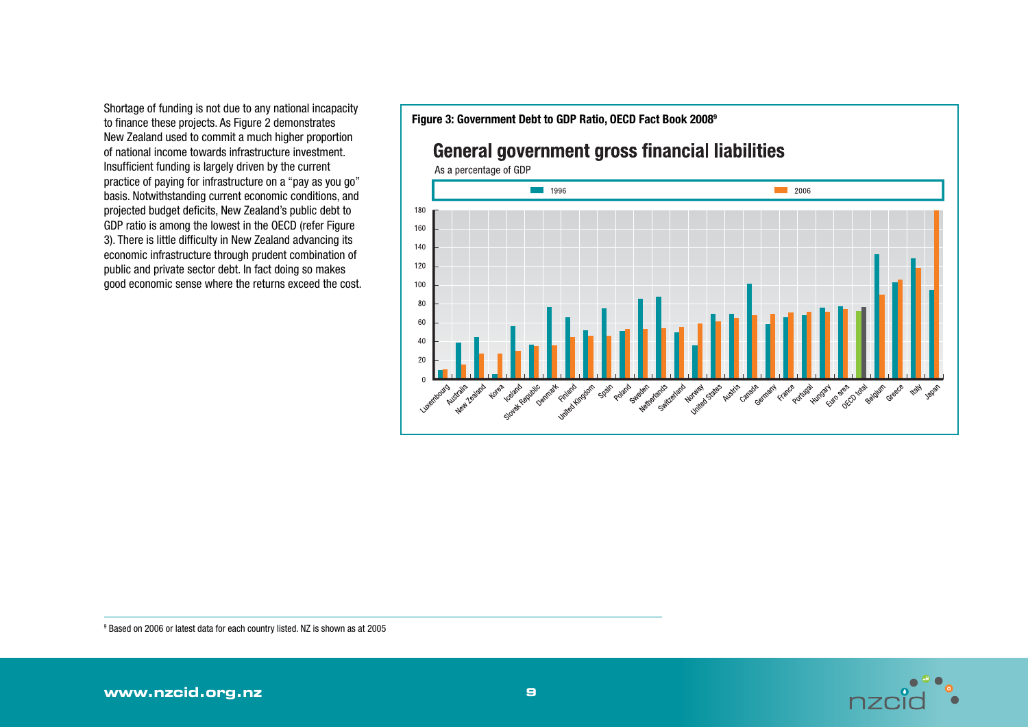Shortage of funding is not due to any national incapacity to finance these projects. As Figure 2 demonstrates New Zealand used to commit a much higher proportion of national income towards infrastructure investment. Insufficient funding is largely driven by the current practice of paying for infrastructure on a "pay as you go" basis. Notwithstanding current economic conditions, and projected budget deficits, New Zealand's public debt to GDP ratio is among the lowest in the OECD (refer Figure 3). There is little difficulty in New Zealand advancing its economic infrastructure through prudent combination of public and private sector debt. In fact doing so makes good economic sense where the returns exceed the cost.

**Figure 3: Government Debt to GDP Ratio, OECD Fact Book 2008**[9]

## General government gross financial liabilities

As a percentage of GDP

1996 | 2006

180, 160, 140, 120, 100, 80, 60, 40, 20, 0

Luxembourg, Australia, New Zealand, Korea, Iceland, Slovak Republic, Denmark, Finland, United Kingdom, Spain, Poland, Sweden, Netherlands, Switzerland, Norway, United States, Austria, Canada, Germany, France, Portugal, Hungary, Euro area, OECD total, Belgium, Greece, Italy, Japan

---

[9] Based on 2006 or latest data for each country listed. NZ is shown as at 2005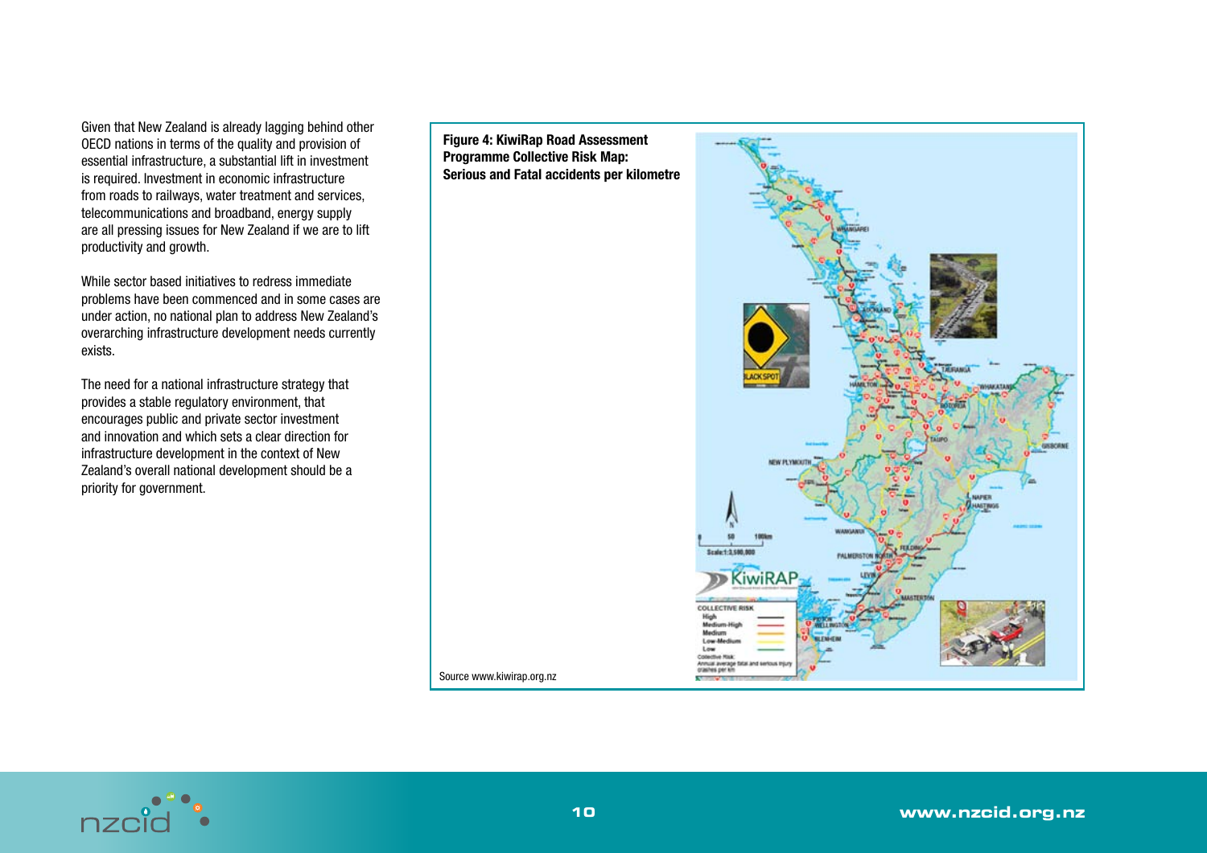Given that New Zealand is already lagging behind other OECD nations in terms of the quality and provision of essential infrastructure, a substantial lift in investment is required. Investment in economic infrastructure from roads to railways, water treatment and services, telecommunications and broadband, energy supply are all pressing issues for New Zealand if we are to lift productivity and growth.

While sector based initiatives to redress immediate problems have been commenced and in some cases are under action, no national plan to address New Zealand's overarching infrastructure development needs currently exists.

The need for a national infrastructure strategy that provides a stable regulatory environment, that encourages public and private sector investment and innovation and which sets a clear direction for infrastructure development in the context of New Zealand's overall national development should be a priority for government.

**Figure 4: KiwiRap Road Assessment Programme Collective Risk Map: Serious and Fatal accidents per kilometre**

Source www.kiwirap.org.nz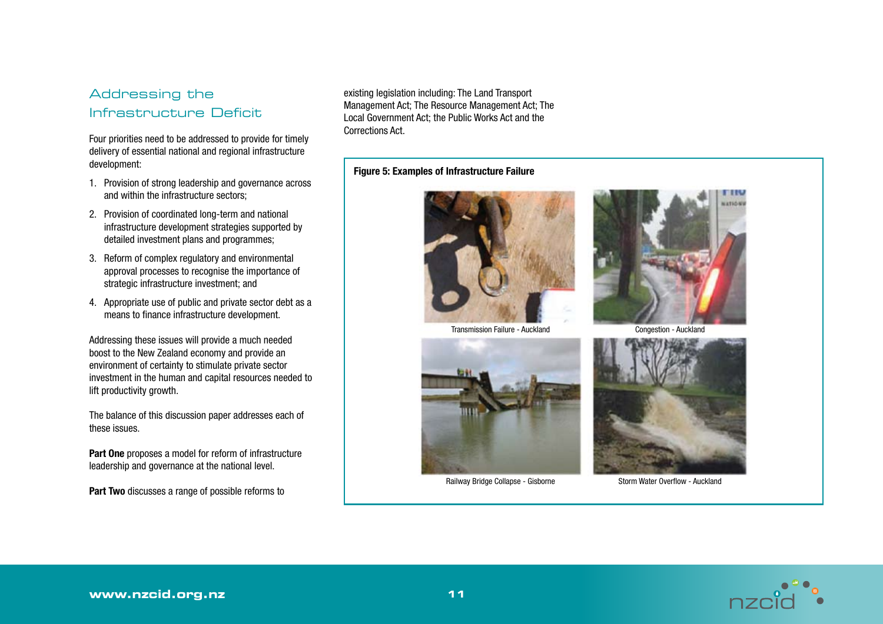## Addressing the Infrastructure Deficit

Four priorities need to be addressed to provide for timely delivery of essential national and regional infrastructure development:

1. Provision of strong leadership and governance across and within the infrastructure sectors;
2. Provision of coordinated long-term and national infrastructure development strategies supported by detailed investment plans and programmes;
3. Reform of complex regulatory and environmental approval processes to recognise the importance of strategic infrastructure investment; and
4. Appropriate use of public and private sector debt as a means to finance infrastructure development.

Addressing these issues will provide a much needed boost to the New Zealand economy and provide an environment of certainty to stimulate private sector investment in the human and capital resources needed to lift productivity growth.

The balance of this discussion paper addresses each of these issues.

**Part One** proposes a model for reform of infrastructure leadership and governance at the national level.

**Part Two** discusses a range of possible reforms to existing legislation including: The Land Transport Management Act; The Resource Management Act; The Local Government Act; the Public Works Act and the Corrections Act.

**Figure 5: Examples of Infrastructure Failure**

Transmission Failure - Auckland

Congestion - Auckland

Railway Bridge Collapse - Gisborne

Storm Water Overflow - Auckland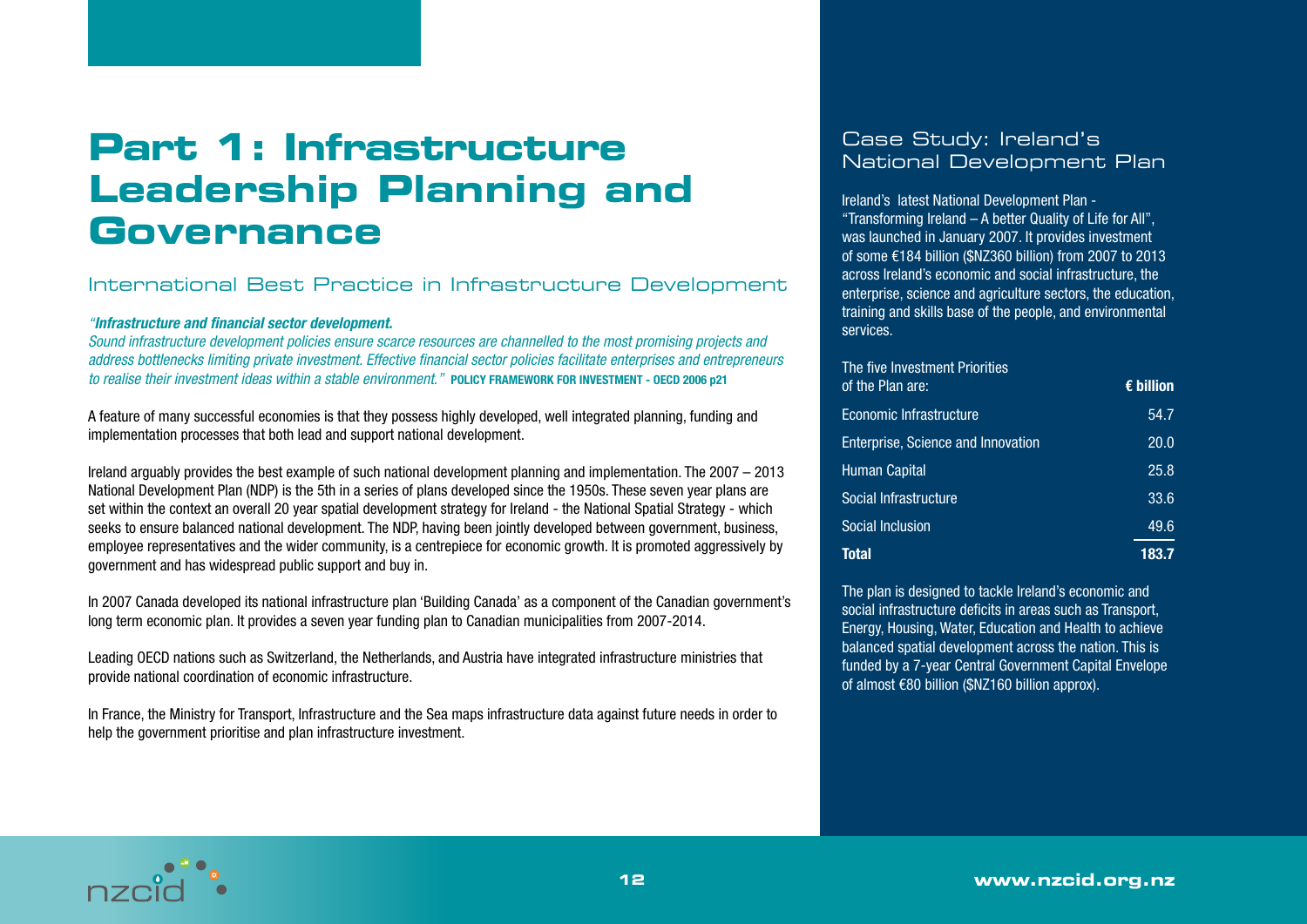# Part 1: Infrastructure Leadership Planning and Governance

## International Best Practice in Infrastructure Development

*"**Infrastructure and financial sector development.***
*Sound infrastructure development policies ensure scarce resources are channelled to the most promising projects and address bottlenecks limiting private investment. Effective financial sector policies facilitate enterprises and entrepreneurs to realise their investment ideas within a stable environment."* **POLICY FRAMEWORK FOR INVESTMENT - OECD 2006 p21**

A feature of many successful economies is that they possess highly developed, well integrated planning, funding and implementation processes that both lead and support national development.

Ireland arguably provides the best example of such national development planning and implementation. The 2007 – 2013 National Development Plan (NDP) is the 5th in a series of plans developed since the 1950s. These seven year plans are set within the context an overall 20 year spatial development strategy for Ireland - the National Spatial Strategy - which seeks to ensure balanced national development. The NDP, having been jointly developed between government, business, employee representatives and the wider community, is a centrepiece for economic growth. It is promoted aggressively by government and has widespread public support and buy in.

In 2007 Canada developed its national infrastructure plan 'Building Canada' as a component of the Canadian government's long term economic plan. It provides a seven year funding plan to Canadian municipalities from 2007-2014.

Leading OECD nations such as Switzerland, the Netherlands, and Austria have integrated infrastructure ministries that provide national coordination of economic infrastructure.

In France, the Ministry for Transport, Infrastructure and the Sea maps infrastructure data against future needs in order to help the government prioritise and plan infrastructure investment.

### Case Study: Ireland's National Development Plan

Ireland's latest National Development Plan - "Transforming Ireland – A better Quality of Life for All", was launched in January 2007. It provides investment of some €184 billion ($NZ360 billion) from 2007 to 2013 across Ireland's economic and social infrastructure, the enterprise, science and agriculture sectors, the education, training and skills base of the people, and environmental services.

| The five Investment Priorities of the Plan are: | € billion |
|---|---|
| Economic Infrastructure | 54.7 |
| Enterprise, Science and Innovation | 20.0 |
| Human Capital | 25.8 |
| Social Infrastructure | 33.6 |
| Social Inclusion | 49.6 |
| **Total** | **183.7** |

The plan is designed to tackle Ireland's economic and social infrastructure deficits in areas such as Transport, Energy, Housing, Water, Education and Health to achieve balanced spatial development across the nation. This is funded by a 7-year Central Government Capital Envelope of almost €80 billion ($NZ160 billion approx).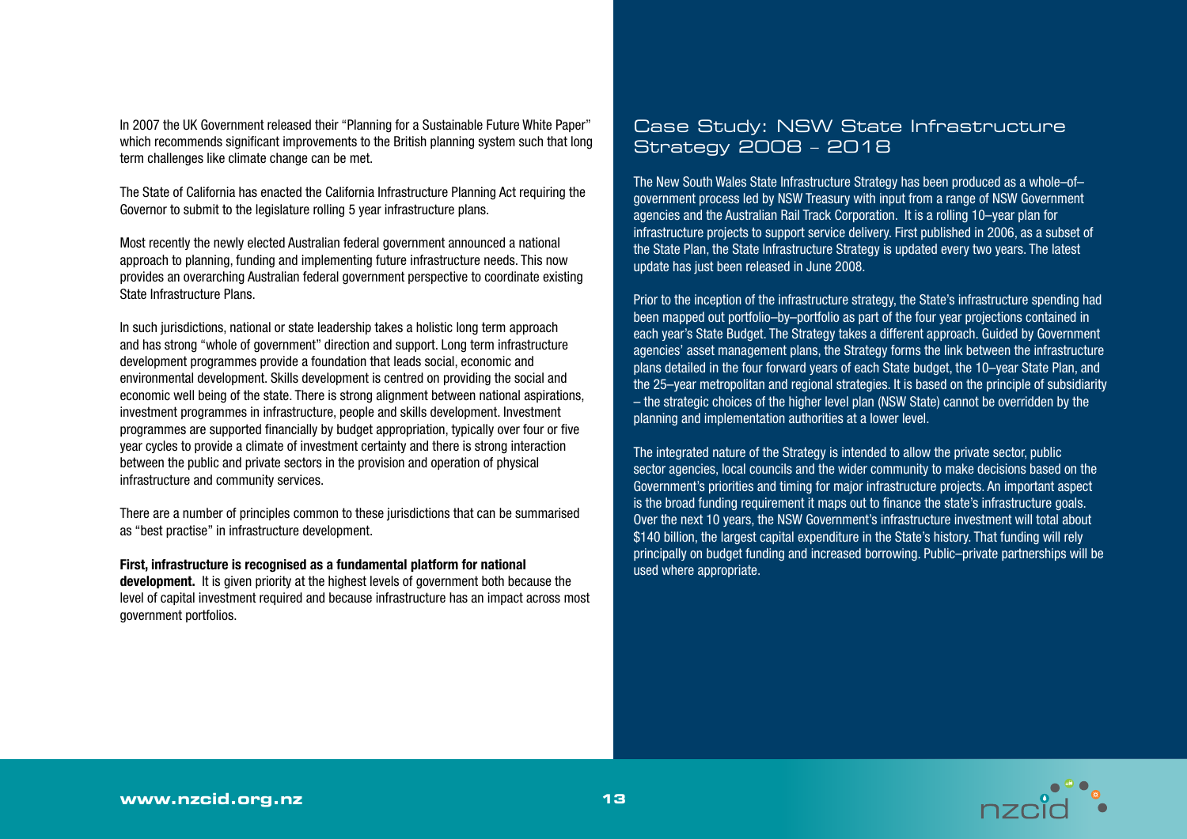In 2007 the UK Government released their "Planning for a Sustainable Future White Paper" which recommends significant improvements to the British planning system such that long term challenges like climate change can be met.

The State of California has enacted the California Infrastructure Planning Act requiring the Governor to submit to the legislature rolling 5 year infrastructure plans.

Most recently the newly elected Australian federal government announced a national approach to planning, funding and implementing future infrastructure needs. This now provides an overarching Australian federal government perspective to coordinate existing State Infrastructure Plans.

In such jurisdictions, national or state leadership takes a holistic long term approach and has strong "whole of government" direction and support. Long term infrastructure development programmes provide a foundation that leads social, economic and environmental development. Skills development is centred on providing the social and economic well being of the state. There is strong alignment between national aspirations, investment programmes in infrastructure, people and skills development. Investment programmes are supported financially by budget appropriation, typically over four or five year cycles to provide a climate of investment certainty and there is strong interaction between the public and private sectors in the provision and operation of physical infrastructure and community services.

There are a number of principles common to these jurisdictions that can be summarised as "best practise" in infrastructure development.

**First, infrastructure is recognised as a fundamental platform for national development.** It is given priority at the highest levels of government both because the level of capital investment required and because infrastructure has an impact across most government portfolios.

## Case Study: NSW State Infrastructure Strategy 2008 – 2018

The New South Wales State Infrastructure Strategy has been produced as a whole–of–government process led by NSW Treasury with input from a range of NSW Government agencies and the Australian Rail Track Corporation. It is a rolling 10–year plan for infrastructure projects to support service delivery. First published in 2006, as a subset of the State Plan, the State Infrastructure Strategy is updated every two years. The latest update has just been released in June 2008.

Prior to the inception of the infrastructure strategy, the State's infrastructure spending had been mapped out portfolio–by–portfolio as part of the four year projections contained in each year's State Budget. The Strategy takes a different approach. Guided by Government agencies' asset management plans, the Strategy forms the link between the infrastructure plans detailed in the four forward years of each State budget, the 10–year State Plan, and the 25–year metropolitan and regional strategies. It is based on the principle of subsidiarity – the strategic choices of the higher level plan (NSW State) cannot be overridden by the planning and implementation authorities at a lower level.

The integrated nature of the Strategy is intended to allow the private sector, public sector agencies, local councils and the wider community to make decisions based on the Government's priorities and timing for major infrastructure projects. An important aspect is the broad funding requirement it maps out to finance the state's infrastructure goals. Over the next 10 years, the NSW Government's infrastructure investment will total about $140 billion, the largest capital expenditure in the State's history. That funding will rely principally on budget funding and increased borrowing. Public–private partnerships will be used where appropriate.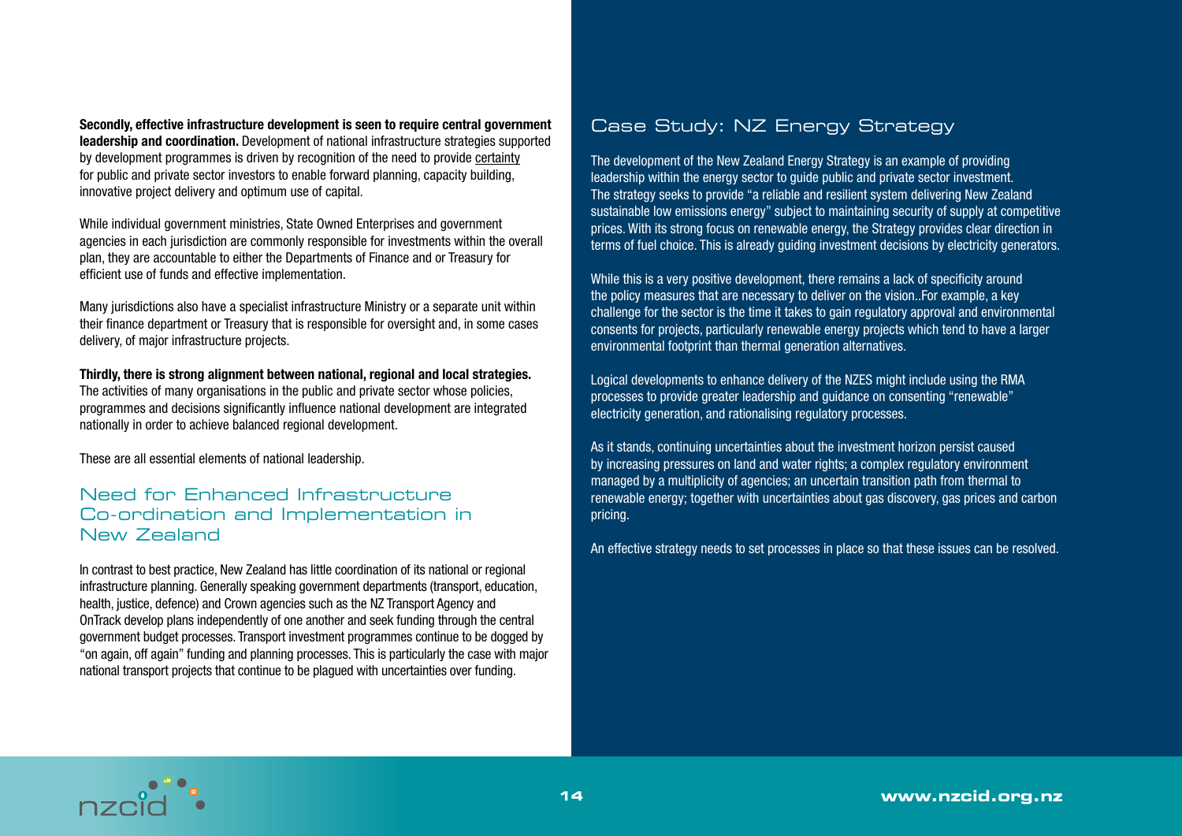**Secondly, effective infrastructure development is seen to require central government leadership and coordination.** Development of national infrastructure strategies supported by development programmes is driven by recognition of the need to provide certainty for public and private sector investors to enable forward planning, capacity building, innovative project delivery and optimum use of capital.

While individual government ministries, State Owned Enterprises and government agencies in each jurisdiction are commonly responsible for investments within the overall plan, they are accountable to either the Departments of Finance and or Treasury for efficient use of funds and effective implementation.

Many jurisdictions also have a specialist infrastructure Ministry or a separate unit within their finance department or Treasury that is responsible for oversight and, in some cases delivery, of major infrastructure projects.

**Thirdly, there is strong alignment between national, regional and local strategies.** The activities of many organisations in the public and private sector whose policies, programmes and decisions significantly influence national development are integrated nationally in order to achieve balanced regional development.

These are all essential elements of national leadership.

## Need for Enhanced Infrastructure Co-ordination and Implementation in New Zealand

In contrast to best practice, New Zealand has little coordination of its national or regional infrastructure planning. Generally speaking government departments (transport, education, health, justice, defence) and Crown agencies such as the NZ Transport Agency and OnTrack develop plans independently of one another and seek funding through the central government budget processes. Transport investment programmes continue to be dogged by "on again, off again" funding and planning processes. This is particularly the case with major national transport projects that continue to be plagued with uncertainties over funding.

## Case Study: NZ Energy Strategy

The development of the New Zealand Energy Strategy is an example of providing leadership within the energy sector to guide public and private sector investment. The strategy seeks to provide "a reliable and resilient system delivering New Zealand sustainable low emissions energy" subject to maintaining security of supply at competitive prices. With its strong focus on renewable energy, the Strategy provides clear direction in terms of fuel choice. This is already guiding investment decisions by electricity generators.

While this is a very positive development, there remains a lack of specificity around the policy measures that are necessary to deliver on the vision..For example, a key challenge for the sector is the time it takes to gain regulatory approval and environmental consents for projects, particularly renewable energy projects which tend to have a larger environmental footprint than thermal generation alternatives.

Logical developments to enhance delivery of the NZES might include using the RMA processes to provide greater leadership and guidance on consenting "renewable" electricity generation, and rationalising regulatory processes.

As it stands, continuing uncertainties about the investment horizon persist caused by increasing pressures on land and water rights; a complex regulatory environment managed by a multiplicity of agencies; an uncertain transition path from thermal to renewable energy; together with uncertainties about gas discovery, gas prices and carbon pricing.

An effective strategy needs to set processes in place so that these issues can be resolved.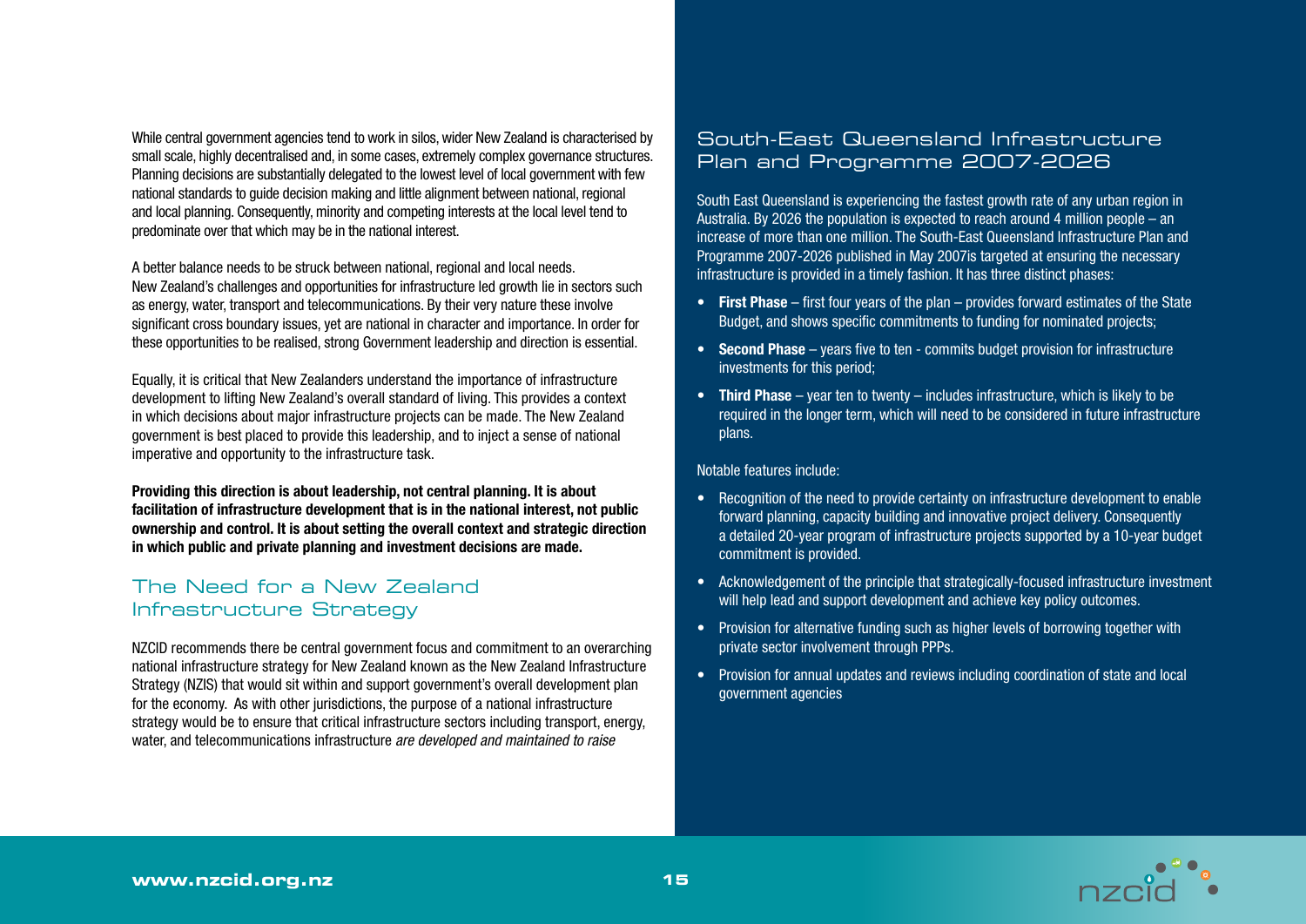While central government agencies tend to work in silos, wider New Zealand is characterised by small scale, highly decentralised and, in some cases, extremely complex governance structures. Planning decisions are substantially delegated to the lowest level of local government with few national standards to guide decision making and little alignment between national, regional and local planning. Consequently, minority and competing interests at the local level tend to predominate over that which may be in the national interest.

A better balance needs to be struck between national, regional and local needs. New Zealand's challenges and opportunities for infrastructure led growth lie in sectors such as energy, water, transport and telecommunications. By their very nature these involve significant cross boundary issues, yet are national in character and importance. In order for these opportunities to be realised, strong Government leadership and direction is essential.

Equally, it is critical that New Zealanders understand the importance of infrastructure development to lifting New Zealand's overall standard of living. This provides a context in which decisions about major infrastructure projects can be made. The New Zealand government is best placed to provide this leadership, and to inject a sense of national imperative and opportunity to the infrastructure task.

**Providing this direction is about leadership, not central planning. It is about facilitation of infrastructure development that is in the national interest, not public ownership and control. It is about setting the overall context and strategic direction in which public and private planning and investment decisions are made.**

## The Need for a New Zealand Infrastructure Strategy

NZCID recommends there be central government focus and commitment to an overarching national infrastructure strategy for New Zealand known as the New Zealand Infrastructure Strategy (NZIS) that would sit within and support government's overall development plan for the economy. As with other jurisdictions, the purpose of a national infrastructure strategy would be to ensure that critical infrastructure sectors including transport, energy, water, and telecommunications infrastructure *are developed and maintained to raise*

## South-East Queensland Infrastructure Plan and Programme 2007-2026

South East Queensland is experiencing the fastest growth rate of any urban region in Australia. By 2026 the population is expected to reach around 4 million people – an increase of more than one million. The South-East Queensland Infrastructure Plan and Programme 2007-2026 published in May 2007is targeted at ensuring the necessary infrastructure is provided in a timely fashion. It has three distinct phases:

- **First Phase** – first four years of the plan – provides forward estimates of the State Budget, and shows specific commitments to funding for nominated projects;
- **Second Phase** – years five to ten - commits budget provision for infrastructure investments for this period;
- **Third Phase** – year ten to twenty – includes infrastructure, which is likely to be required in the longer term, which will need to be considered in future infrastructure plans.

Notable features include:

- Recognition of the need to provide certainty on infrastructure development to enable forward planning, capacity building and innovative project delivery. Consequently a detailed 20-year program of infrastructure projects supported by a 10-year budget commitment is provided.
- Acknowledgement of the principle that strategically-focused infrastructure investment will help lead and support development and achieve key policy outcomes.
- Provision for alternative funding such as higher levels of borrowing together with private sector involvement through PPPs.
- Provision for annual updates and reviews including coordination of state and local government agencies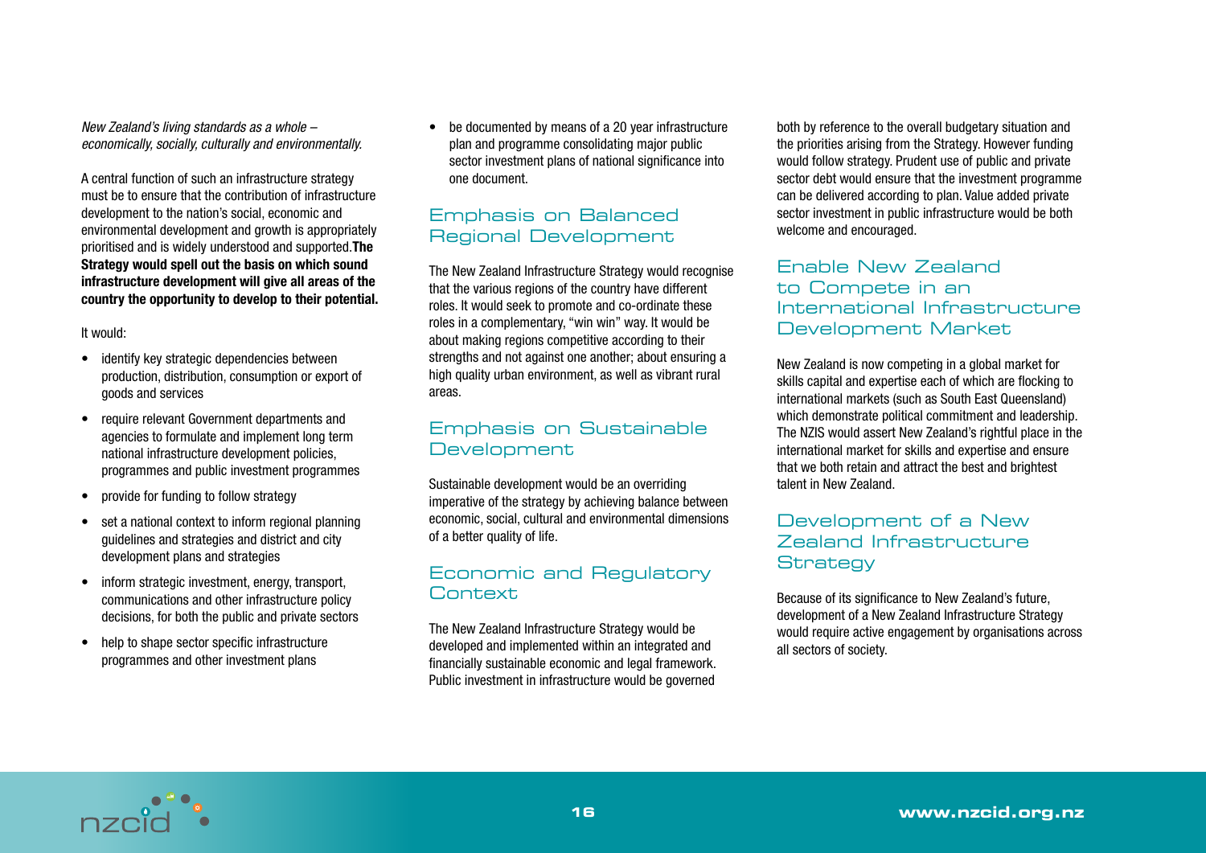*New Zealand's living standards as a whole – economically, socially, culturally and environmentally.*

A central function of such an infrastructure strategy must be to ensure that the contribution of infrastructure development to the nation's social, economic and environmental development and growth is appropriately prioritised and is widely understood and supported. **The Strategy would spell out the basis on which sound infrastructure development will give all areas of the country the opportunity to develop to their potential.**

It would:

- identify key strategic dependencies between production, distribution, consumption or export of goods and services
- require relevant Government departments and agencies to formulate and implement long term national infrastructure development policies, programmes and public investment programmes
- provide for funding to follow strategy
- set a national context to inform regional planning guidelines and strategies and district and city development plans and strategies
- inform strategic investment, energy, transport, communications and other infrastructure policy decisions, for both the public and private sectors
- help to shape sector specific infrastructure programmes and other investment plans
- be documented by means of a 20 year infrastructure plan and programme consolidating major public sector investment plans of national significance into one document.

## Emphasis on Balanced Regional Development

The New Zealand Infrastructure Strategy would recognise that the various regions of the country have different roles. It would seek to promote and co-ordinate these roles in a complementary, "win win" way. It would be about making regions competitive according to their strengths and not against one another; about ensuring a high quality urban environment, as well as vibrant rural areas.

## Emphasis on Sustainable Development

Sustainable development would be an overriding imperative of the strategy by achieving balance between economic, social, cultural and environmental dimensions of a better quality of life.

## Economic and Regulatory Context

The New Zealand Infrastructure Strategy would be developed and implemented within an integrated and financially sustainable economic and legal framework. Public investment in infrastructure would be governed both by reference to the overall budgetary situation and the priorities arising from the Strategy. However funding would follow strategy. Prudent use of public and private sector debt would ensure that the investment programme can be delivered according to plan. Value added private sector investment in public infrastructure would be both welcome and encouraged.

## Enable New Zealand to Compete in an International Infrastructure Development Market

New Zealand is now competing in a global market for skills capital and expertise each of which are flocking to international markets (such as South East Queensland) which demonstrate political commitment and leadership. The NZIS would assert New Zealand's rightful place in the international market for skills and expertise and ensure that we both retain and attract the best and brightest talent in New Zealand.

## Development of a New Zealand Infrastructure Strategy

Because of its significance to New Zealand's future, development of a New Zealand Infrastructure Strategy would require active engagement by organisations across all sectors of society.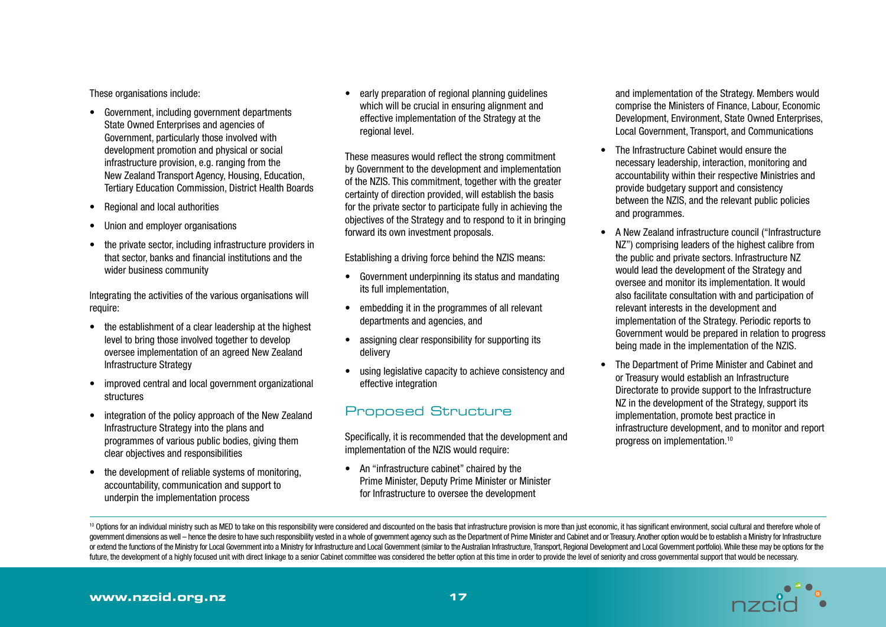These organisations include:

- Government, including government departments State Owned Enterprises and agencies of Government, particularly those involved with development promotion and physical or social infrastructure provision, e.g. ranging from the New Zealand Transport Agency, Housing, Education, Tertiary Education Commission, District Health Boards
- Regional and local authorities
- Union and employer organisations
- the private sector, including infrastructure providers in that sector, banks and financial institutions and the wider business community

Integrating the activities of the various organisations will require:

- the establishment of a clear leadership at the highest level to bring those involved together to develop oversee implementation of an agreed New Zealand Infrastructure Strategy
- improved central and local government organizational structures
- integration of the policy approach of the New Zealand Infrastructure Strategy into the plans and programmes of various public bodies, giving them clear objectives and responsibilities
- the development of reliable systems of monitoring, accountability, communication and support to underpin the implementation process
- early preparation of regional planning guidelines which will be crucial in ensuring alignment and effective implementation of the Strategy at the regional level.

These measures would reflect the strong commitment by Government to the development and implementation of the NZIS. This commitment, together with the greater certainty of direction provided, will establish the basis for the private sector to participate fully in achieving the objectives of the Strategy and to respond to it in bringing forward its own investment proposals.

Establishing a driving force behind the NZIS means:

- Government underpinning its status and mandating its full implementation,
- embedding it in the programmes of all relevant departments and agencies, and
- assigning clear responsibility for supporting its delivery
- using legislative capacity to achieve consistency and effective integration

## Proposed Structure

Specifically, it is recommended that the development and implementation of the NZIS would require:

- An "infrastructure cabinet" chaired by the Prime Minister, Deputy Prime Minister or Minister for Infrastructure to oversee the development and implementation of the Strategy. Members would comprise the Ministers of Finance, Labour, Economic Development, Environment, State Owned Enterprises, Local Government, Transport, and Communications
- The Infrastructure Cabinet would ensure the necessary leadership, interaction, monitoring and accountability within their respective Ministries and provide budgetary support and consistency between the NZIS, and the relevant public policies and programmes.
- A New Zealand infrastructure council ("Infrastructure NZ") comprising leaders of the highest calibre from the public and private sectors. Infrastructure NZ would lead the development of the Strategy and oversee and monitor its implementation. It would also facilitate consultation with and participation of relevant interests in the development and implementation of the Strategy. Periodic reports to Government would be prepared in relation to progress being made in the implementation of the NZIS.
- The Department of Prime Minister and Cabinet and or Treasury would establish an Infrastructure Directorate to provide support to the Infrastructure NZ in the development of the Strategy, support its implementation, promote best practice in infrastructure development, and to monitor and report progress on implementation.[10]

[10] Options for an individual ministry such as MED to take on this responsibility were considered and discounted on the basis that infrastructure provision is more than just economic, it has significant environment, social cultural and therefore whole of government dimensions as well – hence the desire to have such responsibility vested in a whole of government agency such as the Department of Prime Minister and Cabinet and or Treasury. Another option would be to establish a Ministry for Infrastructure or extend the functions of the Ministry for Local Government into a Ministry for Infrastructure and Local Government (similar to the Australian Infrastructure, Transport, Regional Development and Local Government portfolio). While these may be options for the future, the development of a highly focused unit with direct linkage to a senior Cabinet committee was considered the better option at this time in order to provide the level of seniority and cross governmental support that would be necessary.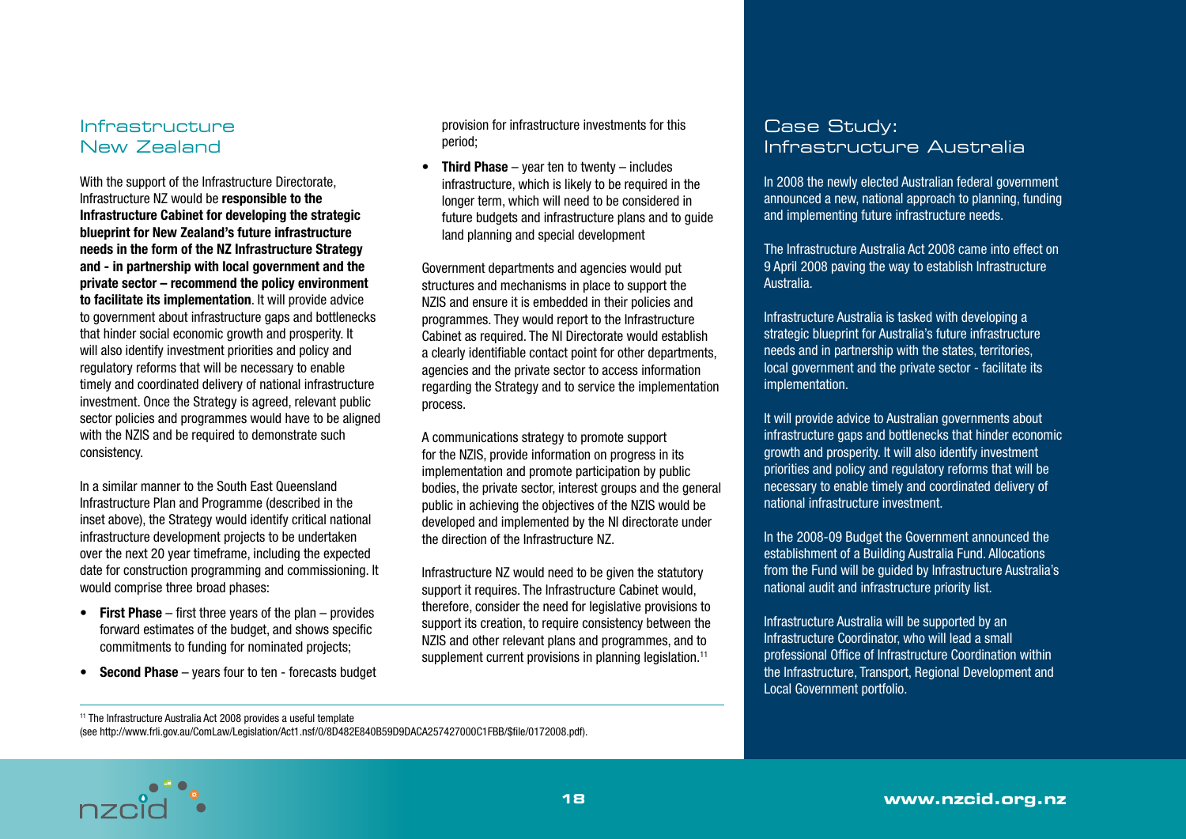## Infrastructure New Zealand

With the support of the Infrastructure Directorate, Infrastructure NZ would be **responsible to the Infrastructure Cabinet for developing the strategic blueprint for New Zealand's future infrastructure needs in the form of the NZ Infrastructure Strategy and - in partnership with local government and the private sector – recommend the policy environment to facilitate its implementation**. It will provide advice to government about infrastructure gaps and bottlenecks that hinder social economic growth and prosperity. It will also identify investment priorities and policy and regulatory reforms that will be necessary to enable timely and coordinated delivery of national infrastructure investment. Once the Strategy is agreed, relevant public sector policies and programmes would have to be aligned with the NZIS and be required to demonstrate such consistency.

In a similar manner to the South East Queensland Infrastructure Plan and Programme (described in the inset above), the Strategy would identify critical national infrastructure development projects to be undertaken over the next 20 year timeframe, including the expected date for construction programming and commissioning. It would comprise three broad phases:

- **First Phase** – first three years of the plan – provides forward estimates of the budget, and shows specific commitments to funding for nominated projects;
- **Second Phase** – years four to ten - forecasts budget provision for infrastructure investments for this period;
- **Third Phase** – year ten to twenty – includes infrastructure, which is likely to be required in the longer term, which will need to be considered in future budgets and infrastructure plans and to guide land planning and special development

Government departments and agencies would put structures and mechanisms in place to support the NZIS and ensure it is embedded in their policies and programmes. They would report to the Infrastructure Cabinet as required. The NI Directorate would establish a clearly identifiable contact point for other departments, agencies and the private sector to access information regarding the Strategy and to service the implementation process.

A communications strategy to promote support for the NZIS, provide information on progress in its implementation and promote participation by public bodies, the private sector, interest groups and the general public in achieving the objectives of the NZIS would be developed and implemented by the NI directorate under the direction of the Infrastructure NZ.

Infrastructure NZ would need to be given the statutory support it requires. The Infrastructure Cabinet would, therefore, consider the need for legislative provisions to support its creation, to require consistency between the NZIS and other relevant plans and programmes, and to supplement current provisions in planning legislation.[11]

[11] The Infrastructure Australia Act 2008 provides a useful template (see http://www.frli.gov.au/ComLaw/Legislation/Act1.nsf/0/8D482E840B59D9DACA257427000C1FBB/$file/0172008.pdf).

## Case Study: Infrastructure Australia

In 2008 the newly elected Australian federal government announced a new, national approach to planning, funding and implementing future infrastructure needs.

The Infrastructure Australia Act 2008 came into effect on 9 April 2008 paving the way to establish Infrastructure Australia.

Infrastructure Australia is tasked with developing a strategic blueprint for Australia's future infrastructure needs and in partnership with the states, territories, local government and the private sector - facilitate its implementation.

It will provide advice to Australian governments about infrastructure gaps and bottlenecks that hinder economic growth and prosperity. It will also identify investment priorities and policy and regulatory reforms that will be necessary to enable timely and coordinated delivery of national infrastructure investment.

In the 2008-09 Budget the Government announced the establishment of a Building Australia Fund. Allocations from the Fund will be guided by Infrastructure Australia's national audit and infrastructure priority list.

Infrastructure Australia will be supported by an Infrastructure Coordinator, who will lead a small professional Office of Infrastructure Coordination within the Infrastructure, Transport, Regional Development and Local Government portfolio.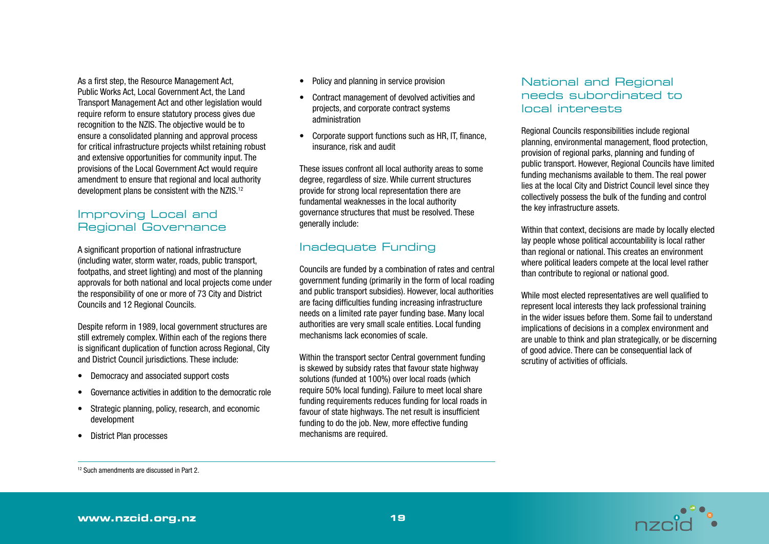As a first step, the Resource Management Act, Public Works Act, Local Government Act, the Land Transport Management Act and other legislation would require reform to ensure statutory process gives due recognition to the NZIS. The objective would be to ensure a consolidated planning and approval process for critical infrastructure projects whilst retaining robust and extensive opportunities for community input. The provisions of the Local Government Act would require amendment to ensure that regional and local authority development plans be consistent with the NZIS.[12]

## Improving Local and Regional Governance

A significant proportion of national infrastructure (including water, storm water, roads, public transport, footpaths, and street lighting) and most of the planning approvals for both national and local projects come under the responsibility of one or more of 73 City and District Councils and 12 Regional Councils.

Despite reform in 1989, local government structures are still extremely complex. Within each of the regions there is significant duplication of function across Regional, City and District Council jurisdictions. These include:

- Democracy and associated support costs
- Governance activities in addition to the democratic role
- Strategic planning, policy, research, and economic development
- District Plan processes
- Policy and planning in service provision
- Contract management of devolved activities and projects, and corporate contract systems administration
- Corporate support functions such as HR, IT, finance, insurance, risk and audit

These issues confront all local authority areas to some degree, regardless of size. While current structures provide for strong local representation there are fundamental weaknesses in the local authority governance structures that must be resolved. These generally include:

## Inadequate Funding

Councils are funded by a combination of rates and central government funding (primarily in the form of local roading and public transport subsidies). However, local authorities are facing difficulties funding increasing infrastructure needs on a limited rate payer funding base. Many local authorities are very small scale entities. Local funding mechanisms lack economies of scale.

Within the transport sector Central government funding is skewed by subsidy rates that favour state highway solutions (funded at 100%) over local roads (which require 50% local funding). Failure to meet local share funding requirements reduces funding for local roads in favour of state highways. The net result is insufficient funding to do the job. New, more effective funding mechanisms are required.

## National and Regional needs subordinated to local interests

Regional Councils responsibilities include regional planning, environmental management, flood protection, provision of regional parks, planning and funding of public transport. However, Regional Councils have limited funding mechanisms available to them. The real power lies at the local City and District Council level since they collectively possess the bulk of the funding and control the key infrastructure assets.

Within that context, decisions are made by locally elected lay people whose political accountability is local rather than regional or national. This creates an environment where political leaders compete at the local level rather than contribute to regional or national good.

While most elected representatives are well qualified to represent local interests they lack professional training in the wider issues before them. Some fail to understand implications of decisions in a complex environment and are unable to think and plan strategically, or be discerning of good advice. There can be consequential lack of scrutiny of activities of officials.

---

[12] Such amendments are discussed in Part 2.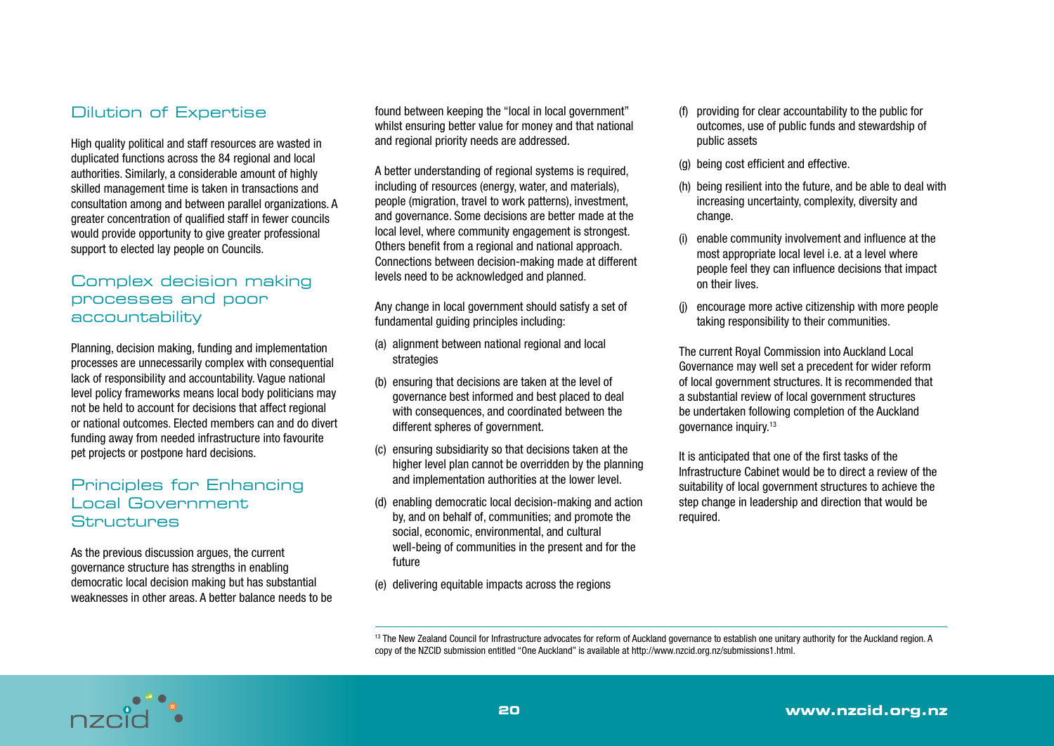## Dilution of Expertise

High quality political and staff resources are wasted in duplicated functions across the 84 regional and local authorities. Similarly, a considerable amount of highly skilled management time is taken in transactions and consultation among and between parallel organizations. A greater concentration of qualified staff in fewer councils would provide opportunity to give greater professional support to elected lay people on Councils.

## Complex decision making processes and poor accountability

Planning, decision making, funding and implementation processes are unnecessarily complex with consequential lack of responsibility and accountability. Vague national level policy frameworks means local body politicians may not be held to account for decisions that affect regional or national outcomes. Elected members can and do divert funding away from needed infrastructure into favourite pet projects or postpone hard decisions.

## Principles for Enhancing Local Government Structures

As the previous discussion argues, the current governance structure has strengths in enabling democratic local decision making but has substantial weaknesses in other areas. A better balance needs to be found between keeping the "local in local government" whilst ensuring better value for money and that national and regional priority needs are addressed.

A better understanding of regional systems is required, including of resources (energy, water, and materials), people (migration, travel to work patterns), investment, and governance. Some decisions are better made at the local level, where community engagement is strongest. Others benefit from a regional and national approach. Connections between decision-making made at different levels need to be acknowledged and planned.

Any change in local government should satisfy a set of fundamental guiding principles including:

(a) alignment between national regional and local strategies

(b) ensuring that decisions are taken at the level of governance best informed and best placed to deal with consequences, and coordinated between the different spheres of government.

(c) ensuring subsidiarity so that decisions taken at the higher level plan cannot be overridden by the planning and implementation authorities at the lower level.

(d) enabling democratic local decision-making and action by, and on behalf of, communities; and promote the social, economic, environmental, and cultural well-being of communities in the present and for the future

(e) delivering equitable impacts across the regions

(f) providing for clear accountability to the public for outcomes, use of public funds and stewardship of public assets

(g) being cost efficient and effective.

(h) being resilient into the future, and be able to deal with increasing uncertainty, complexity, diversity and change.

(i) enable community involvement and influence at the most appropriate local level i.e. at a level where people feel they can influence decisions that impact on their lives.

(j) encourage more active citizenship with more people taking responsibility to their communities.

The current Royal Commission into Auckland Local Governance may well set a precedent for wider reform of local government structures. It is recommended that a substantial review of local government structures be undertaken following completion of the Auckland governance inquiry.[13]

It is anticipated that one of the first tasks of the Infrastructure Cabinet would be to direct a review of the suitability of local government structures to achieve the step change in leadership and direction that would be required.

---

[13] The New Zealand Council for Infrastructure advocates for reform of Auckland governance to establish one unitary authority for the Auckland region. A copy of the NZCID submission entitled "One Auckland" is available at http://www.nzcid.org.nz/submissions1.html.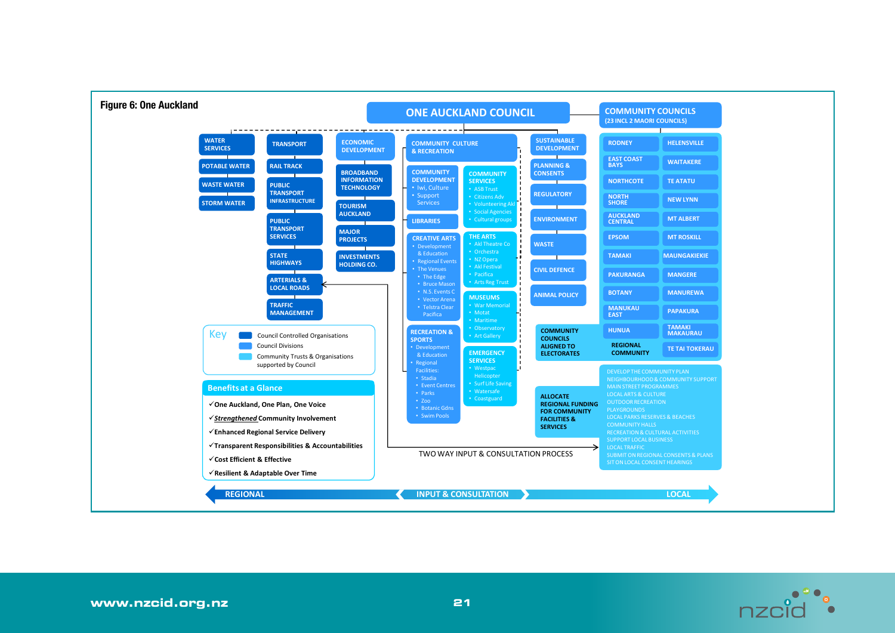# Figure 6: One Auckland

## ONE AUCKLAND COUNCIL

**WATER SERVICES**
- POTABLE WATER
- WASTE WATER
- STORM WATER

**TRANSPORT**
- RAIL TRACK
- PUBLIC TRANSPORT INFRASTRUCTURE
- PUBLIC TRANSPORT SERVICES
- STATE HIGHWAYS
- ARTERIALS & LOCAL ROADS
- TRAFFIC MANAGEMENT

**ECONOMIC DEVELOPMENT**
- BROADBAND INFORMATION TECHNOLOGY
- TOURISM AUCKLAND
- MAJOR PROJECTS
- INVESTMENTS HOLDING CO.

**COMMUNITY CULTURE & RECREATION**
- COMMUNITY DEVELOPMENT
  - Iwi, Culture
  - Support Services
- COMMUNITY SERVICES
  - ASB Trust
  - Citizens Adv
  - Volunteering Akl
  - Social Agencies
  - Cultural groups
- LIBRARIES
- CREATIVE ARTS
  - Development & Education
  - Regional Events
  - The Venues
    - The Edge
    - Bruce Mason
    - N.S. Events C
    - Vector Arena
    - Telstra Clear Pacifica
- THE ARTS
  - Akl Theatre Co
  - Orchestra
  - NZ Opera
  - Akl Festival
  - Pacifica
  - Arts Reg Trust
- MUSEUMS
  - War Memorial
  - Motat
  - Maritime
  - Observatory
  - Art Gallery
- RECREATION & SPORTS
  - Development & Education
  - Regional Facilities:
    - Stadia
    - Event Centres
    - Parks
    - Zoo
    - Botanic Gdns
    - Swim Pools
- EMERGENCY SERVICES
  - Westpac Helicopter
  - Surf Life Saving
  - Watersafe
  - Coastguard

**SUSTAINABLE DEVELOPMENT**
- PLANNING & CONSENTS
- REGULATORY
- ENVIRONMENT
- WASTE
- CIVIL DEFENCE
- ANIMAL POLICY

## COMMUNITY COUNCILS (23 INCL 2 MAORI COUNCILS)

| | |
|---|---|
| RODNEY | HELENSVILLE |
| EAST COAST BAYS | WAITAKERE |
| NORTHCOTE | TE ATATU |
| NORTH SHORE | NEW LYNN |
| AUCKLAND CENTRAL | MT ALBERT |
| EPSOM | MT ROSKILL |
| TAMAKI | MAUNGAKIEKIE |
| PAKURANGA | MANGERE |
| BOTANY | MANUREWA |
| MANUKAU EAST | PAPAKURA |
| HUNUA | TAMAKI MAKAURAU |
| REGIONAL COMMUNITY | TE TAI TOKERAU |

COMMUNITY COUNCILS ALIGNED TO ELECTORATES

ALLOCATE REGIONAL FUNDING FOR COMMUNITY FACILITIES & SERVICES

- DEVELOP THE COMMUNITY PLAN
- NEIGHBOURHOOD & COMMUNITY SUPPORT
- MAIN STREET PROGRAMMES
- LOCAL ARTS & CULTURE
- OUTDOOR RECREATION
- PLAYGROUNDS
- LOCAL PARKS RESERVES & BEACHES
- COMMUNITY HALLS
- RECREATION & CULTURAL ACTIVITIES
- SUPPORT LOCAL BUSINESS
- LOCAL TRAFFIC
- SUBMIT ON REGIONAL CONSENTS & PLANS
- SIT ON LOCAL CONSENT HEARINGS

TWO WAY INPUT & CONSULTATION PROCESS

**Key**
- Council Controlled Organisations
- Council Divisions
- Community Trusts & Organisations supported by Council

**Benefits at a Glance**
- ✓ One Auckland, One Plan, One Voice
- ✓ *Strengthened* Community Involvement
- ✓ Enhanced Regional Service Delivery
- ✓ Transparent Responsibilities & Accountabilities
- ✓ Cost Efficient & Effective
- ✓ Resilient & Adaptable Over Time

REGIONAL ← INPUT & CONSULTATION → LOCAL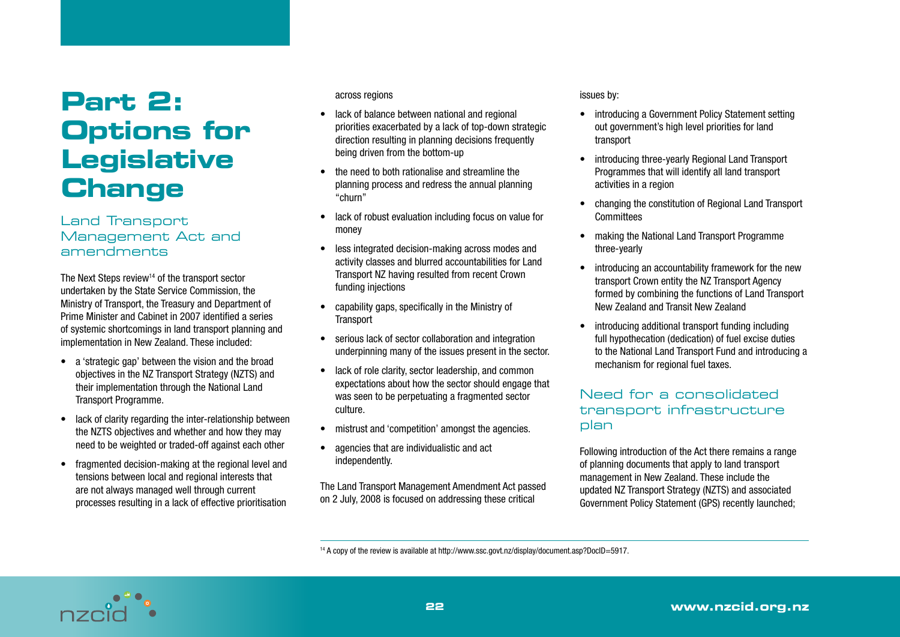# Part 2: Options for Legislative Change

## Land Transport Management Act and amendments

The Next Steps review[14] of the transport sector undertaken by the State Service Commission, the Ministry of Transport, the Treasury and Department of Prime Minister and Cabinet in 2007 identified a series of systemic shortcomings in land transport planning and implementation in New Zealand. These included:

- a 'strategic gap' between the vision and the broad objectives in the NZ Transport Strategy (NZTS) and their implementation through the National Land Transport Programme.
- lack of clarity regarding the inter-relationship between the NZTS objectives and whether and how they may need to be weighted or traded-off against each other
- fragmented decision-making at the regional level and tensions between local and regional interests that are not always managed well through current processes resulting in a lack of effective prioritisation across regions
- lack of balance between national and regional priorities exacerbated by a lack of top-down strategic direction resulting in planning decisions frequently being driven from the bottom-up
- the need to both rationalise and streamline the planning process and redress the annual planning "churn"
- lack of robust evaluation including focus on value for money
- less integrated decision-making across modes and activity classes and blurred accountabilities for Land Transport NZ having resulted from recent Crown funding injections
- capability gaps, specifically in the Ministry of Transport
- serious lack of sector collaboration and integration underpinning many of the issues present in the sector.
- lack of role clarity, sector leadership, and common expectations about how the sector should engage that was seen to be perpetuating a fragmented sector culture.
- mistrust and 'competition' amongst the agencies.
- agencies that are individualistic and act independently.

The Land Transport Management Amendment Act passed on 2 July, 2008 is focused on addressing these critical issues by:

- introducing a Government Policy Statement setting out government's high level priorities for land transport
- introducing three-yearly Regional Land Transport Programmes that will identify all land transport activities in a region
- changing the constitution of Regional Land Transport Committees
- making the National Land Transport Programme three-yearly
- introducing an accountability framework for the new transport Crown entity the NZ Transport Agency formed by combining the functions of Land Transport New Zealand and Transit New Zealand
- introducing additional transport funding including full hypothecation (dedication) of fuel excise duties to the National Land Transport Fund and introducing a mechanism for regional fuel taxes.

## Need for a consolidated transport infrastructure plan

Following introduction of the Act there remains a range of planning documents that apply to land transport management in New Zealand. These include the updated NZ Transport Strategy (NZTS) and associated Government Policy Statement (GPS) recently launched;

[14] A copy of the review is available at http://www.ssc.govt.nz/display/document.asp?DocID=5917.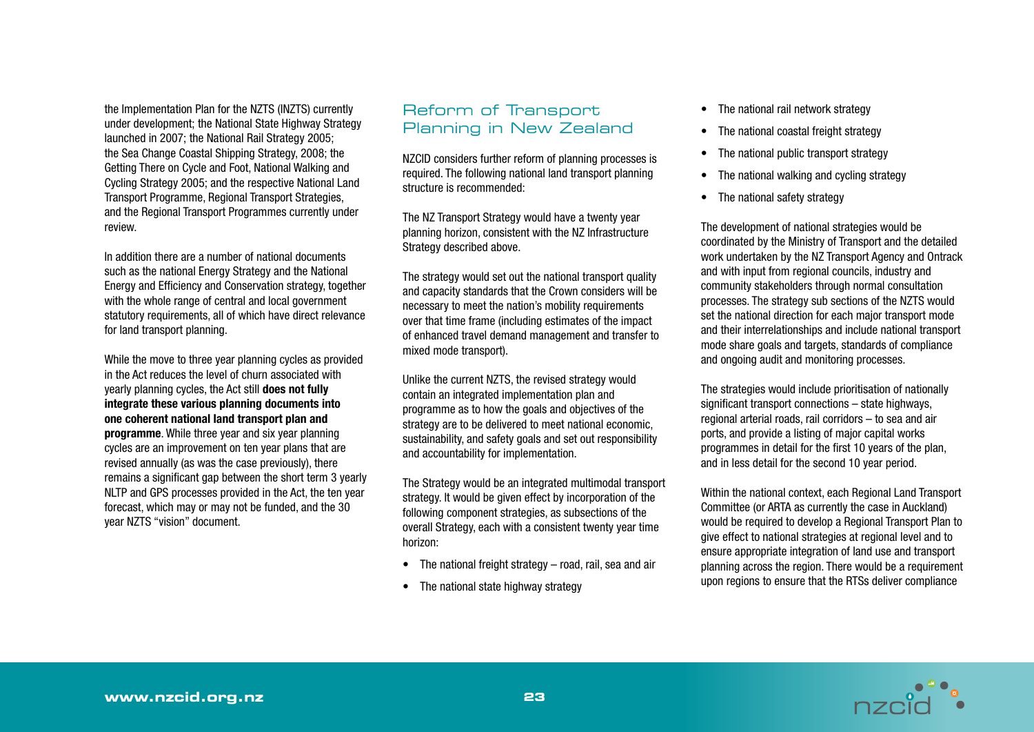the Implementation Plan for the NZTS (INZTS) currently under development; the National State Highway Strategy launched in 2007; the National Rail Strategy 2005; the Sea Change Coastal Shipping Strategy, 2008; the Getting There on Cycle and Foot, National Walking and Cycling Strategy 2005; and the respective National Land Transport Programme, Regional Transport Strategies, and the Regional Transport Programmes currently under review.

In addition there are a number of national documents such as the national Energy Strategy and the National Energy and Efficiency and Conservation strategy, together with the whole range of central and local government statutory requirements, all of which have direct relevance for land transport planning.

While the move to three year planning cycles as provided in the Act reduces the level of churn associated with yearly planning cycles, the Act still **does not fully integrate these various planning documents into one coherent national land transport plan and programme**. While three year and six year planning cycles are an improvement on ten year plans that are revised annually (as was the case previously), there remains a significant gap between the short term 3 yearly NLTP and GPS processes provided in the Act, the ten year forecast, which may or may not be funded, and the 30 year NZTS "vision" document.

## Reform of Transport Planning in New Zealand

NZCID considers further reform of planning processes is required. The following national land transport planning structure is recommended:

The NZ Transport Strategy would have a twenty year planning horizon, consistent with the NZ Infrastructure Strategy described above.

The strategy would set out the national transport quality and capacity standards that the Crown considers will be necessary to meet the nation's mobility requirements over that time frame (including estimates of the impact of enhanced travel demand management and transfer to mixed mode transport).

Unlike the current NZTS, the revised strategy would contain an integrated implementation plan and programme as to how the goals and objectives of the strategy are to be delivered to meet national economic, sustainability, and safety goals and set out responsibility and accountability for implementation.

The Strategy would be an integrated multimodal transport strategy. It would be given effect by incorporation of the following component strategies, as subsections of the overall Strategy, each with a consistent twenty year time horizon:

- The national freight strategy – road, rail, sea and air
- The national state highway strategy
- The national rail network strategy
- The national coastal freight strategy
- The national public transport strategy
- The national walking and cycling strategy
- The national safety strategy

The development of national strategies would be coordinated by the Ministry of Transport and the detailed work undertaken by the NZ Transport Agency and Ontrack and with input from regional councils, industry and community stakeholders through normal consultation processes. The strategy sub sections of the NZTS would set the national direction for each major transport mode and their interrelationships and include national transport mode share goals and targets, standards of compliance and ongoing audit and monitoring processes.

The strategies would include prioritisation of nationally significant transport connections – state highways, regional arterial roads, rail corridors – to sea and air ports, and provide a listing of major capital works programmes in detail for the first 10 years of the plan, and in less detail for the second 10 year period.

Within the national context, each Regional Land Transport Committee (or ARTA as currently the case in Auckland) would be required to develop a Regional Transport Plan to give effect to national strategies at regional level and to ensure appropriate integration of land use and transport planning across the region. There would be a requirement upon regions to ensure that the RTSs deliver compliance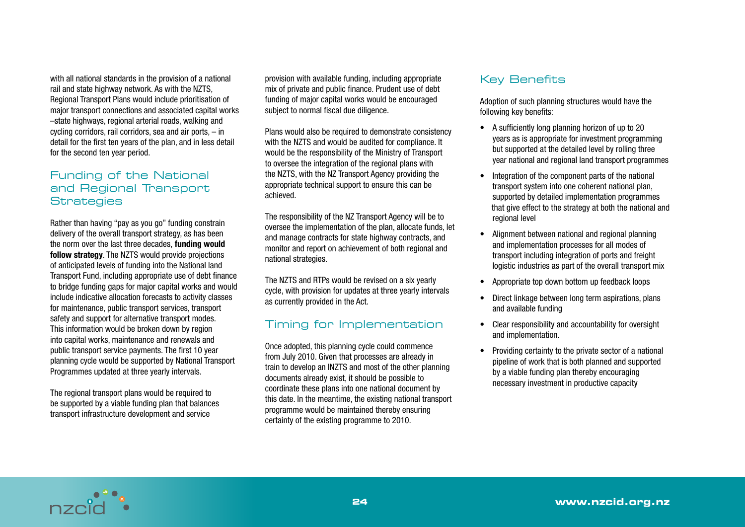with all national standards in the provision of a national rail and state highway network. As with the NZTS, Regional Transport Plans would include prioritisation of major transport connections and associated capital works –state highways, regional arterial roads, walking and cycling corridors, rail corridors, sea and air ports, – in detail for the first ten years of the plan, and in less detail for the second ten year period.

## Funding of the National and Regional Transport Strategies

Rather than having "pay as you go" funding constrain delivery of the overall transport strategy, as has been the norm over the last three decades, **funding would follow strategy**. The NZTS would provide projections of anticipated levels of funding into the National land Transport Fund, including appropriate use of debt finance to bridge funding gaps for major capital works and would include indicative allocation forecasts to activity classes for maintenance, public transport services, transport safety and support for alternative transport modes. This information would be broken down by region into capital works, maintenance and renewals and public transport service payments. The first 10 year planning cycle would be supported by National Transport Programmes updated at three yearly intervals.

The regional transport plans would be required to be supported by a viable funding plan that balances transport infrastructure development and service provision with available funding, including appropriate mix of private and public finance. Prudent use of debt funding of major capital works would be encouraged subject to normal fiscal due diligence.

Plans would also be required to demonstrate consistency with the NZTS and would be audited for compliance. It would be the responsibility of the Ministry of Transport to oversee the integration of the regional plans with the NZTS, with the NZ Transport Agency providing the appropriate technical support to ensure this can be achieved.

The responsibility of the NZ Transport Agency will be to oversee the implementation of the plan, allocate funds, let and manage contracts for state highway contracts, and monitor and report on achievement of both regional and national strategies.

The NZTS and RTPs would be revised on a six yearly cycle, with provision for updates at three yearly intervals as currently provided in the Act.

## Timing for Implementation

Once adopted, this planning cycle could commence from July 2010. Given that processes are already in train to develop an INZTS and most of the other planning documents already exist, it should be possible to coordinate these plans into one national document by this date. In the meantime, the existing national transport programme would be maintained thereby ensuring certainty of the existing programme to 2010.

## Key Benefits

Adoption of such planning structures would have the following key benefits:

- A sufficiently long planning horizon of up to 20 years as is appropriate for investment programming but supported at the detailed level by rolling three year national and regional land transport programmes
- Integration of the component parts of the national transport system into one coherent national plan, supported by detailed implementation programmes that give effect to the strategy at both the national and regional level
- Alignment between national and regional planning and implementation processes for all modes of transport including integration of ports and freight logistic industries as part of the overall transport mix
- Appropriate top down bottom up feedback loops
- Direct linkage between long term aspirations, plans and available funding
- Clear responsibility and accountability for oversight and implementation.
- Providing certainty to the private sector of a national pipeline of work that is both planned and supported by a viable funding plan thereby encouraging necessary investment in productive capacity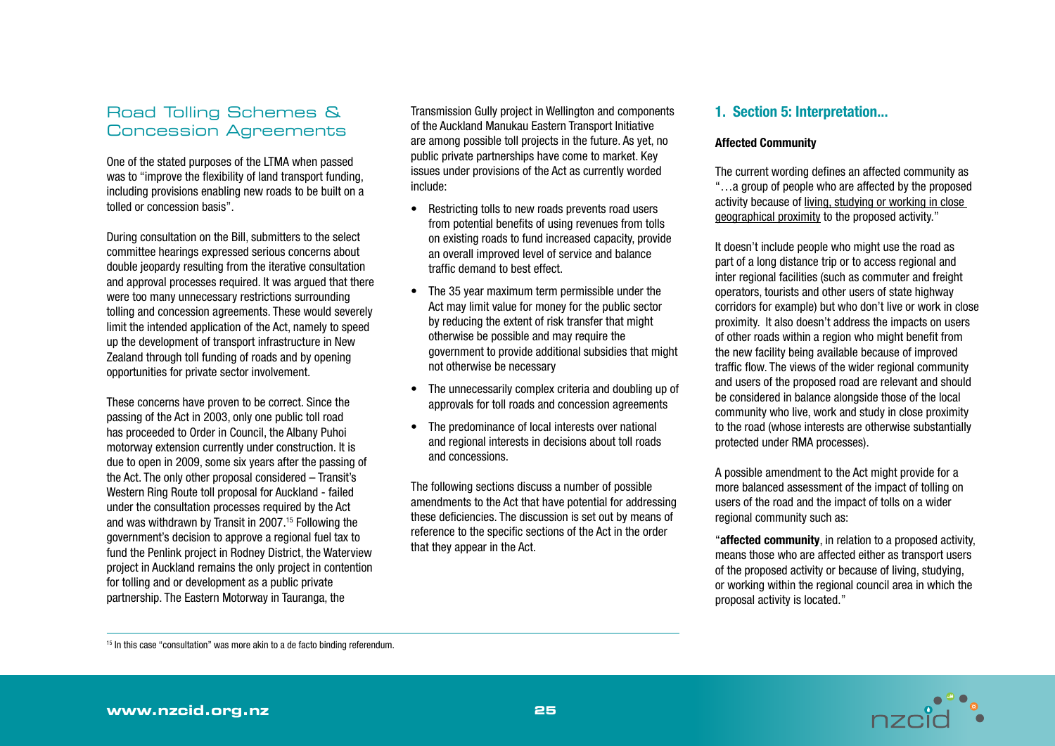## Road Tolling Schemes & Concession Agreements

One of the stated purposes of the LTMA when passed was to "improve the flexibility of land transport funding, including provisions enabling new roads to be built on a tolled or concession basis".

During consultation on the Bill, submitters to the select committee hearings expressed serious concerns about double jeopardy resulting from the iterative consultation and approval processes required. It was argued that there were too many unnecessary restrictions surrounding tolling and concession agreements. These would severely limit the intended application of the Act, namely to speed up the development of transport infrastructure in New Zealand through toll funding of roads and by opening opportunities for private sector involvement.

These concerns have proven to be correct. Since the passing of the Act in 2003, only one public toll road has proceeded to Order in Council, the Albany Puhoi motorway extension currently under construction. It is due to open in 2009, some six years after the passing of the Act. The only other proposal considered – Transit's Western Ring Route toll proposal for Auckland - failed under the consultation processes required by the Act and was withdrawn by Transit in 2007.[15] Following the government's decision to approve a regional fuel tax to fund the Penlink project in Rodney District, the Waterview project in Auckland remains the only project in contention for tolling and or development as a public private partnership. The Eastern Motorway in Tauranga, the Transmission Gully project in Wellington and components of the Auckland Manukau Eastern Transport Initiative are among possible toll projects in the future. As yet, no public private partnerships have come to market. Key issues under provisions of the Act as currently worded include:

- Restricting tolls to new roads prevents road users from potential benefits of using revenues from tolls on existing roads to fund increased capacity, provide an overall improved level of service and balance traffic demand to best effect.
- The 35 year maximum term permissible under the Act may limit value for money for the public sector by reducing the extent of risk transfer that might otherwise be possible and may require the government to provide additional subsidies that might not otherwise be necessary
- The unnecessarily complex criteria and doubling up of approvals for toll roads and concession agreements
- The predominance of local interests over national and regional interests in decisions about toll roads and concessions.

The following sections discuss a number of possible amendments to the Act that have potential for addressing these deficiencies. The discussion is set out by means of reference to the specific sections of the Act in the order that they appear in the Act.

[15] In this case "consultation" was more akin to a de facto binding referendum.

### 1. Section 5: Interpretation...

#### Affected Community

The current wording defines an affected community as "…a group of people who are affected by the proposed activity because of living, studying or working in close geographical proximity to the proposed activity."

It doesn't include people who might use the road as part of a long distance trip or to access regional and inter regional facilities (such as commuter and freight operators, tourists and other users of state highway corridors for example) but who don't live or work in close proximity. It also doesn't address the impacts on users of other roads within a region who might benefit from the new facility being available because of improved traffic flow. The views of the wider regional community and users of the proposed road are relevant and should be considered in balance alongside those of the local community who live, work and study in close proximity to the road (whose interests are otherwise substantially protected under RMA processes).

A possible amendment to the Act might provide for a more balanced assessment of the impact of tolling on users of the road and the impact of tolls on a wider regional community such as:

"**affected community**, in relation to a proposed activity, means those who are affected either as transport users of the proposed activity or because of living, studying, or working within the regional council area in which the proposal activity is located."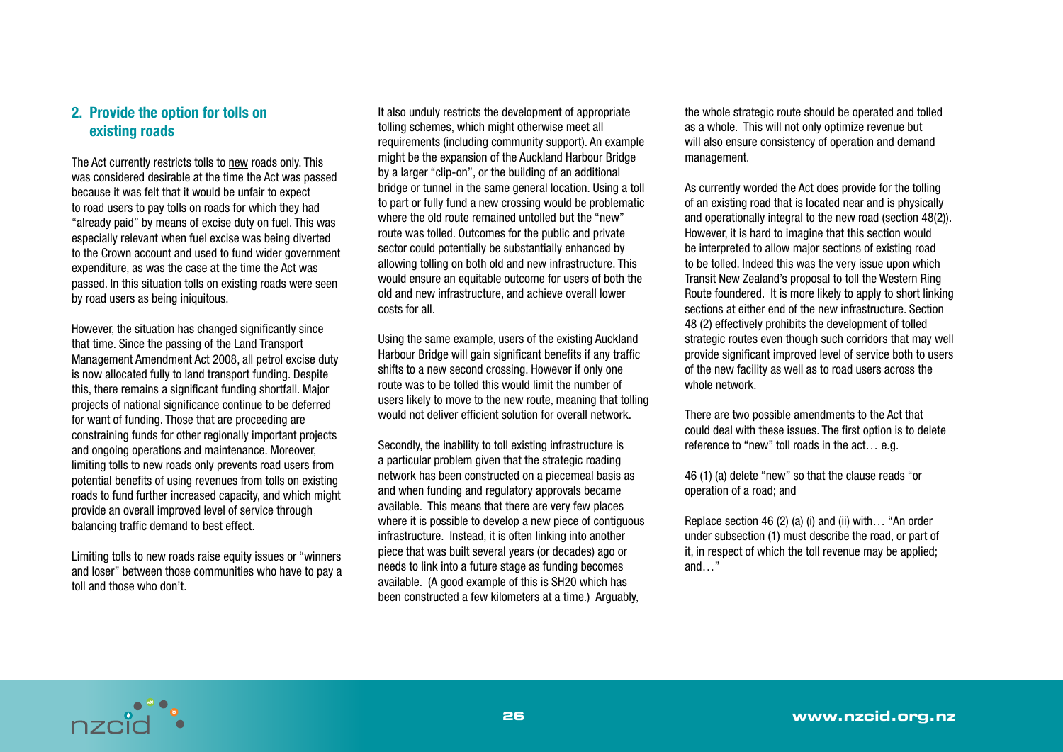## 2. Provide the option for tolls on existing roads

The Act currently restricts tolls to new roads only. This was considered desirable at the time the Act was passed because it was felt that it would be unfair to expect to road users to pay tolls on roads for which they had "already paid" by means of excise duty on fuel. This was especially relevant when fuel excise was being diverted to the Crown account and used to fund wider government expenditure, as was the case at the time the Act was passed. In this situation tolls on existing roads were seen by road users as being iniquitous.

However, the situation has changed significantly since that time. Since the passing of the Land Transport Management Amendment Act 2008, all petrol excise duty is now allocated fully to land transport funding. Despite this, there remains a significant funding shortfall. Major projects of national significance continue to be deferred for want of funding. Those that are proceeding are constraining funds for other regionally important projects and ongoing operations and maintenance. Moreover, limiting tolls to new roads only prevents road users from potential benefits of using revenues from tolls on existing roads to fund further increased capacity, and which might provide an overall improved level of service through balancing traffic demand to best effect.

Limiting tolls to new roads raise equity issues or "winners and loser" between those communities who have to pay a toll and those who don't.

It also unduly restricts the development of appropriate tolling schemes, which might otherwise meet all requirements (including community support). An example might be the expansion of the Auckland Harbour Bridge by a larger "clip-on", or the building of an additional bridge or tunnel in the same general location. Using a toll to part or fully fund a new crossing would be problematic where the old route remained untolled but the "new" route was tolled. Outcomes for the public and private sector could potentially be substantially enhanced by allowing tolling on both old and new infrastructure. This would ensure an equitable outcome for users of both the old and new infrastructure, and achieve overall lower costs for all.

Using the same example, users of the existing Auckland Harbour Bridge will gain significant benefits if any traffic shifts to a new second crossing. However if only one route was to be tolled this would limit the number of users likely to move to the new route, meaning that tolling would not deliver efficient solution for overall network.

Secondly, the inability to toll existing infrastructure is a particular problem given that the strategic roading network has been constructed on a piecemeal basis as and when funding and regulatory approvals became available. This means that there are very few places where it is possible to develop a new piece of contiguous infrastructure. Instead, it is often linking into another piece that was built several years (or decades) ago or needs to link into a future stage as funding becomes available. (A good example of this is SH20 which has been constructed a few kilometers at a time.) Arguably, the whole strategic route should be operated and tolled as a whole. This will not only optimize revenue but will also ensure consistency of operation and demand management.

As currently worded the Act does provide for the tolling of an existing road that is located near and is physically and operationally integral to the new road (section 48(2)). However, it is hard to imagine that this section would be interpreted to allow major sections of existing road to be tolled. Indeed this was the very issue upon which Transit New Zealand's proposal to toll the Western Ring Route foundered. It is more likely to apply to short linking sections at either end of the new infrastructure. Section 48 (2) effectively prohibits the development of tolled strategic routes even though such corridors that may well provide significant improved level of service both to users of the new facility as well as to road users across the whole network.

There are two possible amendments to the Act that could deal with these issues. The first option is to delete reference to "new" toll roads in the act… e.g.

46 (1) (a) delete "new" so that the clause reads "or operation of a road; and

Replace section 46 (2) (a) (i) and (ii) with… "An order under subsection (1) must describe the road, or part of it, in respect of which the toll revenue may be applied; and…"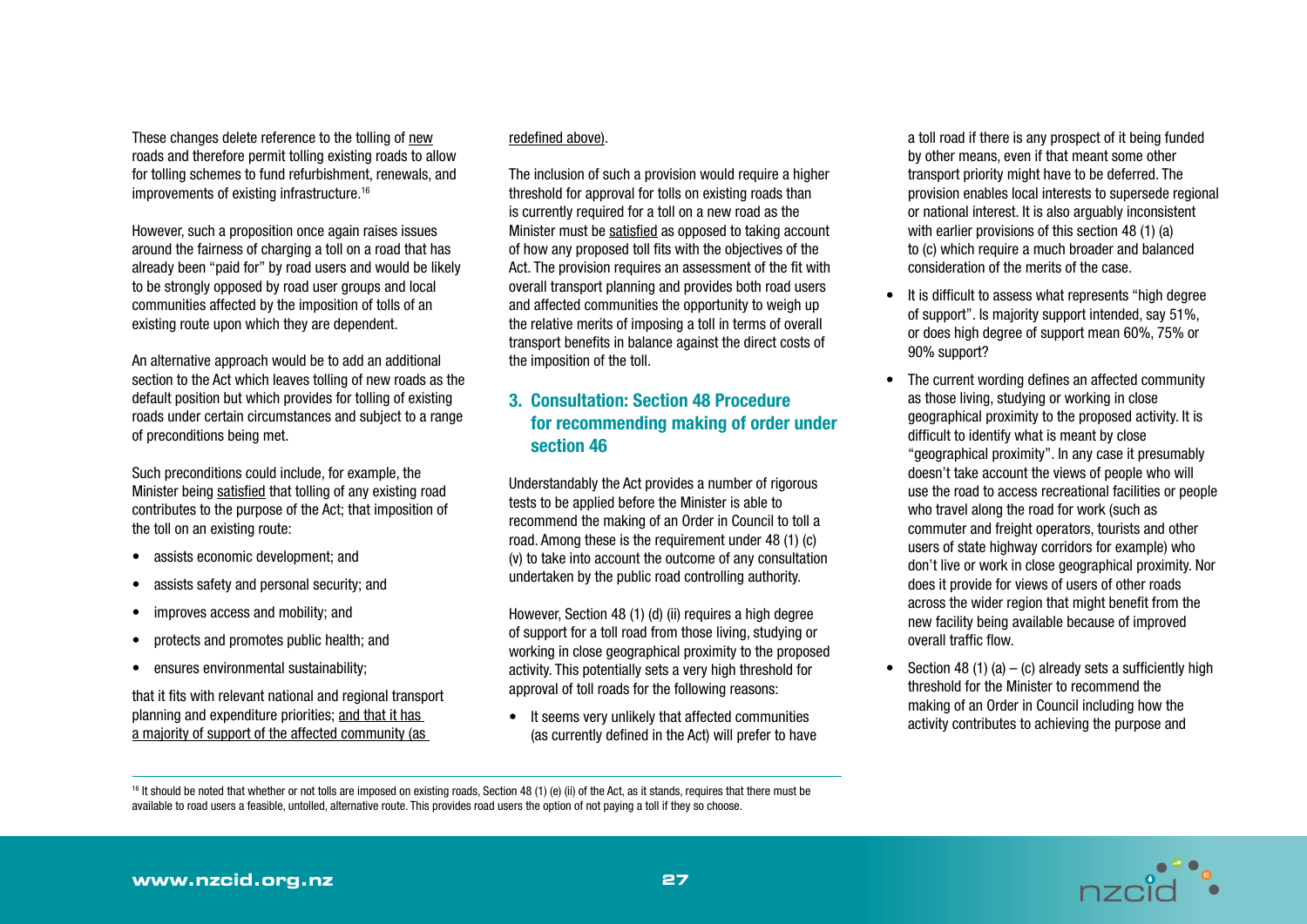These changes delete reference to the tolling of new roads and therefore permit tolling existing roads to allow for tolling schemes to fund refurbishment, renewals, and improvements of existing infrastructure.[16]

However, such a proposition once again raises issues around the fairness of charging a toll on a road that has already been "paid for" by road users and would be likely to be strongly opposed by road user groups and local communities affected by the imposition of tolls of an existing route upon which they are dependent.

An alternative approach would be to add an additional section to the Act which leaves tolling of new roads as the default position but which provides for tolling of existing roads under certain circumstances and subject to a range of preconditions being met.

Such preconditions could include, for example, the Minister being satisfied that tolling of any existing road contributes to the purpose of the Act; that imposition of the toll on an existing route:

- assists economic development; and
- assists safety and personal security; and
- improves access and mobility; and
- protects and promotes public health; and
- ensures environmental sustainability;

that it fits with relevant national and regional transport planning and expenditure priorities; and that it has a majority of support of the affected community (as redefined above).

The inclusion of such a provision would require a higher threshold for approval for tolls on existing roads than is currently required for a toll on a new road as the Minister must be satisfied as opposed to taking account of how any proposed toll fits with the objectives of the Act. The provision requires an assessment of the fit with overall transport planning and provides both road users and affected communities the opportunity to weigh up the relative merits of imposing a toll in terms of overall transport benefits in balance against the direct costs of the imposition of the toll.

## 3. Consultation: Section 48 Procedure for recommending making of order under section 46

Understandably the Act provides a number of rigorous tests to be applied before the Minister is able to recommend the making of an Order in Council to toll a road. Among these is the requirement under 48 (1) (c) (v) to take into account the outcome of any consultation undertaken by the public road controlling authority.

However, Section 48 (1) (d) (ii) requires a high degree of support for a toll road from those living, studying or working in close geographical proximity to the proposed activity. This potentially sets a very high threshold for approval of toll roads for the following reasons:

- It seems very unlikely that affected communities (as currently defined in the Act) will prefer to have a toll road if there is any prospect of it being funded by other means, even if that meant some other transport priority might have to be deferred. The provision enables local interests to supersede regional or national interest. It is also arguably inconsistent with earlier provisions of this section 48 (1) (a) to (c) which require a much broader and balanced consideration of the merits of the case.
- It is difficult to assess what represents "high degree of support". Is majority support intended, say 51%, or does high degree of support mean 60%, 75% or 90% support?
- The current wording defines an affected community as those living, studying or working in close geographical proximity to the proposed activity. It is difficult to identify what is meant by close "geographical proximity". In any case it presumably doesn't take account the views of people who will use the road to access recreational facilities or people who travel along the road for work (such as commuter and freight operators, tourists and other users of state highway corridors for example) who don't live or work in close geographical proximity. Nor does it provide for views of users of other roads across the wider region that might benefit from the new facility being available because of improved overall traffic flow.
- Section 48 (1) (a) – (c) already sets a sufficiently high threshold for the Minister to recommend the making of an Order in Council including how the activity contributes to achieving the purpose and

[16] It should be noted that whether or not tolls are imposed on existing roads, Section 48 (1) (e) (ii) of the Act, as it stands, requires that there must be available to road users a feasible, untolled, alternative route. This provides road users the option of not paying a toll if they so choose.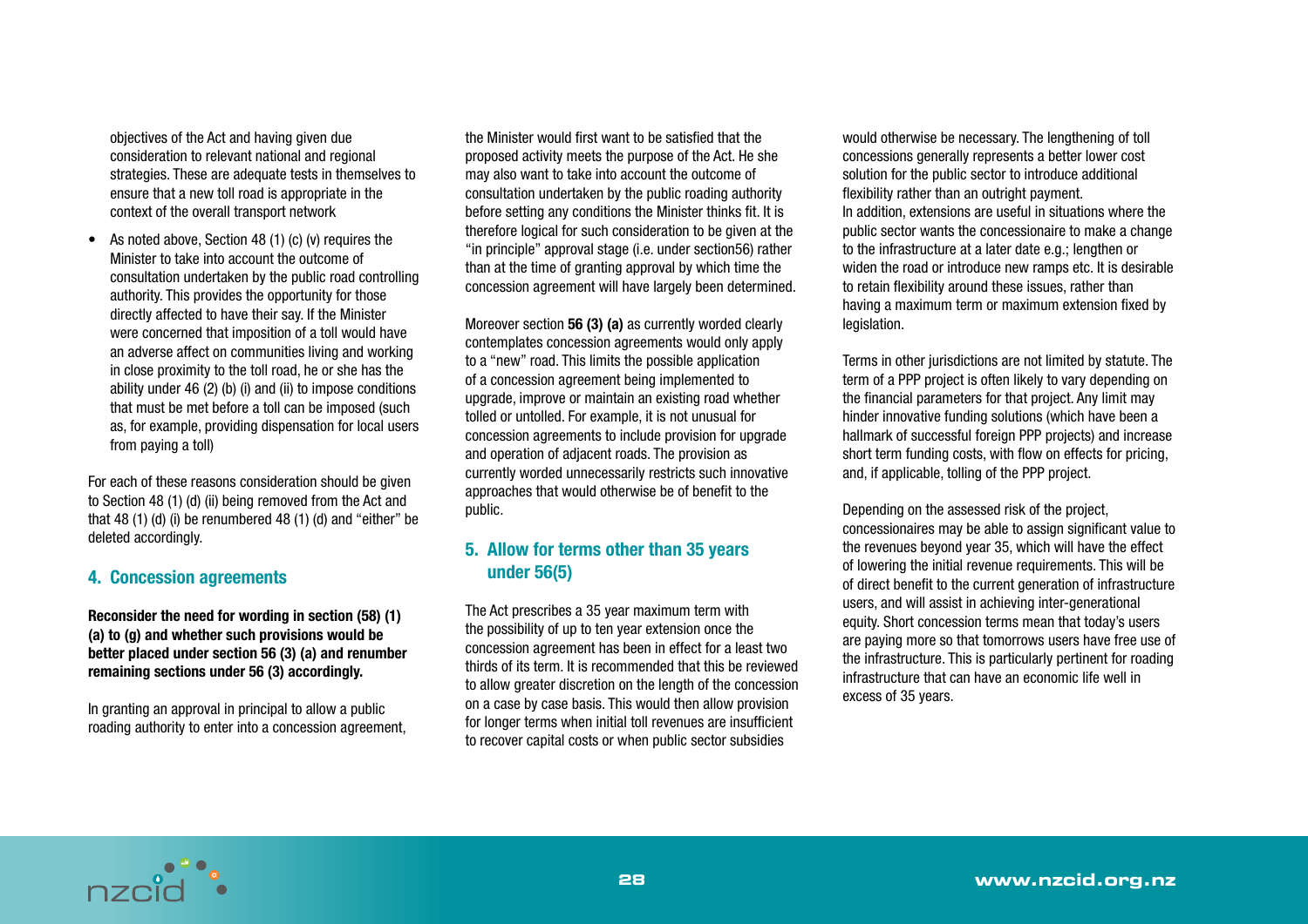objectives of the Act and having given due consideration to relevant national and regional strategies. These are adequate tests in themselves to ensure that a new toll road is appropriate in the context of the overall transport network

- As noted above, Section 48 (1) (c) (v) requires the Minister to take into account the outcome of consultation undertaken by the public road controlling authority. This provides the opportunity for those directly affected to have their say. If the Minister were concerned that imposition of a toll would have an adverse affect on communities living and working in close proximity to the toll road, he or she has the ability under 46 (2) (b) (i) and (ii) to impose conditions that must be met before a toll can be imposed (such as, for example, providing dispensation for local users from paying a toll)

For each of these reasons consideration should be given to Section 48 (1) (d) (ii) being removed from the Act and that 48 (1) (d) (i) be renumbered 48 (1) (d) and "either" be deleted accordingly.

## 4. Concession agreements

**Reconsider the need for wording in section (58) (1) (a) to (g) and whether such provisions would be better placed under section 56 (3) (a) and renumber remaining sections under 56 (3) accordingly.**

In granting an approval in principal to allow a public roading authority to enter into a concession agreement, the Minister would first want to be satisfied that the proposed activity meets the purpose of the Act. He she may also want to take into account the outcome of consultation undertaken by the public roading authority before setting any conditions the Minister thinks fit. It is therefore logical for such consideration to be given at the "in principle" approval stage (i.e. under section56) rather than at the time of granting approval by which time the concession agreement will have largely been determined.

Moreover section **56 (3) (a)** as currently worded clearly contemplates concession agreements would only apply to a "new" road. This limits the possible application of a concession agreement being implemented to upgrade, improve or maintain an existing road whether tolled or untolled. For example, it is not unusual for concession agreements to include provision for upgrade and operation of adjacent roads. The provision as currently worded unnecessarily restricts such innovative approaches that would otherwise be of benefit to the public.

## 5. Allow for terms other than 35 years under 56(5)

The Act prescribes a 35 year maximum term with the possibility of up to ten year extension once the concession agreement has been in effect for a least two thirds of its term. It is recommended that this be reviewed to allow greater discretion on the length of the concession on a case by case basis. This would then allow provision for longer terms when initial toll revenues are insufficient to recover capital costs or when public sector subsidies would otherwise be necessary. The lengthening of toll concessions generally represents a better lower cost solution for the public sector to introduce additional flexibility rather than an outright payment.

In addition, extensions are useful in situations where the public sector wants the concessionaire to make a change to the infrastructure at a later date e.g.; lengthen or widen the road or introduce new ramps etc. It is desirable to retain flexibility around these issues, rather than having a maximum term or maximum extension fixed by legislation.

Terms in other jurisdictions are not limited by statute. The term of a PPP project is often likely to vary depending on the financial parameters for that project. Any limit may hinder innovative funding solutions (which have been a hallmark of successful foreign PPP projects) and increase short term funding costs, with flow on effects for pricing, and, if applicable, tolling of the PPP project.

Depending on the assessed risk of the project, concessionaires may be able to assign significant value to the revenues beyond year 35, which will have the effect of lowering the initial revenue requirements. This will be of direct benefit to the current generation of infrastructure users, and will assist in achieving inter-generational equity. Short concession terms mean that today's users are paying more so that tomorrows users have free use of the infrastructure. This is particularly pertinent for roading infrastructure that can have an economic life well in excess of 35 years.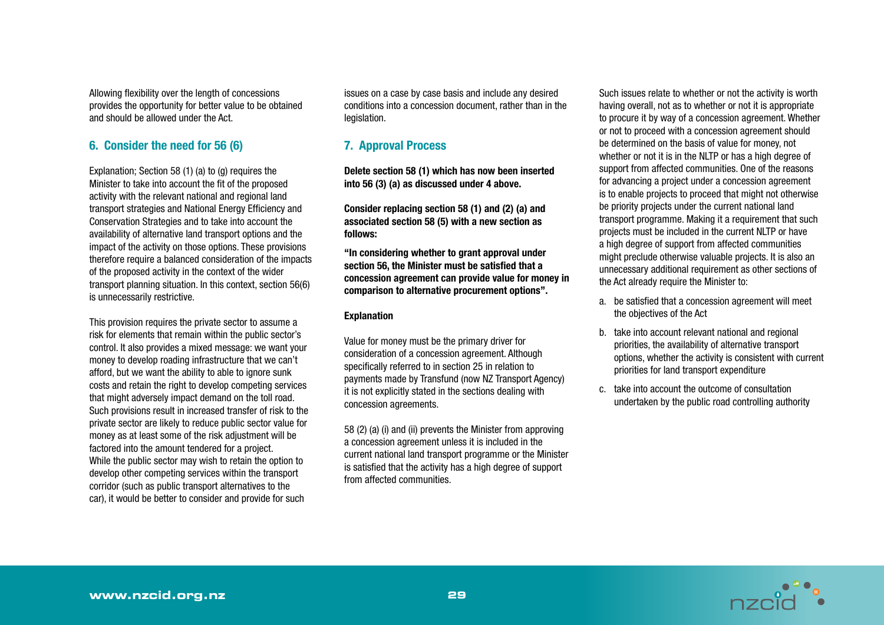Allowing flexibility over the length of concessions provides the opportunity for better value to be obtained and should be allowed under the Act.

## 6. Consider the need for 56 (6)

Explanation; Section 58 (1) (a) to (g) requires the Minister to take into account the fit of the proposed activity with the relevant national and regional land transport strategies and National Energy Efficiency and Conservation Strategies and to take into account the availability of alternative land transport options and the impact of the activity on those options. These provisions therefore require a balanced consideration of the impacts of the proposed activity in the context of the wider transport planning situation. In this context, section 56(6) is unnecessarily restrictive.

This provision requires the private sector to assume a risk for elements that remain within the public sector's control. It also provides a mixed message: we want your money to develop roading infrastructure that we can't afford, but we want the ability to able to ignore sunk costs and retain the right to develop competing services that might adversely impact demand on the toll road. Such provisions result in increased transfer of risk to the private sector are likely to reduce public sector value for money as at least some of the risk adjustment will be factored into the amount tendered for a project.
While the public sector may wish to retain the option to develop other competing services within the transport corridor (such as public transport alternatives to the car), it would be better to consider and provide for such issues on a case by case basis and include any desired conditions into a concession document, rather than in the legislation.

## 7. Approval Process

**Delete section 58 (1) which has now been inserted into 56 (3) (a) as discussed under 4 above.**

**Consider replacing section 58 (1) and (2) (a) and associated section 58 (5) with a new section as follows:**

**"In considering whether to grant approval under section 56, the Minister must be satisfied that a concession agreement can provide value for money in comparison to alternative procurement options".**

**Explanation**

Value for money must be the primary driver for consideration of a concession agreement. Although specifically referred to in section 25 in relation to payments made by Transfund (now NZ Transport Agency) it is not explicitly stated in the sections dealing with concession agreements.

58 (2) (a) (i) and (ii) prevents the Minister from approving a concession agreement unless it is included in the current national land transport programme or the Minister is satisfied that the activity has a high degree of support from affected communities.

Such issues relate to whether or not the activity is worth having overall, not as to whether or not it is appropriate to procure it by way of a concession agreement. Whether or not to proceed with a concession agreement should be determined on the basis of value for money, not whether or not it is in the NLTP or has a high degree of support from affected communities. One of the reasons for advancing a project under a concession agreement is to enable projects to proceed that might not otherwise be priority projects under the current national land transport programme. Making it a requirement that such projects must be included in the current NLTP or have a high degree of support from affected communities might preclude otherwise valuable projects. It is also an unnecessary additional requirement as other sections of the Act already require the Minister to:

a. be satisfied that a concession agreement will meet the objectives of the Act

b. take into account relevant national and regional priorities, the availability of alternative transport options, whether the activity is consistent with current priorities for land transport expenditure

c. take into account the outcome of consultation undertaken by the public road controlling authority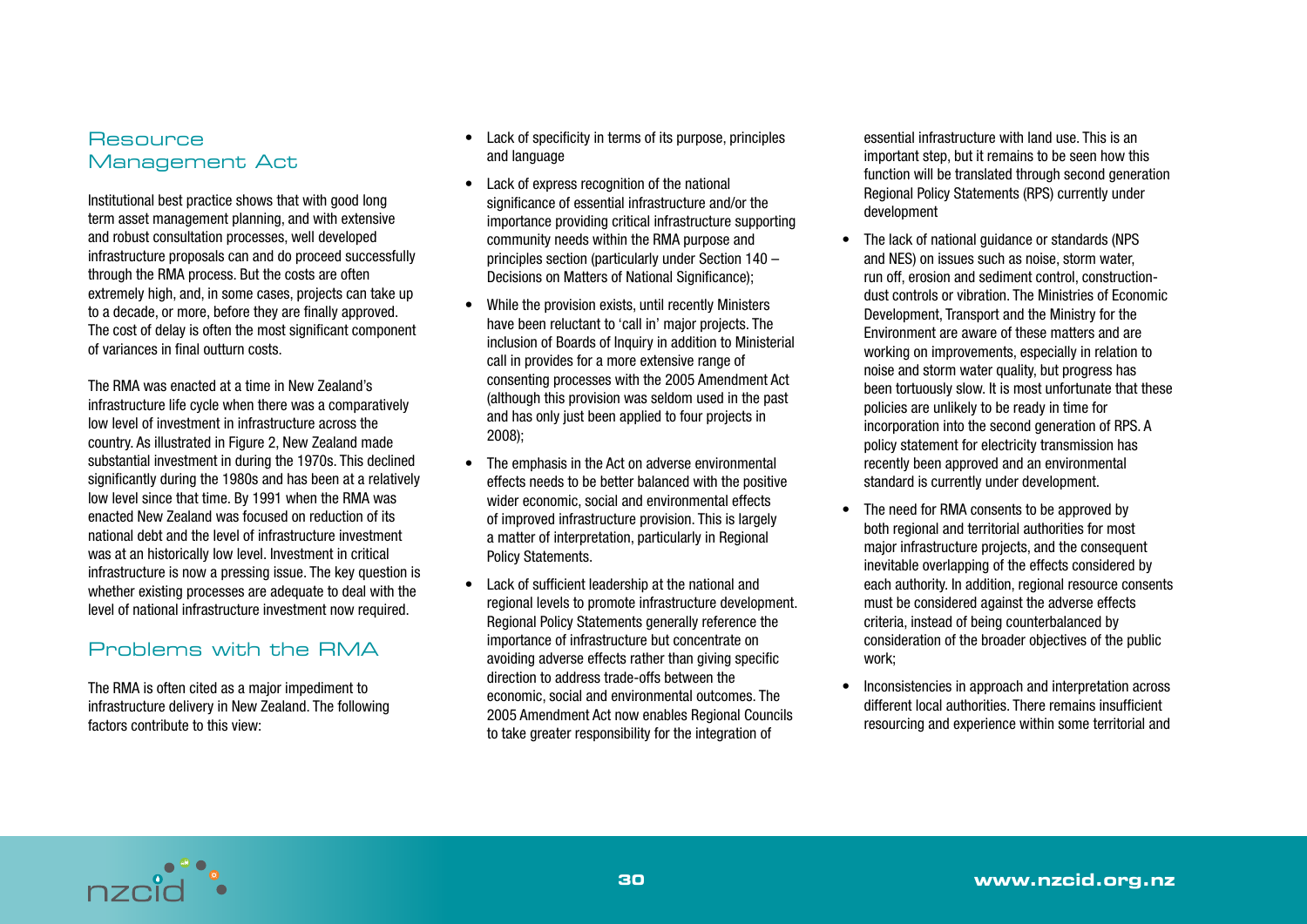## Resource Management Act

Institutional best practice shows that with good long term asset management planning, and with extensive and robust consultation processes, well developed infrastructure proposals can and do proceed successfully through the RMA process. But the costs are often extremely high, and, in some cases, projects can take up to a decade, or more, before they are finally approved. The cost of delay is often the most significant component of variances in final outturn costs.

The RMA was enacted at a time in New Zealand's infrastructure life cycle when there was a comparatively low level of investment in infrastructure across the country. As illustrated in Figure 2, New Zealand made substantial investment in during the 1970s. This declined significantly during the 1980s and has been at a relatively low level since that time. By 1991 when the RMA was enacted New Zealand was focused on reduction of its national debt and the level of infrastructure investment was at an historically low level. Investment in critical infrastructure is now a pressing issue. The key question is whether existing processes are adequate to deal with the level of national infrastructure investment now required.

## Problems with the RMA

The RMA is often cited as a major impediment to infrastructure delivery in New Zealand. The following factors contribute to this view:

- Lack of specificity in terms of its purpose, principles and language
- Lack of express recognition of the national significance of essential infrastructure and/or the importance providing critical infrastructure supporting community needs within the RMA purpose and principles section (particularly under Section 140 – Decisions on Matters of National Significance);
- While the provision exists, until recently Ministers have been reluctant to 'call in' major projects. The inclusion of Boards of Inquiry in addition to Ministerial call in provides for a more extensive range of consenting processes with the 2005 Amendment Act (although this provision was seldom used in the past and has only just been applied to four projects in 2008);
- The emphasis in the Act on adverse environmental effects needs to be better balanced with the positive wider economic, social and environmental effects of improved infrastructure provision. This is largely a matter of interpretation, particularly in Regional Policy Statements.
- Lack of sufficient leadership at the national and regional levels to promote infrastructure development. Regional Policy Statements generally reference the importance of infrastructure but concentrate on avoiding adverse effects rather than giving specific direction to address trade-offs between the economic, social and environmental outcomes. The 2005 Amendment Act now enables Regional Councils to take greater responsibility for the integration of essential infrastructure with land use. This is an important step, but it remains to be seen how this function will be translated through second generation Regional Policy Statements (RPS) currently under development
- The lack of national guidance or standards (NPS and NES) on issues such as noise, storm water, run off, erosion and sediment control, construction-dust controls or vibration. The Ministries of Economic Development, Transport and the Ministry for the Environment are aware of these matters and are working on improvements, especially in relation to noise and storm water quality, but progress has been tortuously slow. It is most unfortunate that these policies are unlikely to be ready in time for incorporation into the second generation of RPS. A policy statement for electricity transmission has recently been approved and an environmental standard is currently under development.
- The need for RMA consents to be approved by both regional and territorial authorities for most major infrastructure projects, and the consequent inevitable overlapping of the effects considered by each authority. In addition, regional resource consents must be considered against the adverse effects criteria, instead of being counterbalanced by consideration of the broader objectives of the public work;
- Inconsistencies in approach and interpretation across different local authorities. There remains insufficient resourcing and experience within some territorial and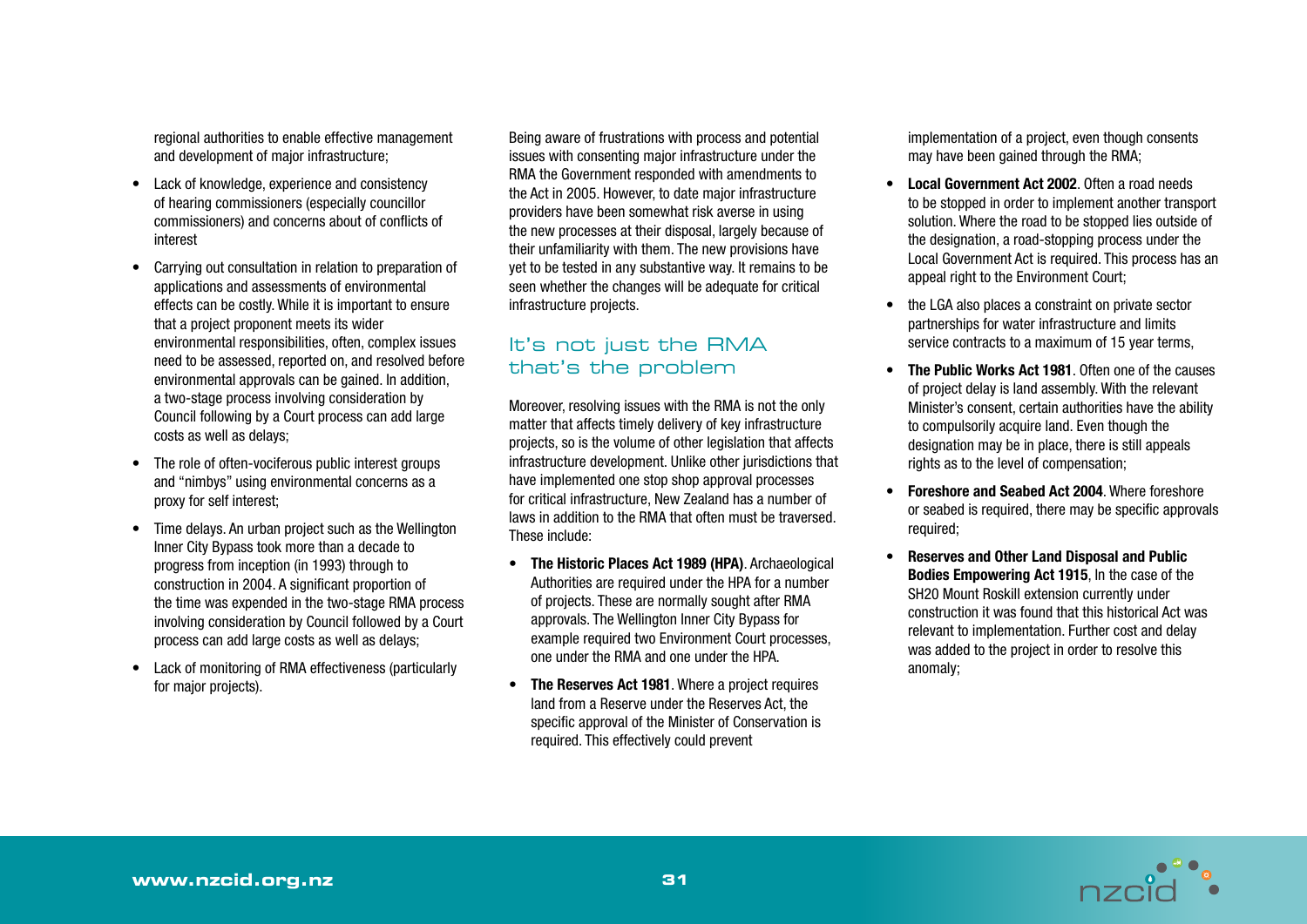regional authorities to enable effective management and development of major infrastructure;

- Lack of knowledge, experience and consistency of hearing commissioners (especially councillor commissioners) and concerns about of conflicts of interest
- Carrying out consultation in relation to preparation of applications and assessments of environmental effects can be costly. While it is important to ensure that a project proponent meets its wider environmental responsibilities, often, complex issues need to be assessed, reported on, and resolved before environmental approvals can be gained. In addition, a two-stage process involving consideration by Council following by a Court process can add large costs as well as delays;
- The role of often-vociferous public interest groups and "nimbys" using environmental concerns as a proxy for self interest;
- Time delays. An urban project such as the Wellington Inner City Bypass took more than a decade to progress from inception (in 1993) through to construction in 2004. A significant proportion of the time was expended in the two-stage RMA process involving consideration by Council followed by a Court process can add large costs as well as delays;
- Lack of monitoring of RMA effectiveness (particularly for major projects).

Being aware of frustrations with process and potential issues with consenting major infrastructure under the RMA the Government responded with amendments to the Act in 2005. However, to date major infrastructure providers have been somewhat risk averse in using the new processes at their disposal, largely because of their unfamiliarity with them. The new provisions have yet to be tested in any substantive way. It remains to be seen whether the changes will be adequate for critical infrastructure projects.

## It's not just the RMA that's the problem

Moreover, resolving issues with the RMA is not the only matter that affects timely delivery of key infrastructure projects, so is the volume of other legislation that affects infrastructure development. Unlike other jurisdictions that have implemented one stop shop approval processes for critical infrastructure, New Zealand has a number of laws in addition to the RMA that often must be traversed. These include:

- **The Historic Places Act 1989 (HPA)**. Archaeological Authorities are required under the HPA for a number of projects. These are normally sought after RMA approvals. The Wellington Inner City Bypass for example required two Environment Court processes, one under the RMA and one under the HPA.
- **The Reserves Act 1981**. Where a project requires land from a Reserve under the Reserves Act, the specific approval of the Minister of Conservation is required. This effectively could prevent implementation of a project, even though consents may have been gained through the RMA;
- **Local Government Act 2002**. Often a road needs to be stopped in order to implement another transport solution. Where the road to be stopped lies outside of the designation, a road-stopping process under the Local Government Act is required. This process has an appeal right to the Environment Court;
- the LGA also places a constraint on private sector partnerships for water infrastructure and limits service contracts to a maximum of 15 year terms,
- **The Public Works Act 1981**. Often one of the causes of project delay is land assembly. With the relevant Minister's consent, certain authorities have the ability to compulsorily acquire land. Even though the designation may be in place, there is still appeals rights as to the level of compensation;
- **Foreshore and Seabed Act 2004**. Where foreshore or seabed is required, there may be specific approvals required;
- **Reserves and Other Land Disposal and Public Bodies Empowering Act 1915**, In the case of the SH20 Mount Roskill extension currently under construction it was found that this historical Act was relevant to implementation. Further cost and delay was added to the project in order to resolve this anomaly;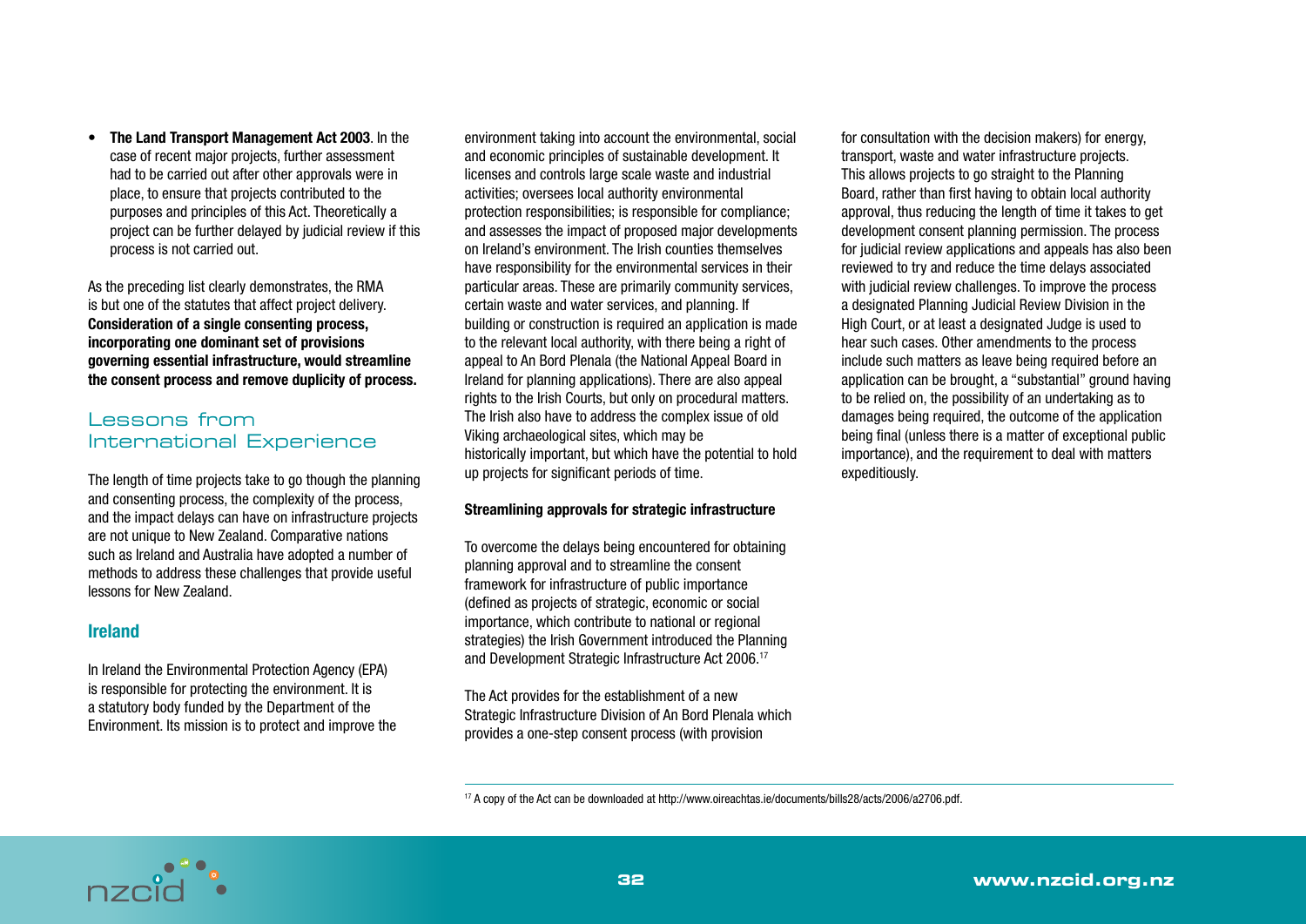- **The Land Transport Management Act 2003**. In the case of recent major projects, further assessment had to be carried out after other approvals were in place, to ensure that projects contributed to the purposes and principles of this Act. Theoretically a project can be further delayed by judicial review if this process is not carried out.

As the preceding list clearly demonstrates, the RMA is but one of the statutes that affect project delivery. **Consideration of a single consenting process, incorporating one dominant set of provisions governing essential infrastructure, would streamline the consent process and remove duplicity of process.**

## Lessons from International Experience

The length of time projects take to go though the planning and consenting process, the complexity of the process, and the impact delays can have on infrastructure projects are not unique to New Zealand. Comparative nations such as Ireland and Australia have adopted a number of methods to address these challenges that provide useful lessons for New Zealand.

### Ireland

In Ireland the Environmental Protection Agency (EPA) is responsible for protecting the environment. It is a statutory body funded by the Department of the Environment. Its mission is to protect and improve the environment taking into account the environmental, social and economic principles of sustainable development. It licenses and controls large scale waste and industrial activities; oversees local authority environmental protection responsibilities; is responsible for compliance; and assesses the impact of proposed major developments on Ireland's environment. The Irish counties themselves have responsibility for the environmental services in their particular areas. These are primarily community services, certain waste and water services, and planning. If building or construction is required an application is made to the relevant local authority, with there being a right of appeal to An Bord Plenala (the National Appeal Board in Ireland for planning applications). There are also appeal rights to the Irish Courts, but only on procedural matters. The Irish also have to address the complex issue of old Viking archaeological sites, which may be historically important, but which have the potential to hold up projects for significant periods of time.

**Streamlining approvals for strategic infrastructure**

To overcome the delays being encountered for obtaining planning approval and to streamline the consent framework for infrastructure of public importance (defined as projects of strategic, economic or social importance, which contribute to national or regional strategies) the Irish Government introduced the Planning and Development Strategic Infrastructure Act 2006.[17]

The Act provides for the establishment of a new Strategic Infrastructure Division of An Bord Plenala which provides a one-step consent process (with provision for consultation with the decision makers) for energy, transport, waste and water infrastructure projects. This allows projects to go straight to the Planning Board, rather than first having to obtain local authority approval, thus reducing the length of time it takes to get development consent planning permission. The process for judicial review applications and appeals has also been reviewed to try and reduce the time delays associated with judicial review challenges. To improve the process a designated Planning Judicial Review Division in the High Court, or at least a designated Judge is used to hear such cases. Other amendments to the process include such matters as leave being required before an application can be brought, a "substantial" ground having to be relied on, the possibility of an undertaking as to damages being required, the outcome of the application being final (unless there is a matter of exceptional public importance), and the requirement to deal with matters expeditiously.

[17] A copy of the Act can be downloaded at http://www.oireachtas.ie/documents/bills28/acts/2006/a2706.pdf.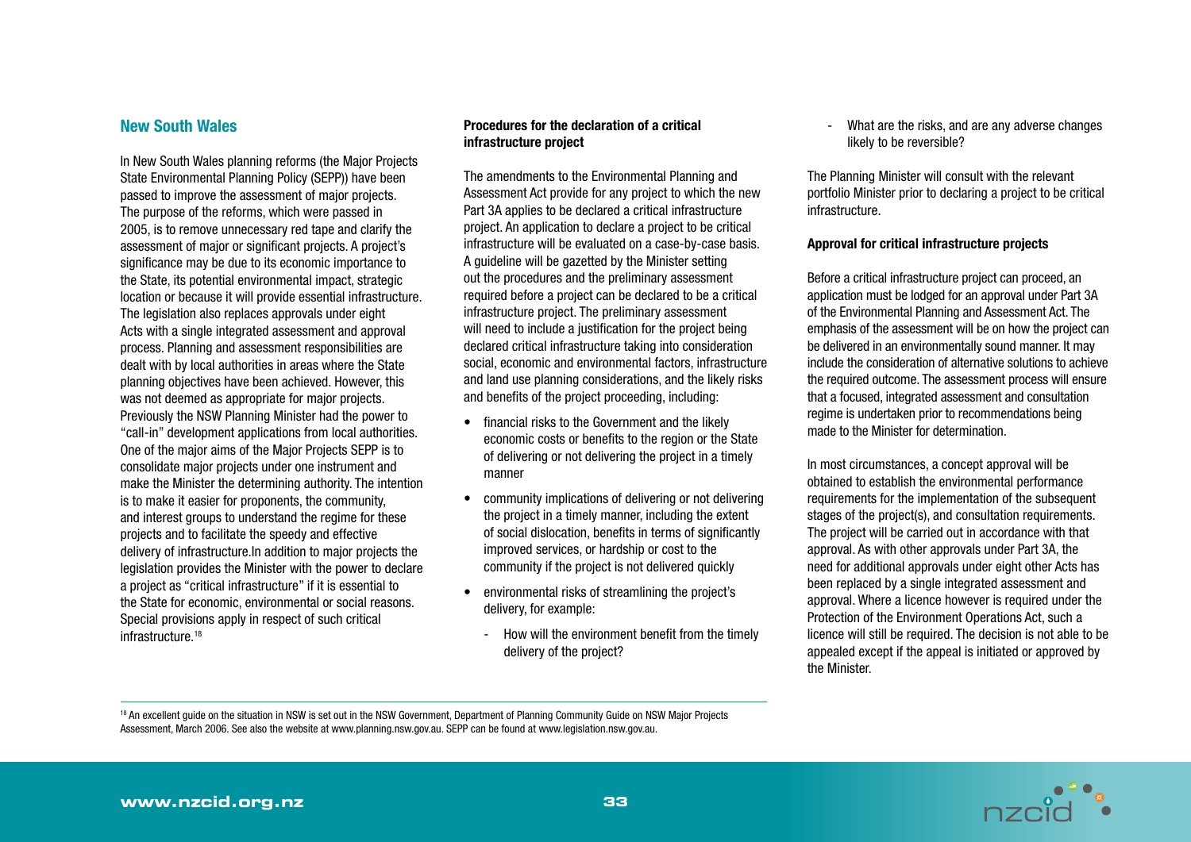## New South Wales

In New South Wales planning reforms (the Major Projects State Environmental Planning Policy (SEPP)) have been passed to improve the assessment of major projects. The purpose of the reforms, which were passed in 2005, is to remove unnecessary red tape and clarify the assessment of major or significant projects. A project's significance may be due to its economic importance to the State, its potential environmental impact, strategic location or because it will provide essential infrastructure. The legislation also replaces approvals under eight Acts with a single integrated assessment and approval process. Planning and assessment responsibilities are dealt with by local authorities in areas where the State planning objectives have been achieved. However, this was not deemed as appropriate for major projects. Previously the NSW Planning Minister had the power to "call-in" development applications from local authorities. One of the major aims of the Major Projects SEPP is to consolidate major projects under one instrument and make the Minister the determining authority. The intention is to make it easier for proponents, the community, and interest groups to understand the regime for these projects and to facilitate the speedy and effective delivery of infrastructure.In addition to major projects the legislation provides the Minister with the power to declare a project as "critical infrastructure" if it is essential to the State for economic, environmental or social reasons. Special provisions apply in respect of such critical infrastructure.[18]

**Procedures for the declaration of a critical infrastructure project**

The amendments to the Environmental Planning and Assessment Act provide for any project to which the new Part 3A applies to be declared a critical infrastructure project. An application to declare a project to be critical infrastructure will be evaluated on a case-by-case basis. A guideline will be gazetted by the Minister setting out the procedures and the preliminary assessment required before a project can be declared to be a critical infrastructure project. The preliminary assessment will need to include a justification for the project being declared critical infrastructure taking into consideration social, economic and environmental factors, infrastructure and land use planning considerations, and the likely risks and benefits of the project proceeding, including:

- financial risks to the Government and the likely economic costs or benefits to the region or the State of delivering or not delivering the project in a timely manner
- community implications of delivering or not delivering the project in a timely manner, including the extent of social dislocation, benefits in terms of significantly improved services, or hardship or cost to the community if the project is not delivered quickly
- environmental risks of streamlining the project's delivery, for example:
  - How will the environment benefit from the timely delivery of the project?
  - What are the risks, and are any adverse changes likely to be reversible?

The Planning Minister will consult with the relevant portfolio Minister prior to declaring a project to be critical infrastructure.

**Approval for critical infrastructure projects**

Before a critical infrastructure project can proceed, an application must be lodged for an approval under Part 3A of the Environmental Planning and Assessment Act. The emphasis of the assessment will be on how the project can be delivered in an environmentally sound manner. It may include the consideration of alternative solutions to achieve the required outcome. The assessment process will ensure that a focused, integrated assessment and consultation regime is undertaken prior to recommendations being made to the Minister for determination.

In most circumstances, a concept approval will be obtained to establish the environmental performance requirements for the implementation of the subsequent stages of the project(s), and consultation requirements. The project will be carried out in accordance with that approval. As with other approvals under Part 3A, the need for additional approvals under eight other Acts has been replaced by a single integrated assessment and approval. Where a licence however is required under the Protection of the Environment Operations Act, such a licence will still be required. The decision is not able to be appealed except if the appeal is initiated or approved by the Minister.

---

[18] An excellent guide on the situation in NSW is set out in the NSW Government, Department of Planning Community Guide on NSW Major Projects Assessment, March 2006. See also the website at www.planning.nsw.gov.au. SEPP can be found at www.legislation.nsw.gov.au.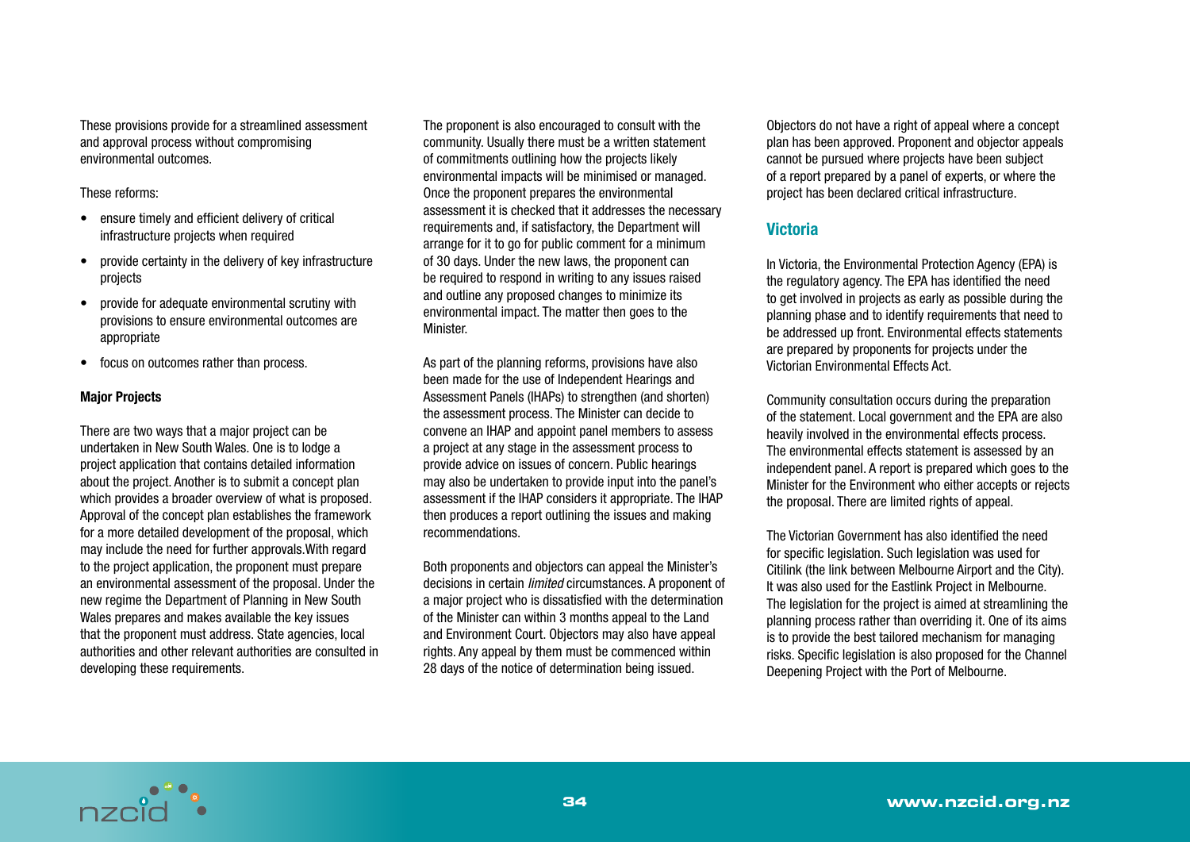These provisions provide for a streamlined assessment and approval process without compromising environmental outcomes.

These reforms:

- ensure timely and efficient delivery of critical infrastructure projects when required
- provide certainty in the delivery of key infrastructure projects
- provide for adequate environmental scrutiny with provisions to ensure environmental outcomes are appropriate
- focus on outcomes rather than process.

**Major Projects**

There are two ways that a major project can be undertaken in New South Wales. One is to lodge a project application that contains detailed information about the project. Another is to submit a concept plan which provides a broader overview of what is proposed. Approval of the concept plan establishes the framework for a more detailed development of the proposal, which may include the need for further approvals.With regard to the project application, the proponent must prepare an environmental assessment of the proposal. Under the new regime the Department of Planning in New South Wales prepares and makes available the key issues that the proponent must address. State agencies, local authorities and other relevant authorities are consulted in developing these requirements.

The proponent is also encouraged to consult with the community. Usually there must be a written statement of commitments outlining how the projects likely environmental impacts will be minimised or managed. Once the proponent prepares the environmental assessment it is checked that it addresses the necessary requirements and, if satisfactory, the Department will arrange for it to go for public comment for a minimum of 30 days. Under the new laws, the proponent can be required to respond in writing to any issues raised and outline any proposed changes to minimize its environmental impact. The matter then goes to the Minister.

As part of the planning reforms, provisions have also been made for the use of Independent Hearings and Assessment Panels (IHAPs) to strengthen (and shorten) the assessment process. The Minister can decide to convene an IHAP and appoint panel members to assess a project at any stage in the assessment process to provide advice on issues of concern. Public hearings may also be undertaken to provide input into the panel's assessment if the IHAP considers it appropriate. The IHAP then produces a report outlining the issues and making recommendations.

Both proponents and objectors can appeal the Minister's decisions in certain *limited* circumstances. A proponent of a major project who is dissatisfied with the determination of the Minister can within 3 months appeal to the Land and Environment Court. Objectors may also have appeal rights. Any appeal by them must be commenced within 28 days of the notice of determination being issued.

Objectors do not have a right of appeal where a concept plan has been approved. Proponent and objector appeals cannot be pursued where projects have been subject of a report prepared by a panel of experts, or where the project has been declared critical infrastructure.

## Victoria

In Victoria, the Environmental Protection Agency (EPA) is the regulatory agency. The EPA has identified the need to get involved in projects as early as possible during the planning phase and to identify requirements that need to be addressed up front. Environmental effects statements are prepared by proponents for projects under the Victorian Environmental Effects Act.

Community consultation occurs during the preparation of the statement. Local government and the EPA are also heavily involved in the environmental effects process. The environmental effects statement is assessed by an independent panel. A report is prepared which goes to the Minister for the Environment who either accepts or rejects the proposal. There are limited rights of appeal.

The Victorian Government has also identified the need for specific legislation. Such legislation was used for Citilink (the link between Melbourne Airport and the City). It was also used for the Eastlink Project in Melbourne. The legislation for the project is aimed at streamlining the planning process rather than overriding it. One of its aims is to provide the best tailored mechanism for managing risks. Specific legislation is also proposed for the Channel Deepening Project with the Port of Melbourne.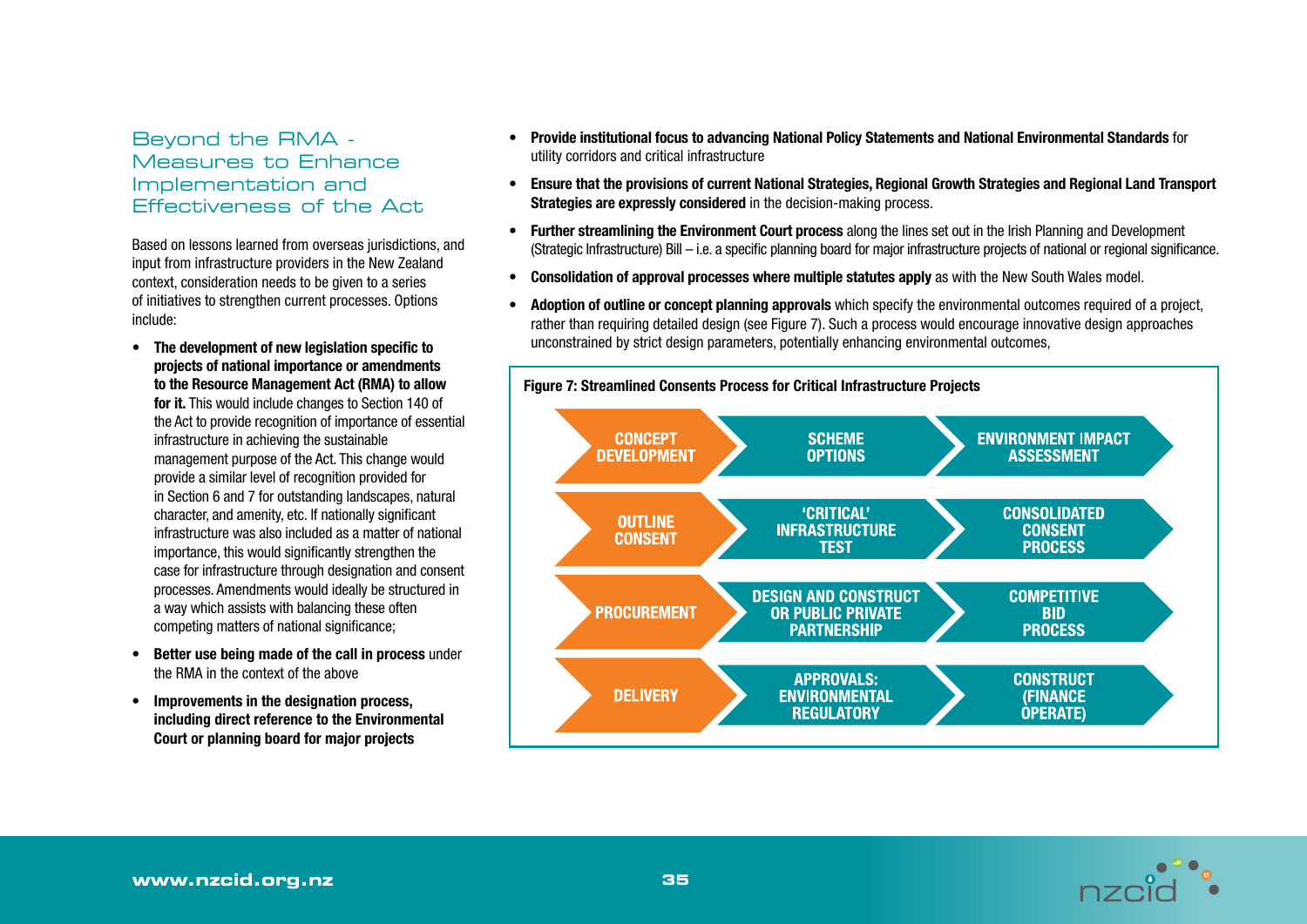## Beyond the RMA - Measures to Enhance Implementation and Effectiveness of the Act

Based on lessons learned from overseas jurisdictions, and input from infrastructure providers in the New Zealand context, consideration needs to be given to a series of initiatives to strengthen current processes. Options include:

- **The development of new legislation specific to projects of national importance or amendments to the Resource Management Act (RMA) to allow for it.** This would include changes to Section 140 of the Act to provide recognition of importance of essential infrastructure in achieving the sustainable management purpose of the Act. This change would provide a similar level of recognition provided for in Section 6 and 7 for outstanding landscapes, natural character, and amenity, etc. If nationally significant infrastructure was also included as a matter of national importance, this would significantly strengthen the case for infrastructure through designation and consent processes. Amendments would ideally be structured in a way which assists with balancing these often competing matters of national significance;
- **Better use being made of the call in process** under the RMA in the context of the above
- **Improvements in the designation process, including direct reference to the Environmental Court or planning board for major projects**
- **Provide institutional focus to advancing National Policy Statements and National Environmental Standards** for utility corridors and critical infrastructure
- **Ensure that the provisions of current National Strategies, Regional Growth Strategies and Regional Land Transport Strategies are expressly considered** in the decision-making process.
- **Further streamlining the Environment Court process** along the lines set out in the Irish Planning and Development (Strategic Infrastructure) Bill – i.e. a specific planning board for major infrastructure projects of national or regional significance.
- **Consolidation of approval processes where multiple statutes apply** as with the New South Wales model.
- **Adoption of outline or concept planning approvals** which specify the environmental outcomes required of a project, rather than requiring detailed design (see Figure 7). Such a process would encourage innovative design approaches unconstrained by strict design parameters, potentially enhancing environmental outcomes,

**Figure 7: Streamlined Consents Process for Critical Infrastructure Projects**

| | | |
|---|---|---|
| CONCEPT DEVELOPMENT | SCHEME OPTIONS | ENVIRONMENT IMPACT ASSESSMENT |
| OUTLINE CONSENT | 'CRITICAL' INFRASTRUCTURE TEST | CONSOLIDATED CONSENT PROCESS |
| PROCUREMENT | DESIGN AND CONSTRUCT OR PUBLIC PRIVATE PARTNERSHIP | COMPETITIVE BID PROCESS |
| DELIVERY | APPROVALS: ENVIRONMENTAL REGULATORY | CONSTRUCT (FINANCE OPERATE) |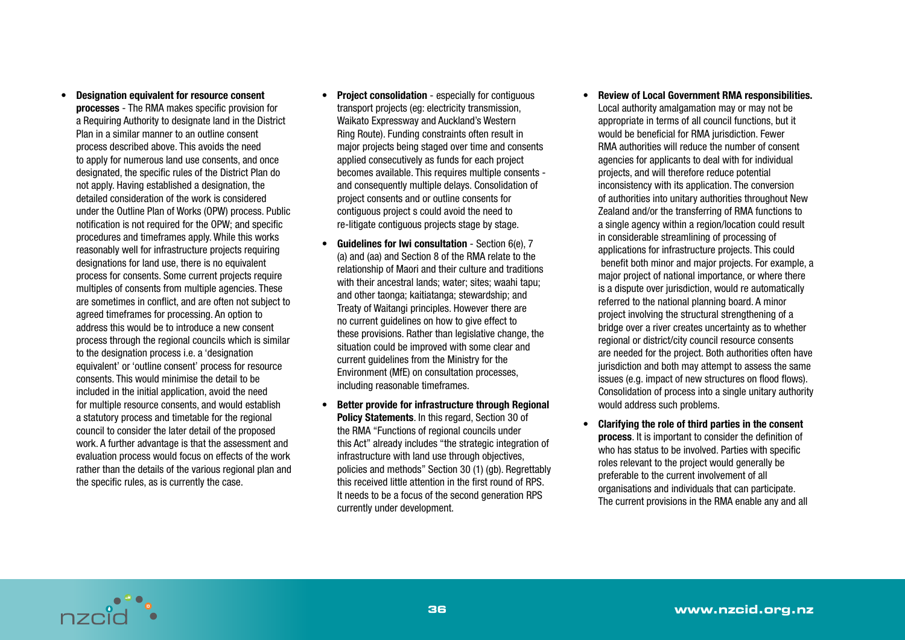- **Designation equivalent for resource consent processes** - The RMA makes specific provision for a Requiring Authority to designate land in the District Plan in a similar manner to an outline consent process described above. This avoids the need to apply for numerous land use consents, and once designated, the specific rules of the District Plan do not apply. Having established a designation, the detailed consideration of the work is considered under the Outline Plan of Works (OPW) process. Public notification is not required for the OPW; and specific procedures and timeframes apply. While this works reasonably well for infrastructure projects requiring designations for land use, there is no equivalent process for consents. Some current projects require multiples of consents from multiple agencies. These are sometimes in conflict, and are often not subject to agreed timeframes for processing. An option to address this would be to introduce a new consent process through the regional councils which is similar to the designation process i.e. a 'designation equivalent' or 'outline consent' process for resource consents. This would minimise the detail to be included in the initial application, avoid the need for multiple resource consents, and would establish a statutory process and timetable for the regional council to consider the later detail of the proposed work. A further advantage is that the assessment and evaluation process would focus on effects of the work rather than the details of the various regional plan and the specific rules, as is currently the case.

- **Project consolidation** - especially for contiguous transport projects (eg: electricity transmission, Waikato Expressway and Auckland's Western Ring Route). Funding constraints often result in major projects being staged over time and consents applied consecutively as funds for each project becomes available. This requires multiple consents - and consequently multiple delays. Consolidation of project consents and or outline consents for contiguous project s could avoid the need to re-litigate contiguous projects stage by stage.

- **Guidelines for Iwi consultation** - Section 6(e), 7 (a) and (aa) and Section 8 of the RMA relate to the relationship of Maori and their culture and traditions with their ancestral lands; water; sites; waahi tapu; and other taonga; kaitiatanga; stewardship; and Treaty of Waitangi principles. However there are no current guidelines on how to give effect to these provisions. Rather than legislative change, the situation could be improved with some clear and current guidelines from the Ministry for the Environment (MfE) on consultation processes, including reasonable timeframes.

- **Better provide for infrastructure through Regional Policy Statements**. In this regard, Section 30 of the RMA "Functions of regional councils under this Act" already includes "the strategic integration of infrastructure with land use through objectives, policies and methods" Section 30 (1) (gb). Regrettably this received little attention in the first round of RPS. It needs to be a focus of the second generation RPS currently under development.

- **Review of Local Government RMA responsibilities.** Local authority amalgamation may or may not be appropriate in terms of all council functions, but it would be beneficial for RMA jurisdiction. Fewer RMA authorities will reduce the number of consent agencies for applicants to deal with for individual projects, and will therefore reduce potential inconsistency with its application. The conversion of authorities into unitary authorities throughout New Zealand and/or the transferring of RMA functions to a single agency within a region/location could result in considerable streamlining of processing of applications for infrastructure projects. This could benefit both minor and major projects. For example, a major project of national importance, or where there is a dispute over jurisdiction, would re automatically referred to the national planning board. A minor project involving the structural strengthening of a bridge over a river creates uncertainty as to whether regional or district/city council resource consents are needed for the project. Both authorities often have jurisdiction and both may attempt to assess the same issues (e.g. impact of new structures on flood flows). Consolidation of process into a single unitary authority would address such problems.

- **Clarifying the role of third parties in the consent process**. It is important to consider the definition of who has status to be involved. Parties with specific roles relevant to the project would generally be preferable to the current involvement of all organisations and individuals that can participate. The current provisions in the RMA enable any and all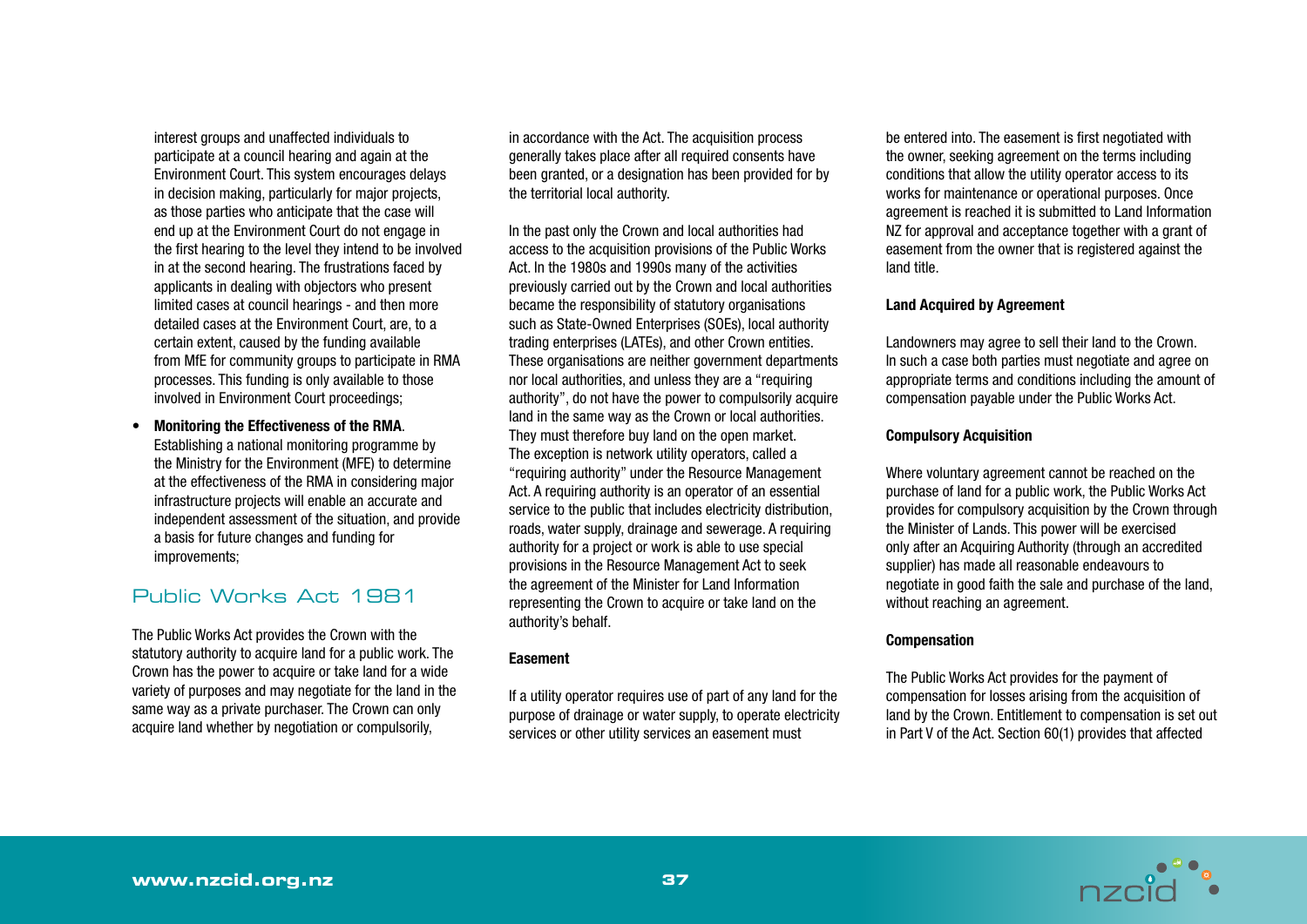interest groups and unaffected individuals to participate at a council hearing and again at the Environment Court. This system encourages delays in decision making, particularly for major projects, as those parties who anticipate that the case will end up at the Environment Court do not engage in the first hearing to the level they intend to be involved in at the second hearing. The frustrations faced by applicants in dealing with objectors who present limited cases at council hearings - and then more detailed cases at the Environment Court, are, to a certain extent, caused by the funding available from MfE for community groups to participate in RMA processes. This funding is only available to those involved in Environment Court proceedings;

- **Monitoring the Effectiveness of the RMA**. Establishing a national monitoring programme by the Ministry for the Environment (MFE) to determine at the effectiveness of the RMA in considering major infrastructure projects will enable an accurate and independent assessment of the situation, and provide a basis for future changes and funding for improvements;

## Public Works Act 1981

The Public Works Act provides the Crown with the statutory authority to acquire land for a public work. The Crown has the power to acquire or take land for a wide variety of purposes and may negotiate for the land in the same way as a private purchaser. The Crown can only acquire land whether by negotiation or compulsorily, in accordance with the Act. The acquisition process generally takes place after all required consents have been granted, or a designation has been provided for by the territorial local authority.

In the past only the Crown and local authorities had access to the acquisition provisions of the Public Works Act. In the 1980s and 1990s many of the activities previously carried out by the Crown and local authorities became the responsibility of statutory organisations such as State-Owned Enterprises (SOEs), local authority trading enterprises (LATEs), and other Crown entities. These organisations are neither government departments nor local authorities, and unless they are a "requiring authority", do not have the power to compulsorily acquire land in the same way as the Crown or local authorities. They must therefore buy land on the open market. The exception is network utility operators, called a "requiring authority" under the Resource Management Act. A requiring authority is an operator of an essential service to the public that includes electricity distribution, roads, water supply, drainage and sewerage. A requiring authority for a project or work is able to use special provisions in the Resource Management Act to seek the agreement of the Minister for Land Information representing the Crown to acquire or take land on the authority's behalf.

**Easement**

If a utility operator requires use of part of any land for the purpose of drainage or water supply, to operate electricity services or other utility services an easement must be entered into. The easement is first negotiated with the owner, seeking agreement on the terms including conditions that allow the utility operator access to its works for maintenance or operational purposes. Once agreement is reached it is submitted to Land Information NZ for approval and acceptance together with a grant of easement from the owner that is registered against the land title.

**Land Acquired by Agreement**

Landowners may agree to sell their land to the Crown. In such a case both parties must negotiate and agree on appropriate terms and conditions including the amount of compensation payable under the Public Works Act.

**Compulsory Acquisition**

Where voluntary agreement cannot be reached on the purchase of land for a public work, the Public Works Act provides for compulsory acquisition by the Crown through the Minister of Lands. This power will be exercised only after an Acquiring Authority (through an accredited supplier) has made all reasonable endeavours to negotiate in good faith the sale and purchase of the land, without reaching an agreement.

**Compensation**

The Public Works Act provides for the payment of compensation for losses arising from the acquisition of land by the Crown. Entitlement to compensation is set out in Part V of the Act. Section 60(1) provides that affected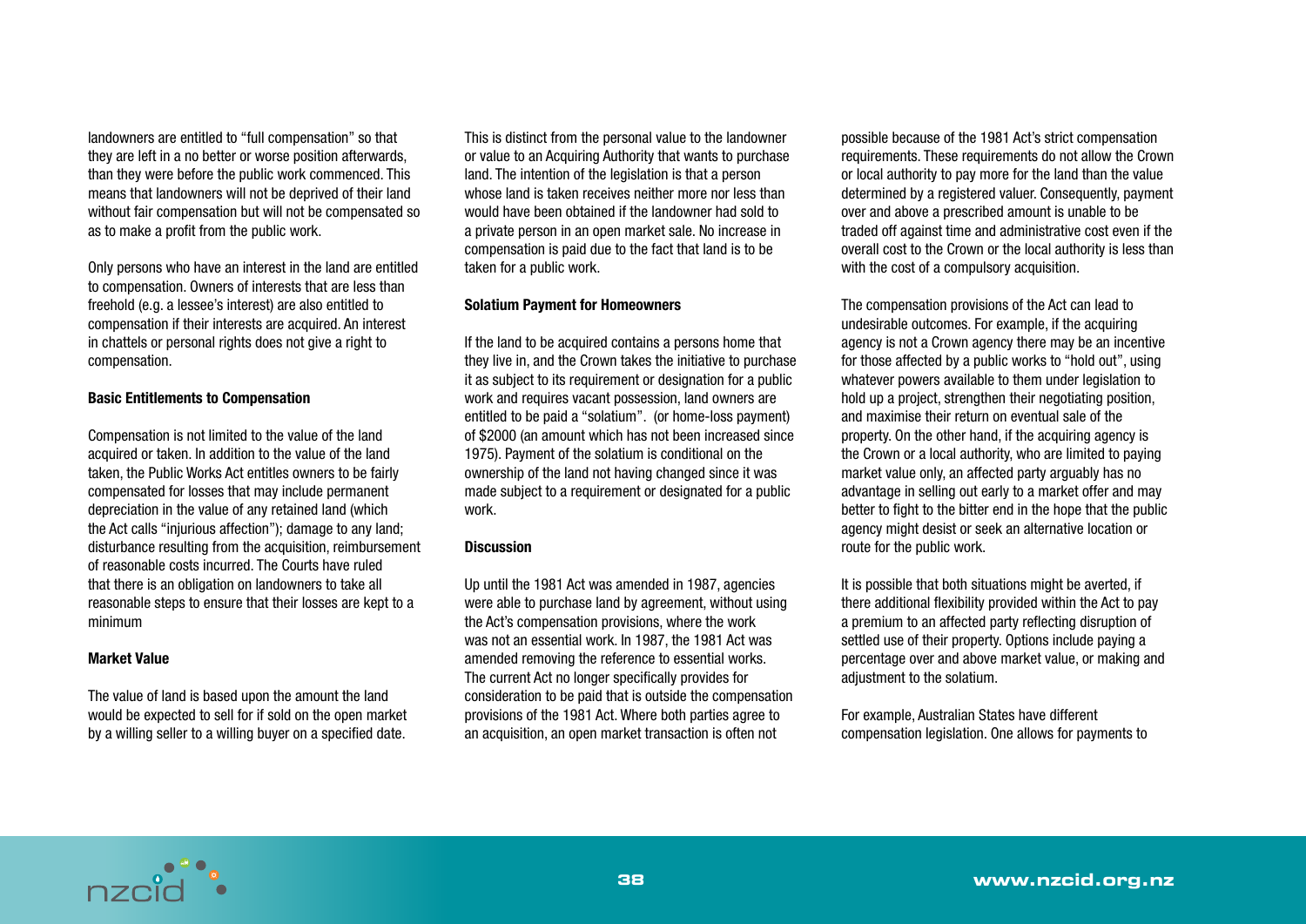landowners are entitled to "full compensation" so that they are left in a no better or worse position afterwards, than they were before the public work commenced. This means that landowners will not be deprived of their land without fair compensation but will not be compensated so as to make a profit from the public work.

Only persons who have an interest in the land are entitled to compensation. Owners of interests that are less than freehold (e.g. a lessee's interest) are also entitled to compensation if their interests are acquired. An interest in chattels or personal rights does not give a right to compensation.

**Basic Entitlements to Compensation**

Compensation is not limited to the value of the land acquired or taken. In addition to the value of the land taken, the Public Works Act entitles owners to be fairly compensated for losses that may include permanent depreciation in the value of any retained land (which the Act calls "injurious affection"); damage to any land; disturbance resulting from the acquisition, reimbursement of reasonable costs incurred. The Courts have ruled that there is an obligation on landowners to take all reasonable steps to ensure that their losses are kept to a minimum

**Market Value**

The value of land is based upon the amount the land would be expected to sell for if sold on the open market by a willing seller to a willing buyer on a specified date. This is distinct from the personal value to the landowner or value to an Acquiring Authority that wants to purchase land. The intention of the legislation is that a person whose land is taken receives neither more nor less than would have been obtained if the landowner had sold to a private person in an open market sale. No increase in compensation is paid due to the fact that land is to be taken for a public work.

**Solatium Payment for Homeowners**

If the land to be acquired contains a persons home that they live in, and the Crown takes the initiative to purchase it as subject to its requirement or designation for a public work and requires vacant possession, land owners are entitled to be paid a "solatium". (or home-loss payment) of $2000 (an amount which has not been increased since 1975). Payment of the solatium is conditional on the ownership of the land not having changed since it was made subject to a requirement or designated for a public work.

**Discussion**

Up until the 1981 Act was amended in 1987, agencies were able to purchase land by agreement, without using the Act's compensation provisions, where the work was not an essential work. In 1987, the 1981 Act was amended removing the reference to essential works. The current Act no longer specifically provides for consideration to be paid that is outside the compensation provisions of the 1981 Act. Where both parties agree to an acquisition, an open market transaction is often not possible because of the 1981 Act's strict compensation requirements. These requirements do not allow the Crown or local authority to pay more for the land than the value determined by a registered valuer. Consequently, payment over and above a prescribed amount is unable to be traded off against time and administrative cost even if the overall cost to the Crown or the local authority is less than with the cost of a compulsory acquisition.

The compensation provisions of the Act can lead to undesirable outcomes. For example, if the acquiring agency is not a Crown agency there may be an incentive for those affected by a public works to "hold out", using whatever powers available to them under legislation to hold up a project, strengthen their negotiating position, and maximise their return on eventual sale of the property. On the other hand, if the acquiring agency is the Crown or a local authority, who are limited to paying market value only, an affected party arguably has no advantage in selling out early to a market offer and may better to fight to the bitter end in the hope that the public agency might desist or seek an alternative location or route for the public work.

It is possible that both situations might be averted, if there additional flexibility provided within the Act to pay a premium to an affected party reflecting disruption of settled use of their property. Options include paying a percentage over and above market value, or making and adjustment to the solatium.

For example, Australian States have different compensation legislation. One allows for payments to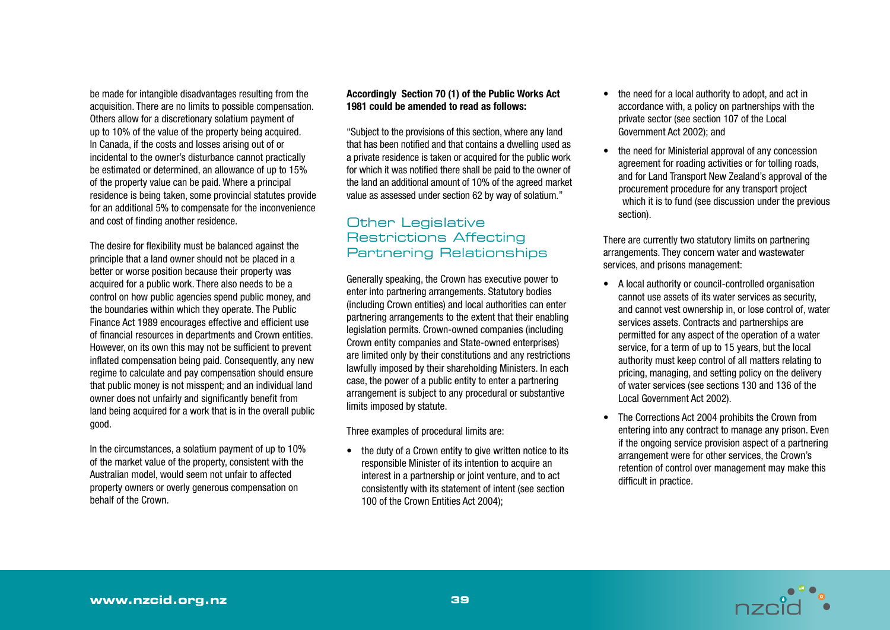be made for intangible disadvantages resulting from the acquisition. There are no limits to possible compensation. Others allow for a discretionary solatium payment of up to 10% of the value of the property being acquired. In Canada, if the costs and losses arising out of or incidental to the owner's disturbance cannot practically be estimated or determined, an allowance of up to 15% of the property value can be paid. Where a principal residence is being taken, some provincial statutes provide for an additional 5% to compensate for the inconvenience and cost of finding another residence.

The desire for flexibility must be balanced against the principle that a land owner should not be placed in a better or worse position because their property was acquired for a public work. There also needs to be a control on how public agencies spend public money, and the boundaries within which they operate. The Public Finance Act 1989 encourages effective and efficient use of financial resources in departments and Crown entities. However, on its own this may not be sufficient to prevent inflated compensation being paid. Consequently, any new regime to calculate and pay compensation should ensure that public money is not misspent; and an individual land owner does not unfairly and significantly benefit from land being acquired for a work that is in the overall public good.

In the circumstances, a solatium payment of up to 10% of the market value of the property, consistent with the Australian model, would seem not unfair to affected property owners or overly generous compensation on behalf of the Crown.

**Accordingly Section 70 (1) of the Public Works Act 1981 could be amended to read as follows:**

"Subject to the provisions of this section, where any land that has been notified and that contains a dwelling used as a private residence is taken or acquired for the public work for which it was notified there shall be paid to the owner of the land an additional amount of 10% of the agreed market value as assessed under section 62 by way of solatium."

## Other Legislative Restrictions Affecting Partnering Relationships

Generally speaking, the Crown has executive power to enter into partnering arrangements. Statutory bodies (including Crown entities) and local authorities can enter partnering arrangements to the extent that their enabling legislation permits. Crown-owned companies (including Crown entity companies and State-owned enterprises) are limited only by their constitutions and any restrictions lawfully imposed by their shareholding Ministers. In each case, the power of a public entity to enter a partnering arrangement is subject to any procedural or substantive limits imposed by statute.

Three examples of procedural limits are:

- the duty of a Crown entity to give written notice to its responsible Minister of its intention to acquire an interest in a partnership or joint venture, and to act consistently with its statement of intent (see section 100 of the Crown Entities Act 2004);
- the need for a local authority to adopt, and act in accordance with, a policy on partnerships with the private sector (see section 107 of the Local Government Act 2002); and
- the need for Ministerial approval of any concession agreement for roading activities or for tolling roads, and for Land Transport New Zealand's approval of the procurement procedure for any transport project which it is to fund (see discussion under the previous section).

There are currently two statutory limits on partnering arrangements. They concern water and wastewater services, and prisons management:

- A local authority or council-controlled organisation cannot use assets of its water services as security, and cannot vest ownership in, or lose control of, water services assets. Contracts and partnerships are permitted for any aspect of the operation of a water service, for a term of up to 15 years, but the local authority must keep control of all matters relating to pricing, managing, and setting policy on the delivery of water services (see sections 130 and 136 of the Local Government Act 2002).
- The Corrections Act 2004 prohibits the Crown from entering into any contract to manage any prison. Even if the ongoing service provision aspect of a partnering arrangement were for other services, the Crown's retention of control over management may make this difficult in practice.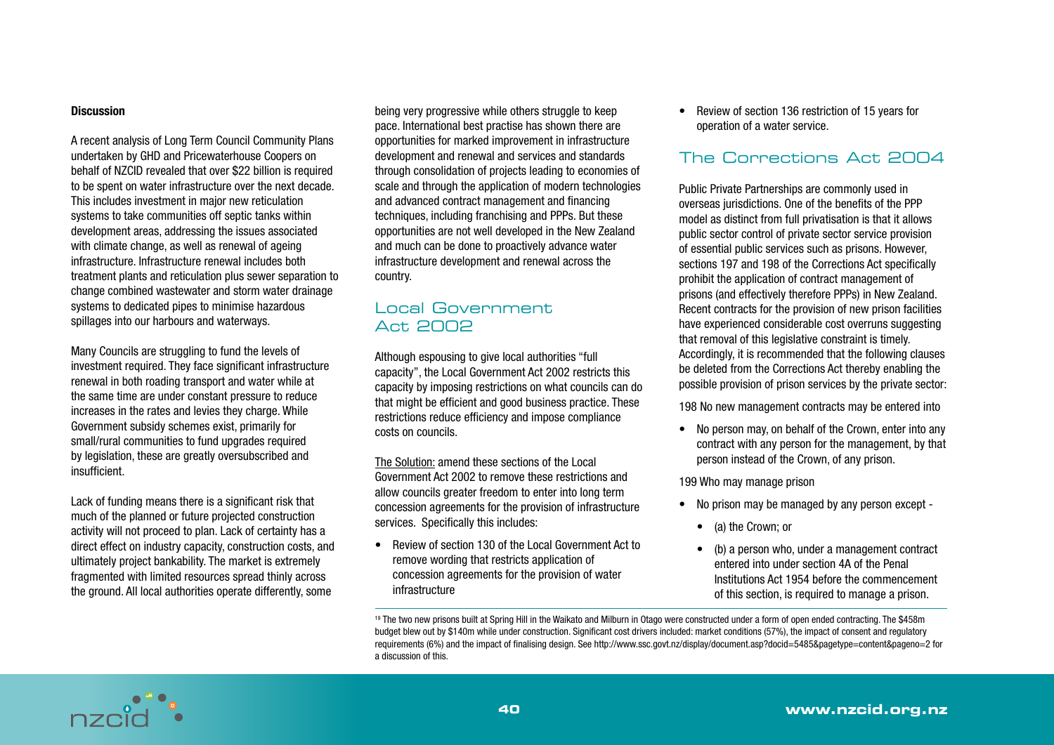**Discussion**

A recent analysis of Long Term Council Community Plans undertaken by GHD and Pricewaterhouse Coopers on behalf of NZCID revealed that over $22 billion is required to be spent on water infrastructure over the next decade. This includes investment in major new reticulation systems to take communities off septic tanks within development areas, addressing the issues associated with climate change, as well as renewal of ageing infrastructure. Infrastructure renewal includes both treatment plants and reticulation plus sewer separation to change combined wastewater and storm water drainage systems to dedicated pipes to minimise hazardous spillages into our harbours and waterways.

Many Councils are struggling to fund the levels of investment required. They face significant infrastructure renewal in both roading transport and water while at the same time are under constant pressure to reduce increases in the rates and levies they charge. While Government subsidy schemes exist, primarily for small/rural communities to fund upgrades required by legislation, these are greatly oversubscribed and insufficient.

Lack of funding means there is a significant risk that much of the planned or future projected construction activity will not proceed to plan. Lack of certainty has a direct effect on industry capacity, construction costs, and ultimately project bankability. The market is extremely fragmented with limited resources spread thinly across the ground. All local authorities operate differently, some being very progressive while others struggle to keep pace. International best practise has shown there are opportunities for marked improvement in infrastructure development and renewal and services and standards through consolidation of projects leading to economies of scale and through the application of modern technologies and advanced contract management and financing techniques, including franchising and PPPs. But these opportunities are not well developed in the New Zealand and much can be done to proactively advance water infrastructure development and renewal across the country.

## Local Government Act 2002

Although espousing to give local authorities "full capacity", the Local Government Act 2002 restricts this capacity by imposing restrictions on what councils can do that might be efficient and good business practice. These restrictions reduce efficiency and impose compliance costs on councils.

<u>The Solution:</u> amend these sections of the Local Government Act 2002 to remove these restrictions and allow councils greater freedom to enter into long term concession agreements for the provision of infrastructure services. Specifically this includes:

- Review of section 130 of the Local Government Act to remove wording that restricts application of concession agreements for the provision of water infrastructure
- Review of section 136 restriction of 15 years for operation of a water service.

## The Corrections Act 2004

Public Private Partnerships are commonly used in overseas jurisdictions. One of the benefits of the PPP model as distinct from full privatisation is that it allows public sector control of private sector service provision of essential public services such as prisons. However, sections 197 and 198 of the Corrections Act specifically prohibit the application of contract management of prisons (and effectively therefore PPPs) in New Zealand. Recent contracts for the provision of new prison facilities have experienced considerable cost overruns suggesting that removal of this legislative constraint is timely. Accordingly, it is recommended that the following clauses be deleted from the Corrections Act thereby enabling the possible provision of prison services by the private sector:

198 No new management contracts may be entered into

- No person may, on behalf of the Crown, enter into any contract with any person for the management, by that person instead of the Crown, of any prison.

199 Who may manage prison

- No prison may be managed by any person except -
  - (a) the Crown; or
  - (b) a person who, under a management contract entered into under section 4A of the Penal Institutions Act 1954 before the commencement of this section, is required to manage a prison.

[19] The two new prisons built at Spring Hill in the Waikato and Milburn in Otago were constructed under a form of open ended contracting. The $458m budget blew out by $140m while under construction. Significant cost drivers included: market conditions (57%), the impact of consent and regulatory requirements (6%) and the impact of finalising design. See http://www.ssc.govt.nz/display/document.asp?docid=5485&pagetype=content&pageno=2 for a discussion of this.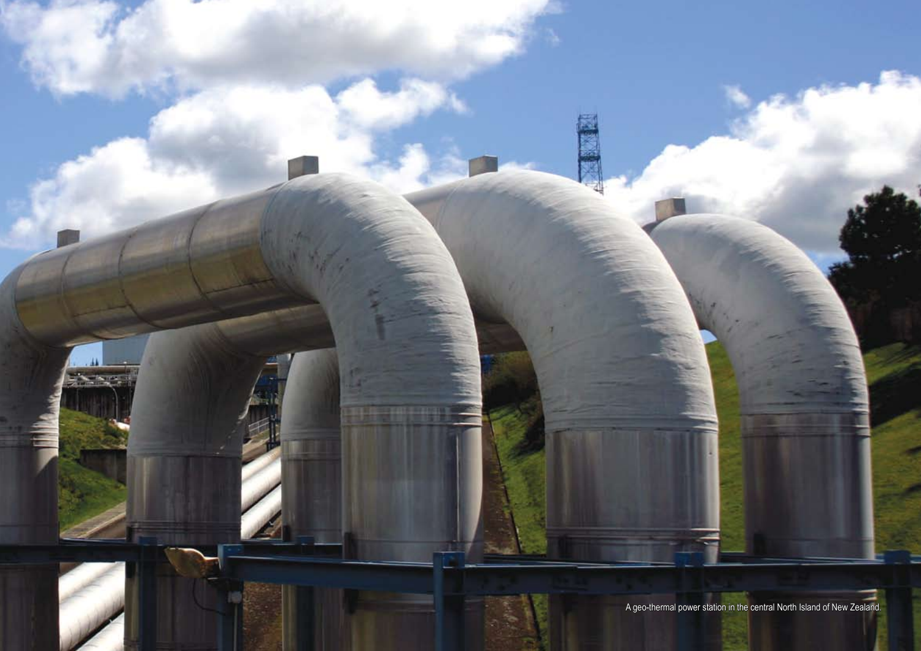A geo-thermal power station in the central North Island of New Zealand.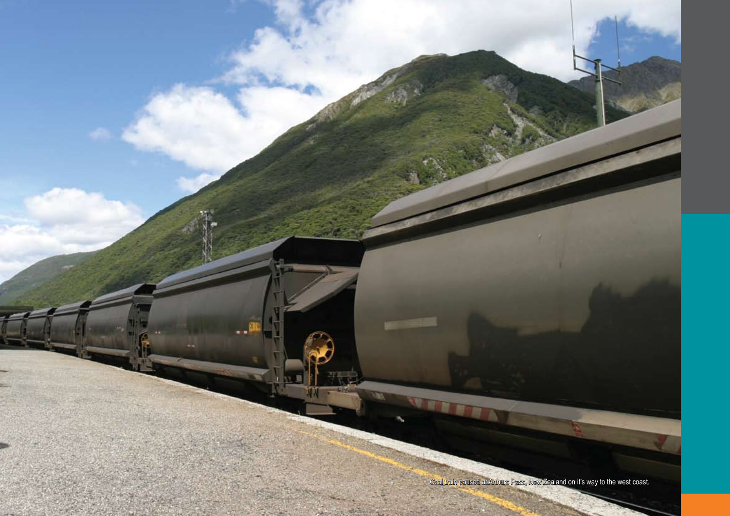Coal train paused at Arthurs Pass, New Zealand on it's way to the west coast.